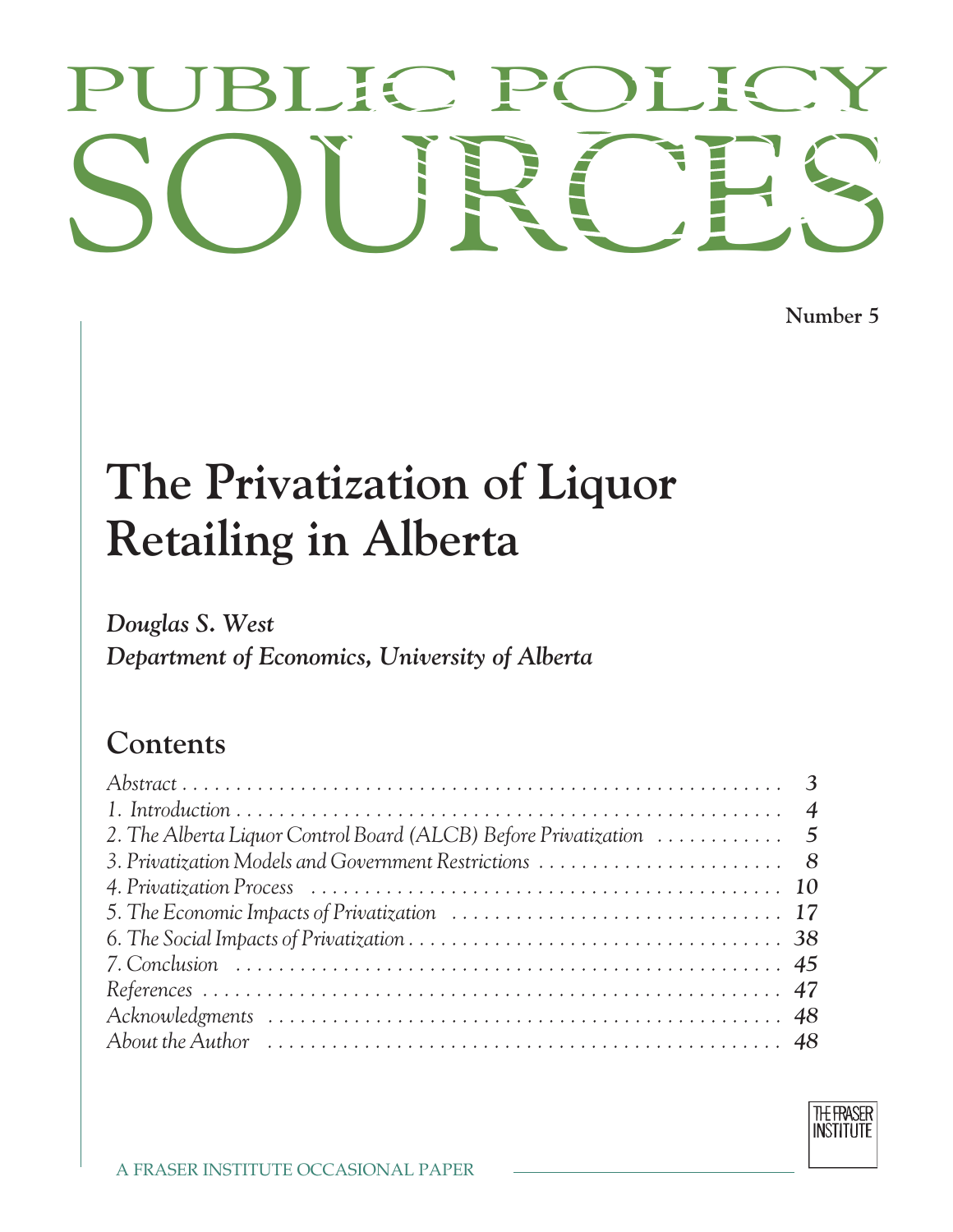# PUBLIC POLICY SOURCES

**Number 5**

# The Privatization of Liquor Retailing in Alberta

***Douglas S. West***
***Department of Economics, University of Alberta***

## Contents

| | |
|---|---|
| *Abstract* | *3* |
| *1. Introduction* | *4* |
| *2. The Alberta Liquor Control Board (ALCB) Before Privatization* | *5* |
| *3. Privatization Models and Government Restrictions* | *8* |
| *4. Privatization Process* | *10* |
| *5. The Economic Impacts of Privatization* | *17* |
| *6. The Social Impacts of Privatization* | *38* |
| *7. Conclusion* | *45* |
| *References* | *47* |
| *Acknowledgments* | *48* |
| *About the Author* | *48* |

THE FRASER INSTITUTE

A FRASER INSTITUTE OCCASIONAL PAPER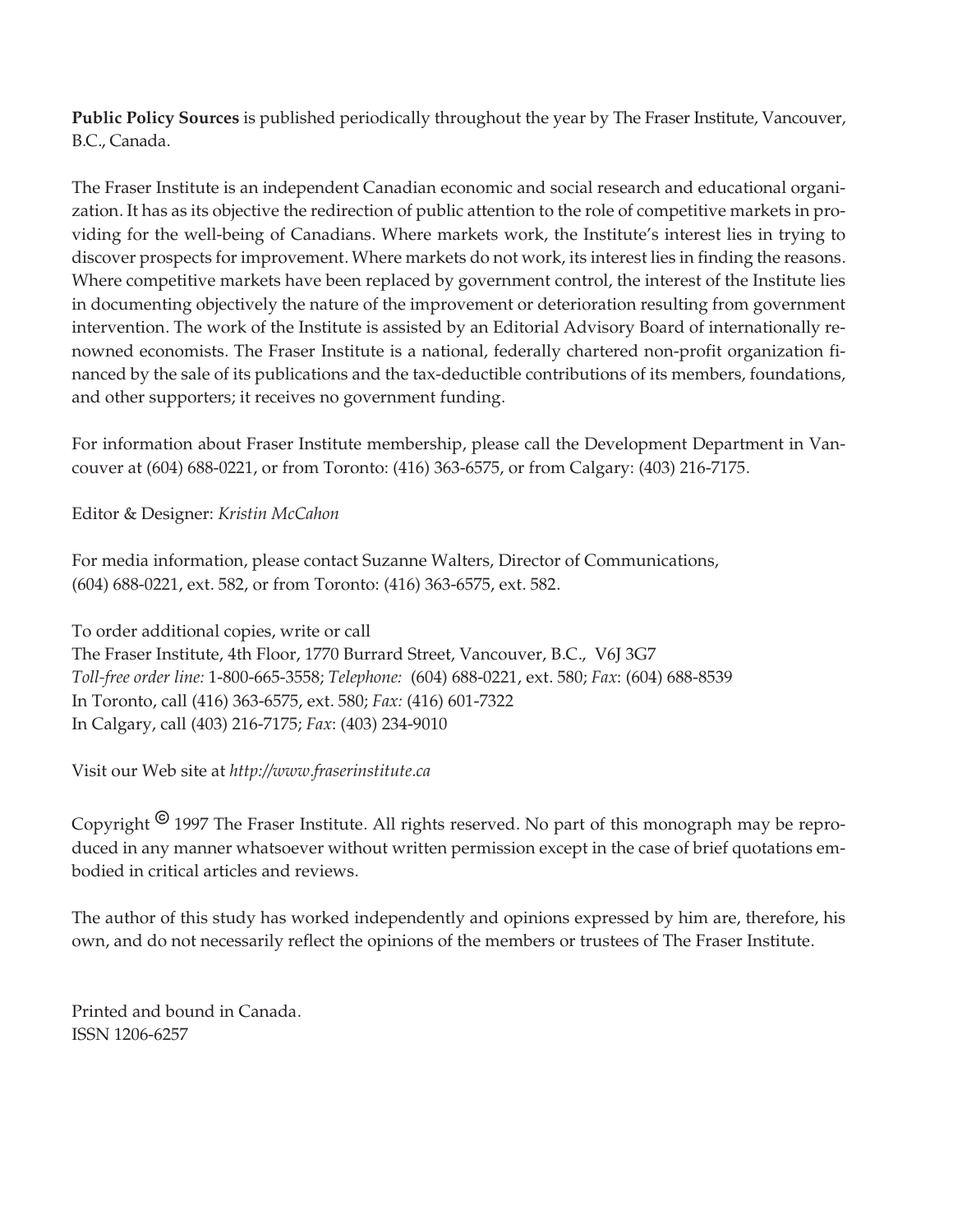**Public Policy Sources** is published periodically throughout the year by The Fraser Institute, Vancouver, B.C., Canada.

The Fraser Institute is an independent Canadian economic and social research and educational organization. It has as its objective the redirection of public attention to the role of competitive markets in providing for the well-being of Canadians. Where markets work, the Institute's interest lies in trying to discover prospects for improvement. Where markets do not work, its interest lies in finding the reasons. Where competitive markets have been replaced by government control, the interest of the Institute lies in documenting objectively the nature of the improvement or deterioration resulting from government intervention. The work of the Institute is assisted by an Editorial Advisory Board of internationally renowned economists. The Fraser Institute is a national, federally chartered non-profit organization financed by the sale of its publications and the tax-deductible contributions of its members, foundations, and other supporters; it receives no government funding.

For information about Fraser Institute membership, please call the Development Department in Vancouver at (604) 688-0221, or from Toronto: (416) 363-6575, or from Calgary: (403) 216-7175.

Editor & Designer: *Kristin McCahon*

For media information, please contact Suzanne Walters, Director of Communications, (604) 688-0221, ext. 582, or from Toronto: (416) 363-6575, ext. 582.

To order additional copies, write or call
The Fraser Institute, 4th Floor, 1770 Burrard Street, Vancouver, B.C., V6J 3G7
*Toll-free order line:* 1-800-665-3558; *Telephone:* (604) 688-0221, ext. 580; *Fax*: (604) 688-8539
In Toronto, call (416) 363-6575, ext. 580; *Fax:* (416) 601-7322
In Calgary, call (403) 216-7175; *Fax*: (403) 234-9010

Visit our Web site at *http://www.fraserinstitute.ca*

Copyright © 1997 The Fraser Institute. All rights reserved. No part of this monograph may be reproduced in any manner whatsoever without written permission except in the case of brief quotations embodied in critical articles and reviews.

The author of this study has worked independently and opinions expressed by him are, therefore, his own, and do not necessarily reflect the opinions of the members or trustees of The Fraser Institute.

Printed and bound in Canada.
ISSN 1206-6257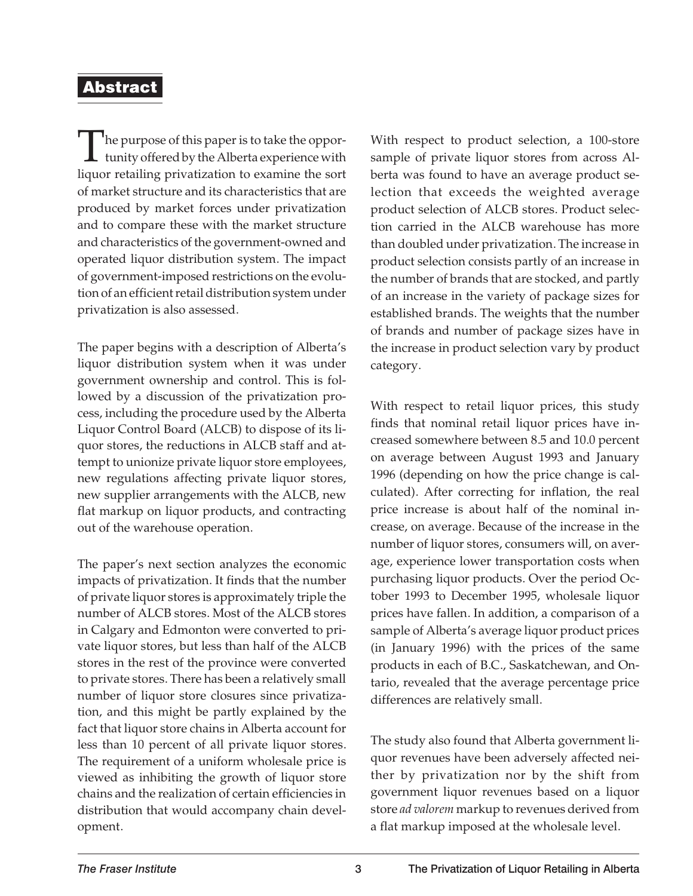## Abstract

The purpose of this paper is to take the opportunity offered by the Alberta experience with liquor retailing privatization to examine the sort of market structure and its characteristics that are produced by market forces under privatization and to compare these with the market structure and characteristics of the government-owned and operated liquor distribution system. The impact of government-imposed restrictions on the evolution of an efficient retail distribution system under privatization is also assessed.

The paper begins with a description of Alberta's liquor distribution system when it was under government ownership and control. This is followed by a discussion of the privatization process, including the procedure used by the Alberta Liquor Control Board (ALCB) to dispose of its liquor stores, the reductions in ALCB staff and attempt to unionize private liquor store employees, new regulations affecting private liquor stores, new supplier arrangements with the ALCB, new flat markup on liquor products, and contracting out of the warehouse operation.

The paper's next section analyzes the economic impacts of privatization. It finds that the number of private liquor stores is approximately triple the number of ALCB stores. Most of the ALCB stores in Calgary and Edmonton were converted to private liquor stores, but less than half of the ALCB stores in the rest of the province were converted to private stores. There has been a relatively small number of liquor store closures since privatization, and this might be partly explained by the fact that liquor store chains in Alberta account for less than 10 percent of all private liquor stores. The requirement of a uniform wholesale price is viewed as inhibiting the growth of liquor store chains and the realization of certain efficiencies in distribution that would accompany chain development.

With respect to product selection, a 100-store sample of private liquor stores from across Alberta was found to have an average product selection that exceeds the weighted average product selection of ALCB stores. Product selection carried in the ALCB warehouse has more than doubled under privatization. The increase in product selection consists partly of an increase in the number of brands that are stocked, and partly of an increase in the variety of package sizes for established brands. The weights that the number of brands and number of package sizes have in the increase in product selection vary by product category.

With respect to retail liquor prices, this study finds that nominal retail liquor prices have increased somewhere between 8.5 and 10.0 percent on average between August 1993 and January 1996 (depending on how the price change is calculated). After correcting for inflation, the real price increase is about half of the nominal increase, on average. Because of the increase in the number of liquor stores, consumers will, on average, experience lower transportation costs when purchasing liquor products. Over the period October 1993 to December 1995, wholesale liquor prices have fallen. In addition, a comparison of a sample of Alberta's average liquor product prices (in January 1996) with the prices of the same products in each of B.C., Saskatchewan, and Ontario, revealed that the average percentage price differences are relatively small.

The study also found that Alberta government liquor revenues have been adversely affected neither by privatization nor by the shift from government liquor revenues based on a liquor store *ad valorem* markup to revenues derived from a flat markup imposed at the wholesale level.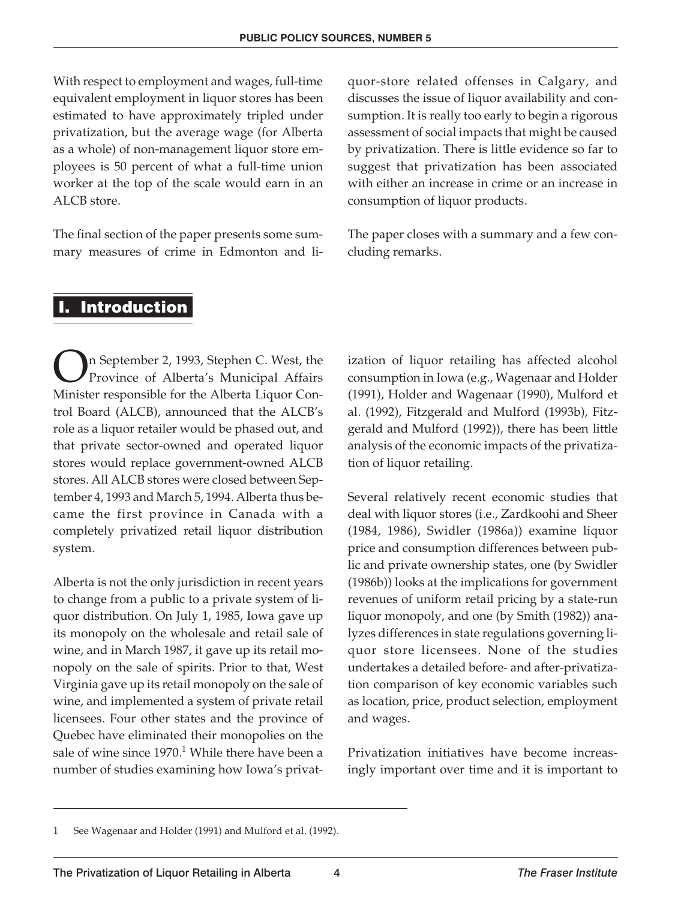With respect to employment and wages, full-time equivalent employment in liquor stores has been estimated to have approximately tripled under privatization, but the average wage (for Alberta as a whole) of non-management liquor store employees is 50 percent of what a full-time union worker at the top of the scale would earn in an ALCB store.

The final section of the paper presents some summary measures of crime in Edmonton and liquor-store related offenses in Calgary, and discusses the issue of liquor availability and consumption. It is really too early to begin a rigorous assessment of social impacts that might be caused by privatization. There is little evidence so far to suggest that privatization has been associated with either an increase in crime or an increase in consumption of liquor products.

The paper closes with a summary and a few concluding remarks.

## I. Introduction

On September 2, 1993, Stephen C. West, the Province of Alberta's Municipal Affairs Minister responsible for the Alberta Liquor Control Board (ALCB), announced that the ALCB's role as a liquor retailer would be phased out, and that private sector-owned and operated liquor stores would replace government-owned ALCB stores. All ALCB stores were closed between September 4, 1993 and March 5, 1994. Alberta thus became the first province in Canada with a completely privatized retail liquor distribution system.

Alberta is not the only jurisdiction in recent years to change from a public to a private system of liquor distribution. On July 1, 1985, Iowa gave up its monopoly on the wholesale and retail sale of wine, and in March 1987, it gave up its retail monopoly on the sale of spirits. Prior to that, West Virginia gave up its retail monopoly on the sale of wine, and implemented a system of private retail licensees. Four other states and the province of Quebec have eliminated their monopolies on the sale of wine since 1970.[1] While there have been a number of studies examining how Iowa's privatization of liquor retailing has affected alcohol consumption in Iowa (e.g., Wagenaar and Holder (1991), Holder and Wagenaar (1990), Mulford et al. (1992), Fitzgerald and Mulford (1993b), Fitzgerald and Mulford (1992)), there has been little analysis of the economic impacts of the privatization of liquor retailing.

Several relatively recent economic studies that deal with liquor stores (i.e., Zardkoohi and Sheer (1984, 1986), Swidler (1986a)) examine liquor price and consumption differences between public and private ownership states, one (by Swidler (1986b)) looks at the implications for government revenues of uniform retail pricing by a state-run liquor monopoly, and one (by Smith (1982)) analyzes differences in state regulations governing liquor store licensees. None of the studies undertakes a detailed before- and after-privatization comparison of key economic variables such as location, price, product selection, employment and wages.

Privatization initiatives have become increasingly important over time and it is important to

1 See Wagenaar and Holder (1991) and Mulford et al. (1992).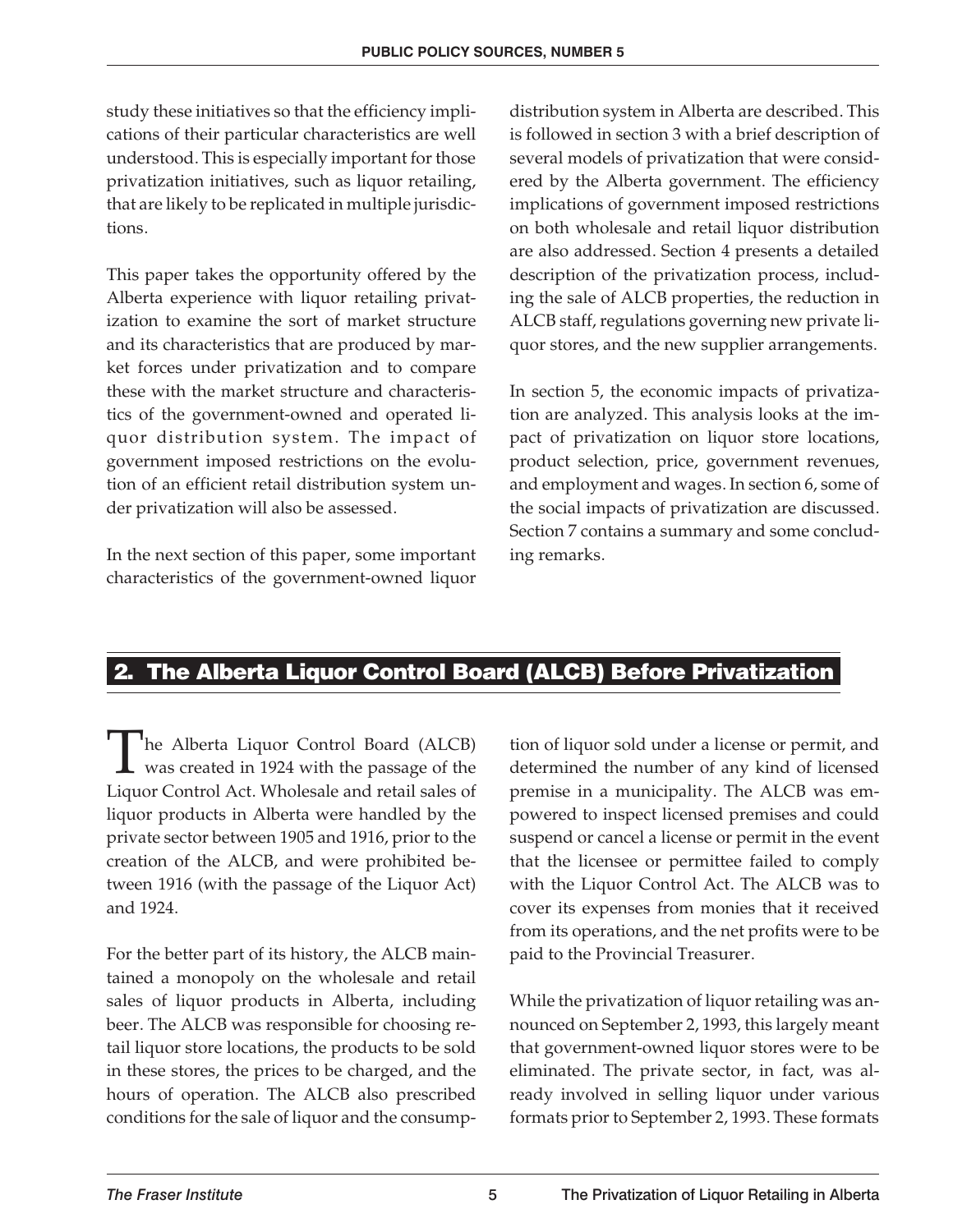study these initiatives so that the efficiency implications of their particular characteristics are well understood. This is especially important for those privatization initiatives, such as liquor retailing, that are likely to be replicated in multiple jurisdictions.

This paper takes the opportunity offered by the Alberta experience with liquor retailing privatization to examine the sort of market structure and its characteristics that are produced by market forces under privatization and to compare these with the market structure and characteristics of the government-owned and operated liquor distribution system. The impact of government imposed restrictions on the evolution of an efficient retail distribution system under privatization will also be assessed.

In the next section of this paper, some important characteristics of the government-owned liquor distribution system in Alberta are described. This is followed in section 3 with a brief description of several models of privatization that were considered by the Alberta government. The efficiency implications of government imposed restrictions on both wholesale and retail liquor distribution are also addressed. Section 4 presents a detailed description of the privatization process, including the sale of ALCB properties, the reduction in ALCB staff, regulations governing new private liquor stores, and the new supplier arrangements.

In section 5, the economic impacts of privatization are analyzed. This analysis looks at the impact of privatization on liquor store locations, product selection, price, government revenues, and employment and wages. In section 6, some of the social impacts of privatization are discussed. Section 7 contains a summary and some concluding remarks.

## 2. The Alberta Liquor Control Board (ALCB) Before Privatization

The Alberta Liquor Control Board (ALCB) was created in 1924 with the passage of the Liquor Control Act. Wholesale and retail sales of liquor products in Alberta were handled by the private sector between 1905 and 1916, prior to the creation of the ALCB, and were prohibited between 1916 (with the passage of the Liquor Act) and 1924.

For the better part of its history, the ALCB maintained a monopoly on the wholesale and retail sales of liquor products in Alberta, including beer. The ALCB was responsible for choosing retail liquor store locations, the products to be sold in these stores, the prices to be charged, and the hours of operation. The ALCB also prescribed conditions for the sale of liquor and the consumption of liquor sold under a license or permit, and determined the number of any kind of licensed premise in a municipality. The ALCB was empowered to inspect licensed premises and could suspend or cancel a license or permit in the event that the licensee or permittee failed to comply with the Liquor Control Act. The ALCB was to cover its expenses from monies that it received from its operations, and the net profits were to be paid to the Provincial Treasurer.

While the privatization of liquor retailing was announced on September 2, 1993, this largely meant that government-owned liquor stores were to be eliminated. The private sector, in fact, was already involved in selling liquor under various formats prior to September 2, 1993. These formats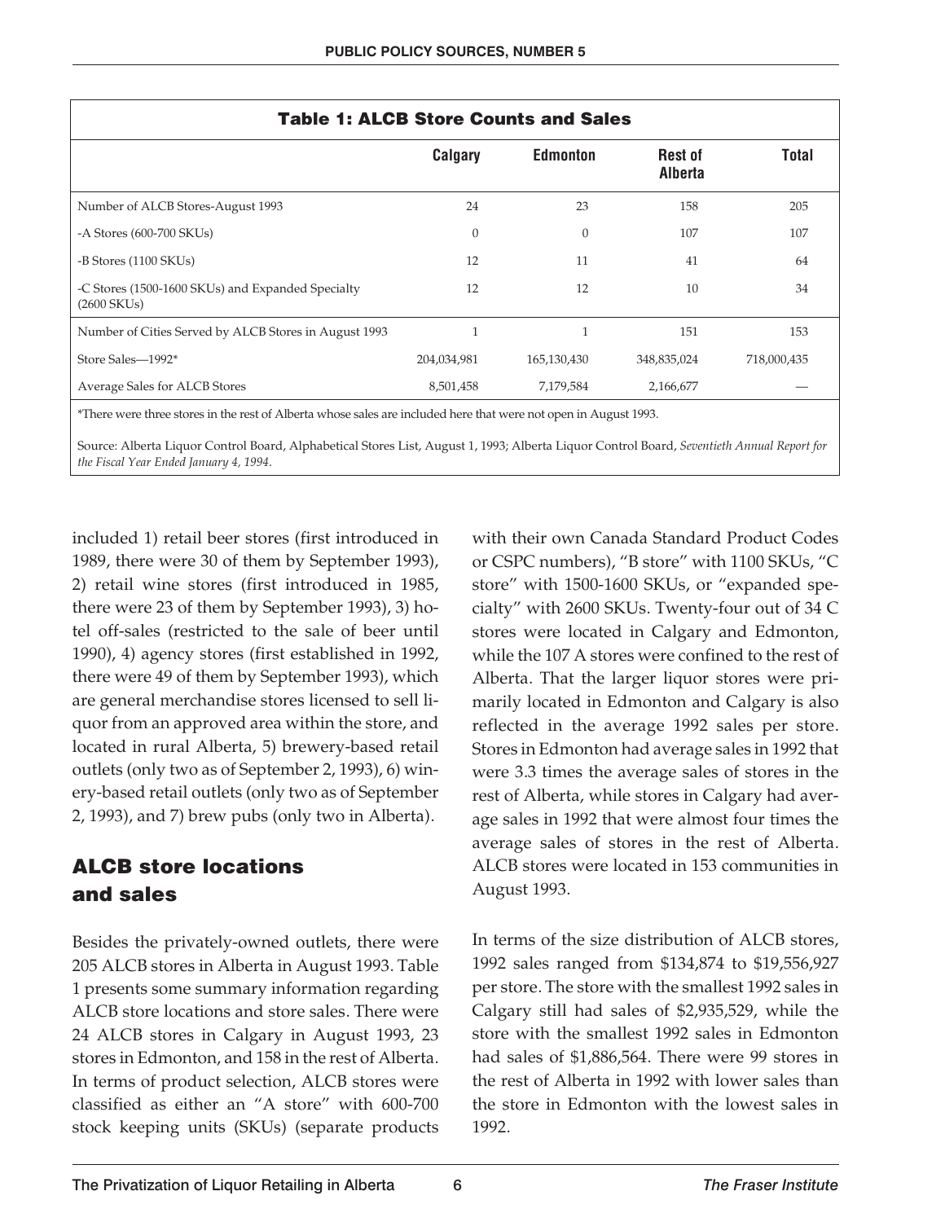**Table 1: ALCB Store Counts and Sales**

| | Calgary | Edmonton | Rest of Alberta | Total |
|---|---|---|---|---|
| Number of ALCB Stores-August 1993 | 24 | 23 | 158 | 205 |
| -A Stores (600-700 SKUs) | 0 | 0 | 107 | 107 |
| -B Stores (1100 SKUs) | 12 | 11 | 41 | 64 |
| -C Stores (1500-1600 SKUs) and Expanded Specialty (2600 SKUs) | 12 | 12 | 10 | 34 |
| Number of Cities Served by ALCB Stores in August 1993 | 1 | 1 | 151 | 153 |
| Store Sales—1992* | 204,034,981 | 165,130,430 | 348,835,024 | 718,000,435 |
| Average Sales for ALCB Stores | 8,501,458 | 7,179,584 | 2,166,677 | — |

*There were three stores in the rest of Alberta whose sales are included here that were not open in August 1993.

Source: Alberta Liquor Control Board, Alphabetical Stores List, August 1, 1993; Alberta Liquor Control Board, *Seventieth Annual Report for the Fiscal Year Ended January 4, 1994*.

included 1) retail beer stores (first introduced in 1989, there were 30 of them by September 1993), 2) retail wine stores (first introduced in 1985, there were 23 of them by September 1993), 3) hotel off-sales (restricted to the sale of beer until 1990), 4) agency stores (first established in 1992, there were 49 of them by September 1993), which are general merchandise stores licensed to sell liquor from an approved area within the store, and located in rural Alberta, 5) brewery-based retail outlets (only two as of September 2, 1993), 6) winery-based retail outlets (only two as of September 2, 1993), and 7) brew pubs (only two in Alberta).

## ALCB store locations and sales

Besides the privately-owned outlets, there were 205 ALCB stores in Alberta in August 1993. Table 1 presents some summary information regarding ALCB store locations and store sales. There were 24 ALCB stores in Calgary in August 1993, 23 stores in Edmonton, and 158 in the rest of Alberta. In terms of product selection, ALCB stores were classified as either an "A store" with 600-700 stock keeping units (SKUs) (separate products with their own Canada Standard Product Codes or CSPC numbers), "B store" with 1100 SKUs, "C store" with 1500-1600 SKUs, or "expanded specialty" with 2600 SKUs. Twenty-four out of 34 C stores were located in Calgary and Edmonton, while the 107 A stores were confined to the rest of Alberta. That the larger liquor stores were primarily located in Edmonton and Calgary is also reflected in the average 1992 sales per store. Stores in Edmonton had average sales in 1992 that were 3.3 times the average sales of stores in the rest of Alberta, while stores in Calgary had average sales in 1992 that were almost four times the average sales of stores in the rest of Alberta. ALCB stores were located in 153 communities in August 1993.

In terms of the size distribution of ALCB stores, 1992 sales ranged from $134,874 to $19,556,927 per store. The store with the smallest 1992 sales in Calgary still had sales of $2,935,529, while the store with the smallest 1992 sales in Edmonton had sales of $1,886,564. There were 99 stores in the rest of Alberta in 1992 with lower sales than the store in Edmonton with the lowest sales in 1992.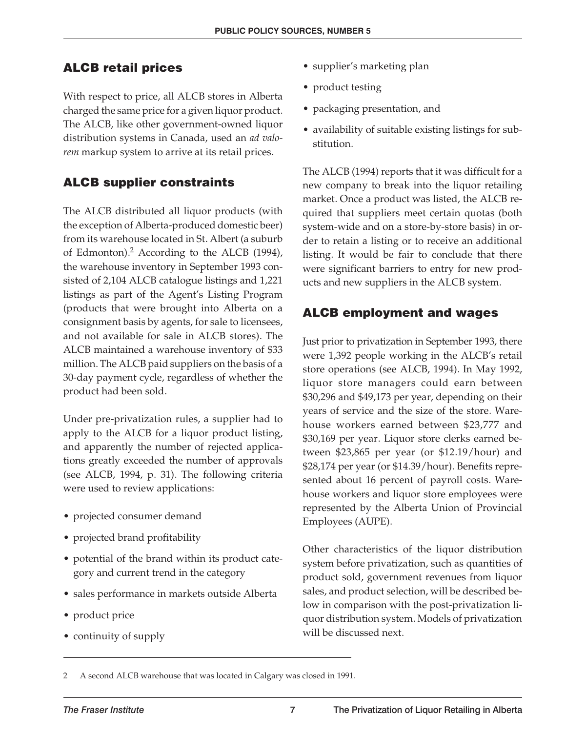## ALCB retail prices

With respect to price, all ALCB stores in Alberta charged the same price for a given liquor product. The ALCB, like other government-owned liquor distribution systems in Canada, used an *ad valorem* markup system to arrive at its retail prices.

## ALCB supplier constraints

The ALCB distributed all liquor products (with the exception of Alberta-produced domestic beer) from its warehouse located in St. Albert (a suburb of Edmonton).[2] According to the ALCB (1994), the warehouse inventory in September 1993 consisted of 2,104 ALCB catalogue listings and 1,221 listings as part of the Agent's Listing Program (products that were brought into Alberta on a consignment basis by agents, for sale to licensees, and not available for sale in ALCB stores). The ALCB maintained a warehouse inventory of $33 million. The ALCB paid suppliers on the basis of a 30-day payment cycle, regardless of whether the product had been sold.

Under pre-privatization rules, a supplier had to apply to the ALCB for a liquor product listing, and apparently the number of rejected applications greatly exceeded the number of approvals (see ALCB, 1994, p. 31). The following criteria were used to review applications:

- projected consumer demand
- projected brand profitability
- potential of the brand within its product category and current trend in the category
- sales performance in markets outside Alberta
- product price
- continuity of supply
- supplier's marketing plan
- product testing
- packaging presentation, and
- availability of suitable existing listings for substitution.

The ALCB (1994) reports that it was difficult for a new company to break into the liquor retailing market. Once a product was listed, the ALCB required that suppliers meet certain quotas (both system-wide and on a store-by-store basis) in order to retain a listing or to receive an additional listing. It would be fair to conclude that there were significant barriers to entry for new products and new suppliers in the ALCB system.

## ALCB employment and wages

Just prior to privatization in September 1993, there were 1,392 people working in the ALCB's retail store operations (see ALCB, 1994). In May 1992, liquor store managers could earn between $30,296 and $49,173 per year, depending on their years of service and the size of the store. Warehouse workers earned between $23,777 and $30,169 per year. Liquor store clerks earned between $23,865 per year (or $12.19/hour) and $28,174 per year (or $14.39/hour). Benefits represented about 16 percent of payroll costs. Warehouse workers and liquor store employees were represented by the Alberta Union of Provincial Employees (AUPE).

Other characteristics of the liquor distribution system before privatization, such as quantities of product sold, government revenues from liquor sales, and product selection, will be described below in comparison with the post-privatization liquor distribution system. Models of privatization will be discussed next.

---

2 A second ALCB warehouse that was located in Calgary was closed in 1991.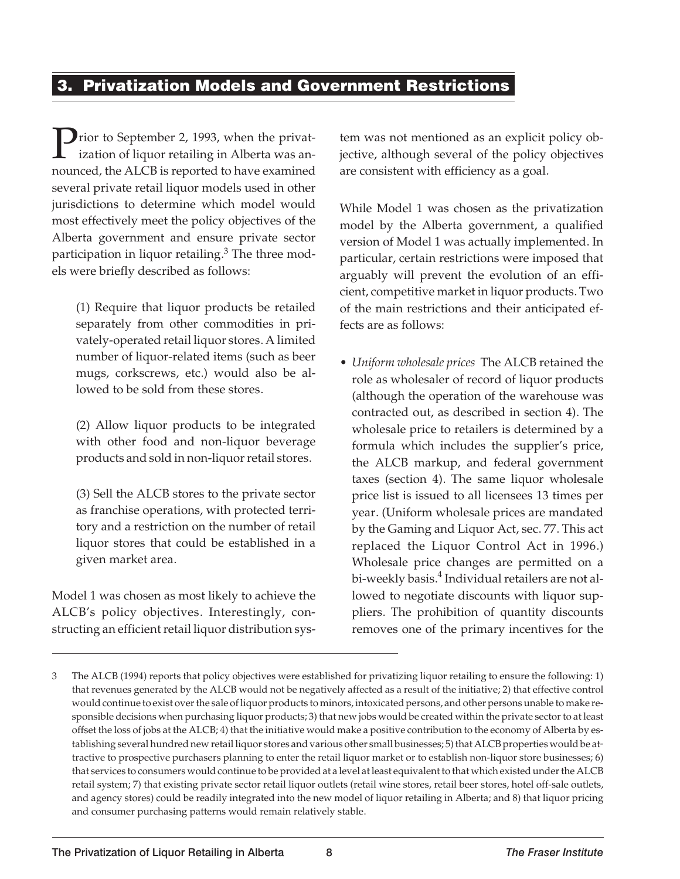## 3. Privatization Models and Government Restrictions

Prior to September 2, 1993, when the privatization of liquor retailing in Alberta was announced, the ALCB is reported to have examined several private retail liquor models used in other jurisdictions to determine which model would most effectively meet the policy objectives of the Alberta government and ensure private sector participation in liquor retailing.[3] The three models were briefly described as follows:

> (1) Require that liquor products be retailed separately from other commodities in privately-operated retail liquor stores. A limited number of liquor-related items (such as beer mugs, corkscrews, etc.) would also be allowed to be sold from these stores.
>
> (2) Allow liquor products to be integrated with other food and non-liquor beverage products and sold in non-liquor retail stores.
>
> (3) Sell the ALCB stores to the private sector as franchise operations, with protected territory and a restriction on the number of retail liquor stores that could be established in a given market area.

Model 1 was chosen as most likely to achieve the ALCB's policy objectives. Interestingly, constructing an efficient retail liquor distribution system was not mentioned as an explicit policy objective, although several of the policy objectives are consistent with efficiency as a goal.

While Model 1 was chosen as the privatization model by the Alberta government, a qualified version of Model 1 was actually implemented. In particular, certain restrictions were imposed that arguably will prevent the evolution of an efficient, competitive market in liquor products. Two of the main restrictions and their anticipated effects are as follows:

- *Uniform wholesale prices* The ALCB retained the role as wholesaler of record of liquor products (although the operation of the warehouse was contracted out, as described in section 4). The wholesale price to retailers is determined by a formula which includes the supplier's price, the ALCB markup, and federal government taxes (section 4). The same liquor wholesale price list is issued to all licensees 13 times per year. (Uniform wholesale prices are mandated by the Gaming and Liquor Act, sec. 77. This act replaced the Liquor Control Act in 1996.) Wholesale price changes are permitted on a bi-weekly basis.[4] Individual retailers are not allowed to negotiate discounts with liquor suppliers. The prohibition of quantity discounts removes one of the primary incentives for the

---

3 The ALCB (1994) reports that policy objectives were established for privatizing liquor retailing to ensure the following: 1) that revenues generated by the ALCB would not be negatively affected as a result of the initiative; 2) that effective control would continue to exist over the sale of liquor products to minors, intoxicated persons, and other persons unable to make responsible decisions when purchasing liquor products; 3) that new jobs would be created within the private sector to at least offset the loss of jobs at the ALCB; 4) that the initiative would make a positive contribution to the economy of Alberta by establishing several hundred new retail liquor stores and various other small businesses; 5) that ALCB properties would be attractive to prospective purchasers planning to enter the retail liquor market or to establish non-liquor store businesses; 6) that services to consumers would continue to be provided at a level at least equivalent to that which existed under the ALCB retail system; 7) that existing private sector retail liquor outlets (retail wine stores, retail beer stores, hotel off-sale outlets, and agency stores) could be readily integrated into the new model of liquor retailing in Alberta; and 8) that liquor pricing and consumer purchasing patterns would remain relatively stable.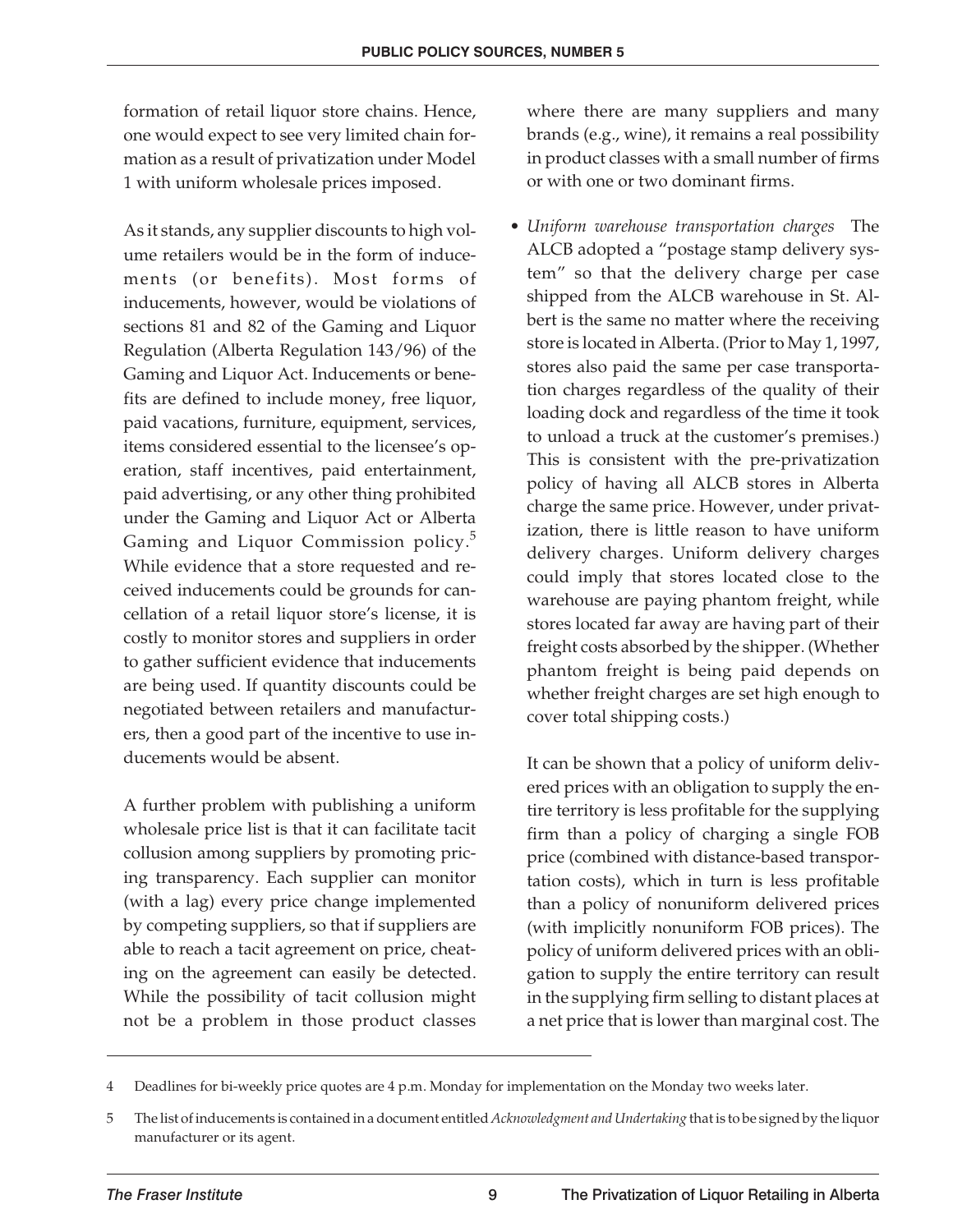formation of retail liquor store chains. Hence, one would expect to see very limited chain formation as a result of privatization under Model 1 with uniform wholesale prices imposed.

As it stands, any supplier discounts to high volume retailers would be in the form of inducements (or benefits). Most forms of inducements, however, would be violations of sections 81 and 82 of the Gaming and Liquor Regulation (Alberta Regulation 143/96) of the Gaming and Liquor Act. Inducements or benefits are defined to include money, free liquor, paid vacations, furniture, equipment, services, items considered essential to the licensee's operation, staff incentives, paid entertainment, paid advertising, or any other thing prohibited under the Gaming and Liquor Act or Alberta Gaming and Liquor Commission policy.[5] While evidence that a store requested and received inducements could be grounds for cancellation of a retail liquor store's license, it is costly to monitor stores and suppliers in order to gather sufficient evidence that inducements are being used. If quantity discounts could be negotiated between retailers and manufacturers, then a good part of the incentive to use inducements would be absent.

A further problem with publishing a uniform wholesale price list is that it can facilitate tacit collusion among suppliers by promoting pricing transparency. Each supplier can monitor (with a lag) every price change implemented by competing suppliers, so that if suppliers are able to reach a tacit agreement on price, cheating on the agreement can easily be detected. While the possibility of tacit collusion might not be a problem in those product classes where there are many suppliers and many brands (e.g., wine), it remains a real possibility in product classes with a small number of firms or with one or two dominant firms.

- *Uniform warehouse transportation charges* The ALCB adopted a "postage stamp delivery system" so that the delivery charge per case shipped from the ALCB warehouse in St. Albert is the same no matter where the receiving store is located in Alberta. (Prior to May 1, 1997, stores also paid the same per case transportation charges regardless of the quality of their loading dock and regardless of the time it took to unload a truck at the customer's premises.) This is consistent with the pre-privatization policy of having all ALCB stores in Alberta charge the same price. However, under privatization, there is little reason to have uniform delivery charges. Uniform delivery charges could imply that stores located close to the warehouse are paying phantom freight, while stores located far away are having part of their freight costs absorbed by the shipper. (Whether phantom freight is being paid depends on whether freight charges are set high enough to cover total shipping costs.)

  It can be shown that a policy of uniform delivered prices with an obligation to supply the entire territory is less profitable for the supplying firm than a policy of charging a single FOB price (combined with distance-based transportation costs), which in turn is less profitable than a policy of nonuniform delivered prices (with implicitly nonuniform FOB prices). The policy of uniform delivered prices with an obligation to supply the entire territory can result in the supplying firm selling to distant places at a net price that is lower than marginal cost. The

---

4 Deadlines for bi-weekly price quotes are 4 p.m. Monday for implementation on the Monday two weeks later.

5 The list of inducements is contained in a document entitled *Acknowledgment and Undertaking* that is to be signed by the liquor manufacturer or its agent.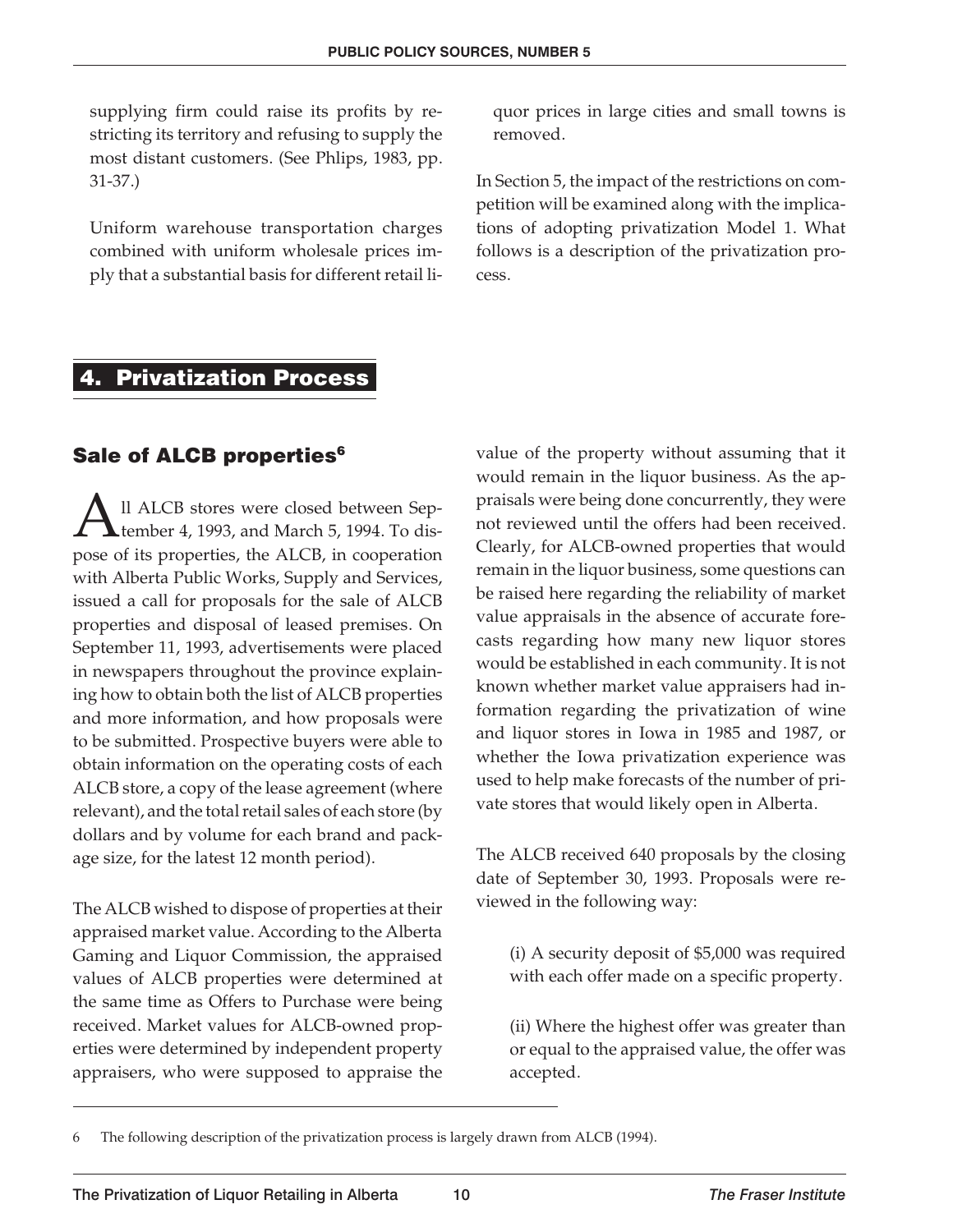supplying firm could raise its profits by restricting its territory and refusing to supply the most distant customers. (See Phlips, 1983, pp. 31-37.)

Uniform warehouse transportation charges combined with uniform wholesale prices imply that a substantial basis for different retail liquor prices in large cities and small towns is removed.

In Section 5, the impact of the restrictions on competition will be examined along with the implications of adopting privatization Model 1. What follows is a description of the privatization process.

## 4. Privatization Process

### Sale of ALCB properties[6]

All ALCB stores were closed between September 4, 1993, and March 5, 1994. To dispose of its properties, the ALCB, in cooperation with Alberta Public Works, Supply and Services, issued a call for proposals for the sale of ALCB properties and disposal of leased premises. On September 11, 1993, advertisements were placed in newspapers throughout the province explaining how to obtain both the list of ALCB properties and more information, and how proposals were to be submitted. Prospective buyers were able to obtain information on the operating costs of each ALCB store, a copy of the lease agreement (where relevant), and the total retail sales of each store (by dollars and by volume for each brand and package size, for the latest 12 month period).

The ALCB wished to dispose of properties at their appraised market value. According to the Alberta Gaming and Liquor Commission, the appraised values of ALCB properties were determined at the same time as Offers to Purchase were being received. Market values for ALCB-owned properties were determined by independent property appraisers, who were supposed to appraise the value of the property without assuming that it would remain in the liquor business. As the appraisals were being done concurrently, they were not reviewed until the offers had been received. Clearly, for ALCB-owned properties that would remain in the liquor business, some questions can be raised here regarding the reliability of market value appraisals in the absence of accurate forecasts regarding how many new liquor stores would be established in each community. It is not known whether market value appraisers had information regarding the privatization of wine and liquor stores in Iowa in 1985 and 1987, or whether the Iowa privatization experience was used to help make forecasts of the number of private stores that would likely open in Alberta.

The ALCB received 640 proposals by the closing date of September 30, 1993. Proposals were reviewed in the following way:

(i) A security deposit of $5,000 was required with each offer made on a specific property.

(ii) Where the highest offer was greater than or equal to the appraised value, the offer was accepted.

---

6 The following description of the privatization process is largely drawn from ALCB (1994).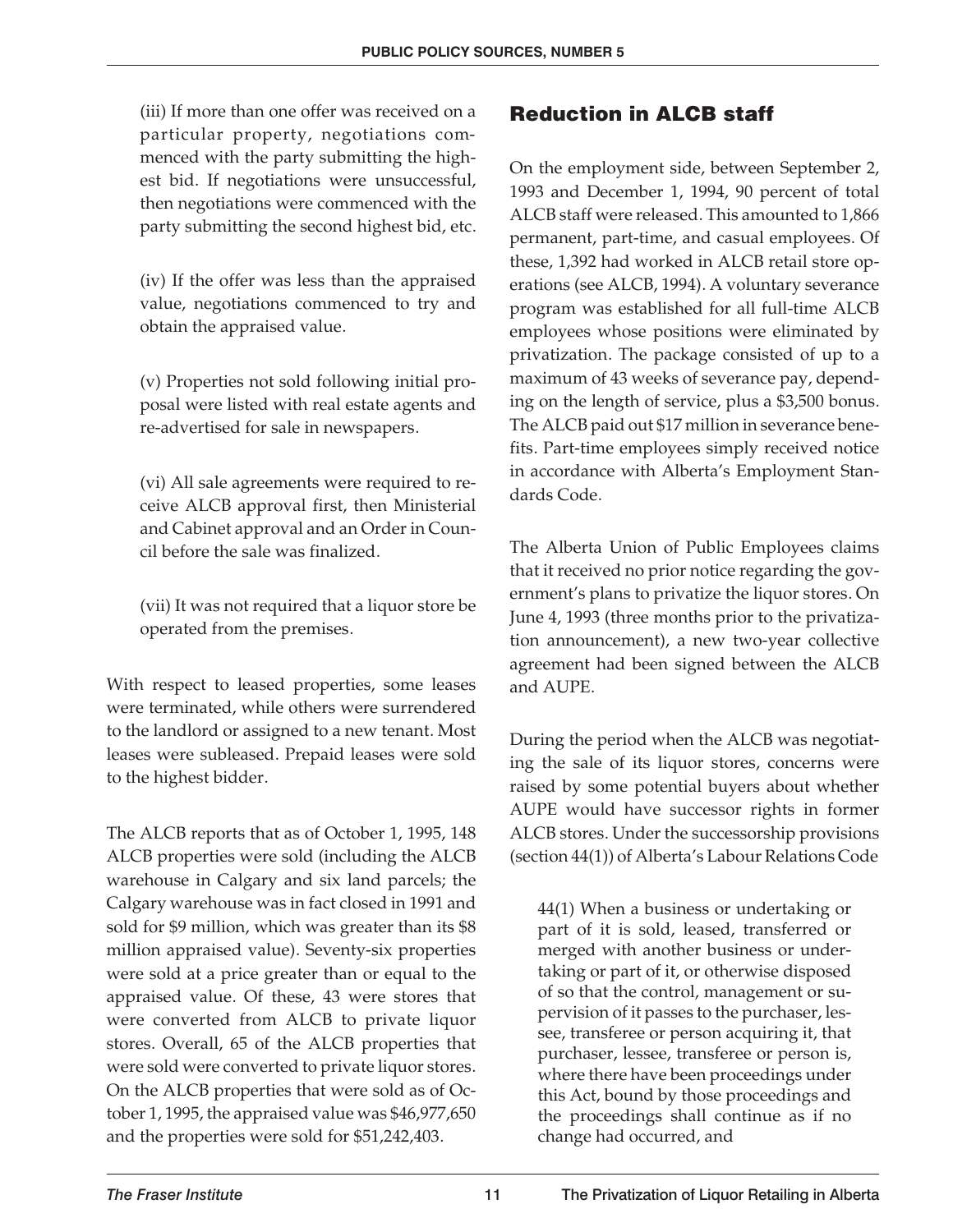(iii) If more than one offer was received on a particular property, negotiations commenced with the party submitting the highest bid. If negotiations were unsuccessful, then negotiations were commenced with the party submitting the second highest bid, etc.

(iv) If the offer was less than the appraised value, negotiations commenced to try and obtain the appraised value.

(v) Properties not sold following initial proposal were listed with real estate agents and re-advertised for sale in newspapers.

(vi) All sale agreements were required to receive ALCB approval first, then Ministerial and Cabinet approval and an Order in Council before the sale was finalized.

(vii) It was not required that a liquor store be operated from the premises.

With respect to leased properties, some leases were terminated, while others were surrendered to the landlord or assigned to a new tenant. Most leases were subleased. Prepaid leases were sold to the highest bidder.

The ALCB reports that as of October 1, 1995, 148 ALCB properties were sold (including the ALCB warehouse in Calgary and six land parcels; the Calgary warehouse was in fact closed in 1991 and sold for $9 million, which was greater than its $8 million appraised value). Seventy-six properties were sold at a price greater than or equal to the appraised value. Of these, 43 were stores that were converted from ALCB to private liquor stores. Overall, 65 of the ALCB properties that were sold were converted to private liquor stores. On the ALCB properties that were sold as of October 1, 1995, the appraised value was $46,977,650 and the properties were sold for $51,242,403.

## Reduction in ALCB staff

On the employment side, between September 2, 1993 and December 1, 1994, 90 percent of total ALCB staff were released. This amounted to 1,866 permanent, part-time, and casual employees. Of these, 1,392 had worked in ALCB retail store operations (see ALCB, 1994). A voluntary severance program was established for all full-time ALCB employees whose positions were eliminated by privatization. The package consisted of up to a maximum of 43 weeks of severance pay, depending on the length of service, plus a $3,500 bonus. The ALCB paid out $17 million in severance benefits. Part-time employees simply received notice in accordance with Alberta's Employment Standards Code.

The Alberta Union of Public Employees claims that it received no prior notice regarding the government's plans to privatize the liquor stores. On June 4, 1993 (three months prior to the privatization announcement), a new two-year collective agreement had been signed between the ALCB and AUPE.

During the period when the ALCB was negotiating the sale of its liquor stores, concerns were raised by some potential buyers about whether AUPE would have successor rights in former ALCB stores. Under the successorship provisions (section 44(1)) of Alberta's Labour Relations Code

> 44(1) When a business or undertaking or part of it is sold, leased, transferred or merged with another business or undertaking or part of it, or otherwise disposed of so that the control, management or supervision of it passes to the purchaser, lessee, transferee or person acquiring it, that purchaser, lessee, transferee or person is, where there have been proceedings under this Act, bound by those proceedings and the proceedings shall continue as if no change had occurred, and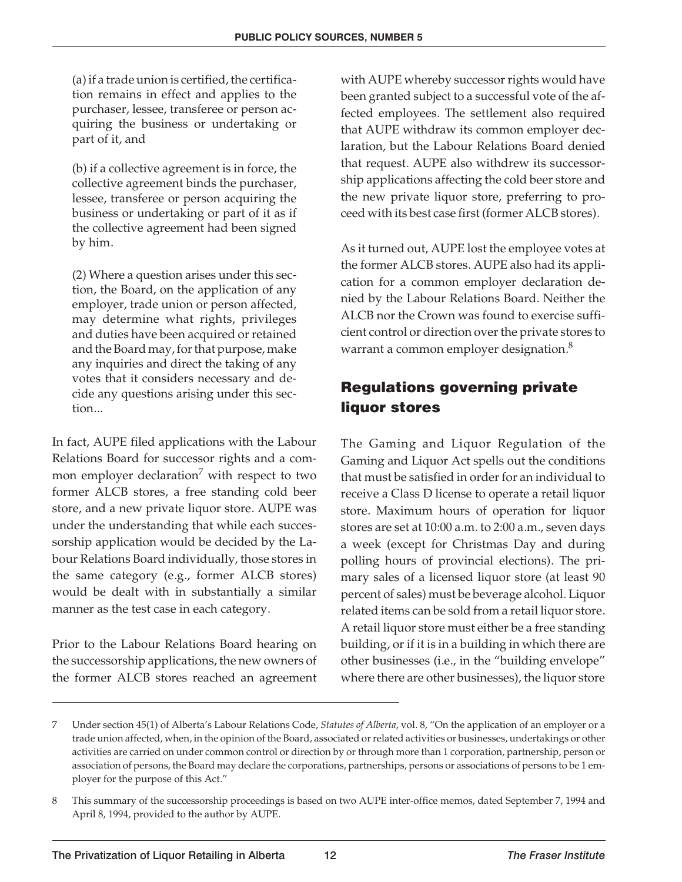(a) if a trade union is certified, the certification remains in effect and applies to the purchaser, lessee, transferee or person acquiring the business or undertaking or part of it, and

(b) if a collective agreement is in force, the collective agreement binds the purchaser, lessee, transferee or person acquiring the business or undertaking or part of it as if the collective agreement had been signed by him.

(2) Where a question arises under this section, the Board, on the application of any employer, trade union or person affected, may determine what rights, privileges and duties have been acquired or retained and the Board may, for that purpose, make any inquiries and direct the taking of any votes that it considers necessary and decide any questions arising under this section...

In fact, AUPE filed applications with the Labour Relations Board for successor rights and a common employer declaration[7] with respect to two former ALCB stores, a free standing cold beer store, and a new private liquor store. AUPE was under the understanding that while each successorship application would be decided by the Labour Relations Board individually, those stores in the same category (e.g., former ALCB stores) would be dealt with in substantially a similar manner as the test case in each category.

Prior to the Labour Relations Board hearing on the successorship applications, the new owners of the former ALCB stores reached an agreement with AUPE whereby successor rights would have been granted subject to a successful vote of the affected employees. The settlement also required that AUPE withdraw its common employer declaration, but the Labour Relations Board denied that request. AUPE also withdrew its successorship applications affecting the cold beer store and the new private liquor store, preferring to proceed with its best case first (former ALCB stores).

As it turned out, AUPE lost the employee votes at the former ALCB stores. AUPE also had its application for a common employer declaration denied by the Labour Relations Board. Neither the ALCB nor the Crown was found to exercise sufficient control or direction over the private stores to warrant a common employer designation.[8]

## Regulations governing private liquor stores

The Gaming and Liquor Regulation of the Gaming and Liquor Act spells out the conditions that must be satisfied in order for an individual to receive a Class D license to operate a retail liquor store. Maximum hours of operation for liquor stores are set at 10:00 a.m. to 2:00 a.m., seven days a week (except for Christmas Day and during polling hours of provincial elections). The primary sales of a licensed liquor store (at least 90 percent of sales) must be beverage alcohol. Liquor related items can be sold from a retail liquor store. A retail liquor store must either be a free standing building, or if it is in a building in which there are other businesses (i.e., in the "building envelope" where there are other businesses), the liquor store

---

7 Under section 45(1) of Alberta's Labour Relations Code, *Statutes of Alberta*, vol. 8, "On the application of an employer or a trade union affected, when, in the opinion of the Board, associated or related activities or businesses, undertakings or other activities are carried on under common control or direction by or through more than 1 corporation, partnership, person or association of persons, the Board may declare the corporations, partnerships, persons or associations of persons to be 1 employer for the purpose of this Act."

8 This summary of the successorship proceedings is based on two AUPE inter-office memos, dated September 7, 1994 and April 8, 1994, provided to the author by AUPE.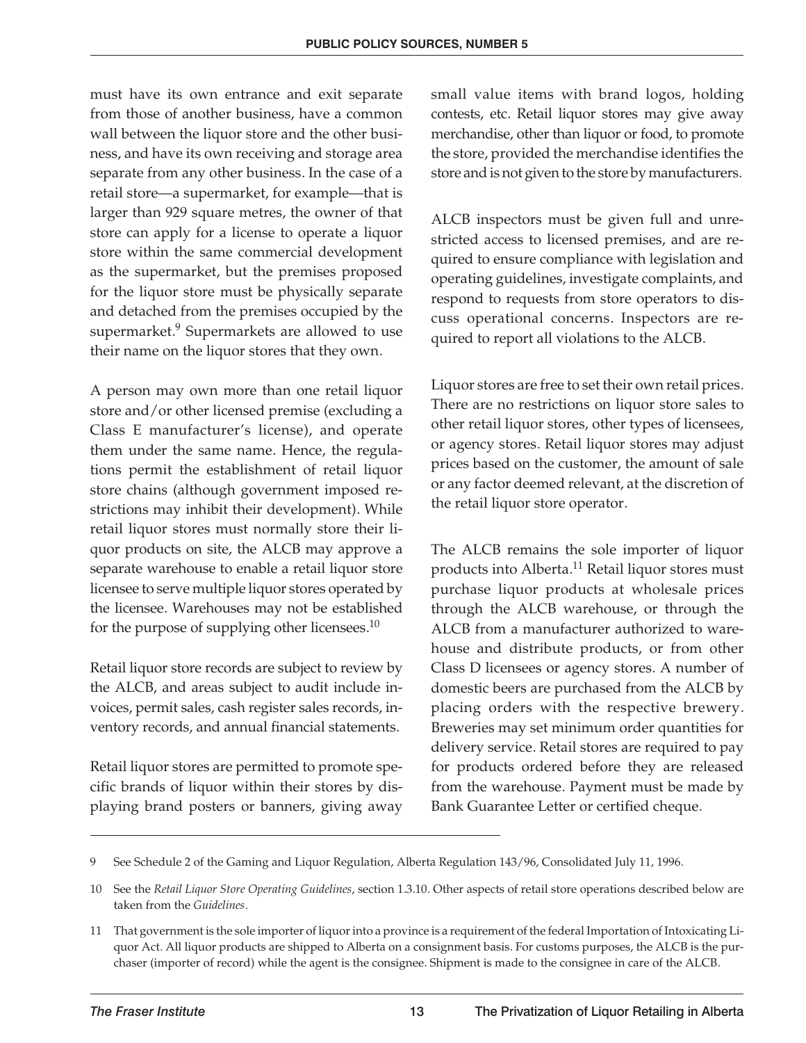must have its own entrance and exit separate from those of another business, have a common wall between the liquor store and the other business, and have its own receiving and storage area separate from any other business. In the case of a retail store—a supermarket, for example—that is larger than 929 square metres, the owner of that store can apply for a license to operate a liquor store within the same commercial development as the supermarket, but the premises proposed for the liquor store must be physically separate and detached from the premises occupied by the supermarket.[9] Supermarkets are allowed to use their name on the liquor stores that they own.

A person may own more than one retail liquor store and/or other licensed premise (excluding a Class E manufacturer's license), and operate them under the same name. Hence, the regulations permit the establishment of retail liquor store chains (although government imposed restrictions may inhibit their development). While retail liquor stores must normally store their liquor products on site, the ALCB may approve a separate warehouse to enable a retail liquor store licensee to serve multiple liquor stores operated by the licensee. Warehouses may not be established for the purpose of supplying other licensees.[10]

Retail liquor store records are subject to review by the ALCB, and areas subject to audit include invoices, permit sales, cash register sales records, inventory records, and annual financial statements.

Retail liquor stores are permitted to promote specific brands of liquor within their stores by displaying brand posters or banners, giving away small value items with brand logos, holding contests, etc. Retail liquor stores may give away merchandise, other than liquor or food, to promote the store, provided the merchandise identifies the store and is not given to the store by manufacturers.

ALCB inspectors must be given full and unrestricted access to licensed premises, and are required to ensure compliance with legislation and operating guidelines, investigate complaints, and respond to requests from store operators to discuss operational concerns. Inspectors are required to report all violations to the ALCB.

Liquor stores are free to set their own retail prices. There are no restrictions on liquor store sales to other retail liquor stores, other types of licensees, or agency stores. Retail liquor stores may adjust prices based on the customer, the amount of sale or any factor deemed relevant, at the discretion of the retail liquor store operator.

The ALCB remains the sole importer of liquor products into Alberta.[11] Retail liquor stores must purchase liquor products at wholesale prices through the ALCB warehouse, or through the ALCB from a manufacturer authorized to warehouse and distribute products, or from other Class D licensees or agency stores. A number of domestic beers are purchased from the ALCB by placing orders with the respective brewery. Breweries may set minimum order quantities for delivery service. Retail stores are required to pay for products ordered before they are released from the warehouse. Payment must be made by Bank Guarantee Letter or certified cheque.

---

9 See Schedule 2 of the Gaming and Liquor Regulation, Alberta Regulation 143/96, Consolidated July 11, 1996.

10 See the *Retail Liquor Store Operating Guidelines*, section 1.3.10. Other aspects of retail store operations described below are taken from the *Guidelines*.

11 That government is the sole importer of liquor into a province is a requirement of the federal Importation of Intoxicating Liquor Act. All liquor products are shipped to Alberta on a consignment basis. For customs purposes, the ALCB is the purchaser (importer of record) while the agent is the consignee. Shipment is made to the consignee in care of the ALCB.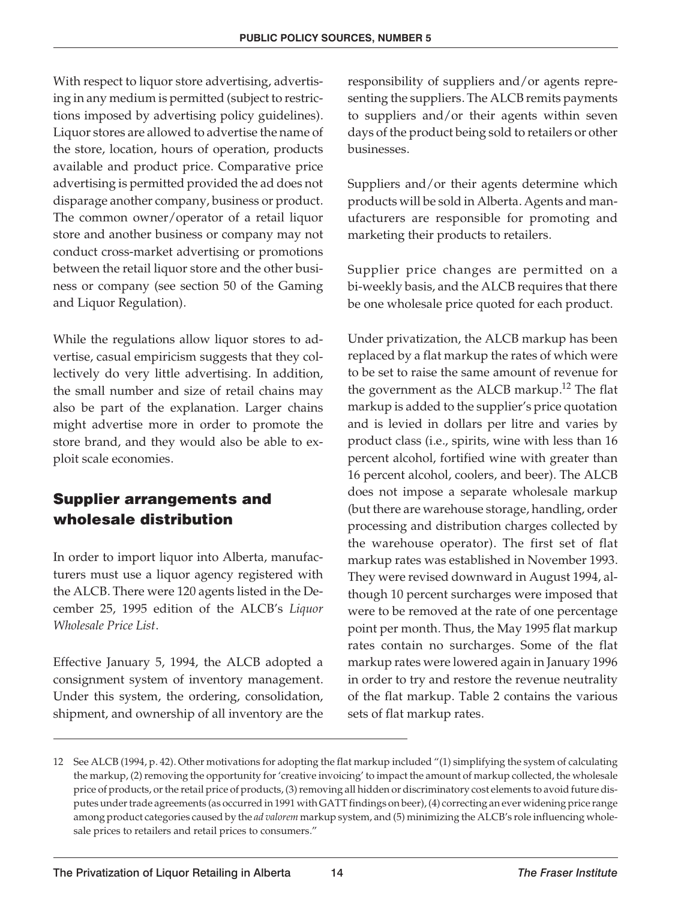With respect to liquor store advertising, advertising in any medium is permitted (subject to restrictions imposed by advertising policy guidelines). Liquor stores are allowed to advertise the name of the store, location, hours of operation, products available and product price. Comparative price advertising is permitted provided the ad does not disparage another company, business or product. The common owner/operator of a retail liquor store and another business or company may not conduct cross-market advertising or promotions between the retail liquor store and the other business or company (see section 50 of the Gaming and Liquor Regulation).

While the regulations allow liquor stores to advertise, casual empiricism suggests that they collectively do very little advertising. In addition, the small number and size of retail chains may also be part of the explanation. Larger chains might advertise more in order to promote the store brand, and they would also be able to exploit scale economies.

## Supplier arrangements and wholesale distribution

In order to import liquor into Alberta, manufacturers must use a liquor agency registered with the ALCB. There were 120 agents listed in the December 25, 1995 edition of the ALCB's *Liquor Wholesale Price List*.

Effective January 5, 1994, the ALCB adopted a consignment system of inventory management. Under this system, the ordering, consolidation, shipment, and ownership of all inventory are the responsibility of suppliers and/or agents representing the suppliers. The ALCB remits payments to suppliers and/or their agents within seven days of the product being sold to retailers or other businesses.

Suppliers and/or their agents determine which products will be sold in Alberta. Agents and manufacturers are responsible for promoting and marketing their products to retailers.

Supplier price changes are permitted on a bi-weekly basis, and the ALCB requires that there be one wholesale price quoted for each product.

Under privatization, the ALCB markup has been replaced by a flat markup the rates of which were to be set to raise the same amount of revenue for the government as the ALCB markup.[12] The flat markup is added to the supplier's price quotation and is levied in dollars per litre and varies by product class (i.e., spirits, wine with less than 16 percent alcohol, fortified wine with greater than 16 percent alcohol, coolers, and beer). The ALCB does not impose a separate wholesale markup (but there are warehouse storage, handling, order processing and distribution charges collected by the warehouse operator). The first set of flat markup rates was established in November 1993. They were revised downward in August 1994, although 10 percent surcharges were imposed that were to be removed at the rate of one percentage point per month. Thus, the May 1995 flat markup rates contain no surcharges. Some of the flat markup rates were lowered again in January 1996 in order to try and restore the revenue neutrality of the flat markup. Table 2 contains the various sets of flat markup rates.

---

12 See ALCB (1994, p. 42). Other motivations for adopting the flat markup included "(1) simplifying the system of calculating the markup, (2) removing the opportunity for 'creative invoicing' to impact the amount of markup collected, the wholesale price of products, or the retail price of products, (3) removing all hidden or discriminatory cost elements to avoid future disputes under trade agreements (as occurred in 1991 with GATT findings on beer), (4) correcting an ever widening price range among product categories caused by the *ad valorem* markup system, and (5) minimizing the ALCB's role influencing wholesale prices to retailers and retail prices to consumers."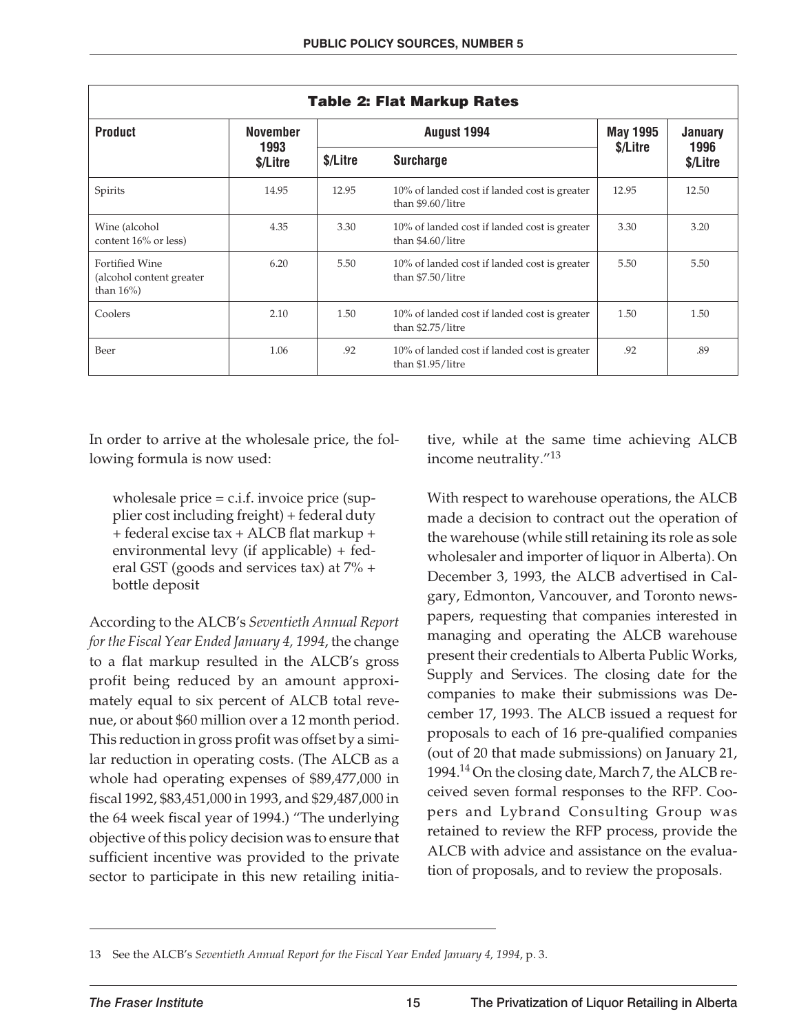**Table 2: Flat Markup Rates**

| Product | November 1993 $/Litre | August 1994 | | May 1995 $/Litre | January 1996 $/Litre |
|---|---|---|---|---|---|
| | | $/Litre | Surcharge | | |
| Spirits | 14.95 | 12.95 | 10% of landed cost if landed cost is greater than $9.60/litre | 12.95 | 12.50 |
| Wine (alcohol content 16% or less) | 4.35 | 3.30 | 10% of landed cost if landed cost is greater than $4.60/litre | 3.30 | 3.20 |
| Fortified Wine (alcohol content greater than 16%) | 6.20 | 5.50 | 10% of landed cost if landed cost is greater than $7.50/litre | 5.50 | 5.50 |
| Coolers | 2.10 | 1.50 | 10% of landed cost if landed cost is greater than $2.75/litre | 1.50 | 1.50 |
| Beer | 1.06 | .92 | 10% of landed cost if landed cost is greater than $1.95/litre | .92 | .89 |

In order to arrive at the wholesale price, the following formula is now used:

> wholesale price = c.i.f. invoice price (supplier cost including freight) + federal duty + federal excise tax + ALCB flat markup + environmental levy (if applicable) + federal GST (goods and services tax) at 7% + bottle deposit

According to the ALCB's *Seventieth Annual Report for the Fiscal Year Ended January 4, 1994*, the change to a flat markup resulted in the ALCB's gross profit being reduced by an amount approximately equal to six percent of ALCB total revenue, or about $60 million over a 12 month period. This reduction in gross profit was offset by a similar reduction in operating costs. (The ALCB as a whole had operating expenses of $89,477,000 in fiscal 1992, $83,451,000 in 1993, and $29,487,000 in the 64 week fiscal year of 1994.) "The underlying objective of this policy decision was to ensure that sufficient incentive was provided to the private sector to participate in this new retailing initiative, while at the same time achieving ALCB income neutrality."[13]

With respect to warehouse operations, the ALCB made a decision to contract out the operation of the warehouse (while still retaining its role as sole wholesaler and importer of liquor in Alberta). On December 3, 1993, the ALCB advertised in Calgary, Edmonton, Vancouver, and Toronto newspapers, requesting that companies interested in managing and operating the ALCB warehouse present their credentials to Alberta Public Works, Supply and Services. The closing date for the companies to make their submissions was December 17, 1993. The ALCB issued a request for proposals to each of 16 pre-qualified companies (out of 20 that made submissions) on January 21, 1994.[14] On the closing date, March 7, the ALCB received seven formal responses to the RFP. Coopers and Lybrand Consulting Group was retained to review the RFP process, provide the ALCB with advice and assistance on the evaluation of proposals, and to review the proposals.

---

13 See the ALCB's *Seventieth Annual Report for the Fiscal Year Ended January 4, 1994*, p. 3.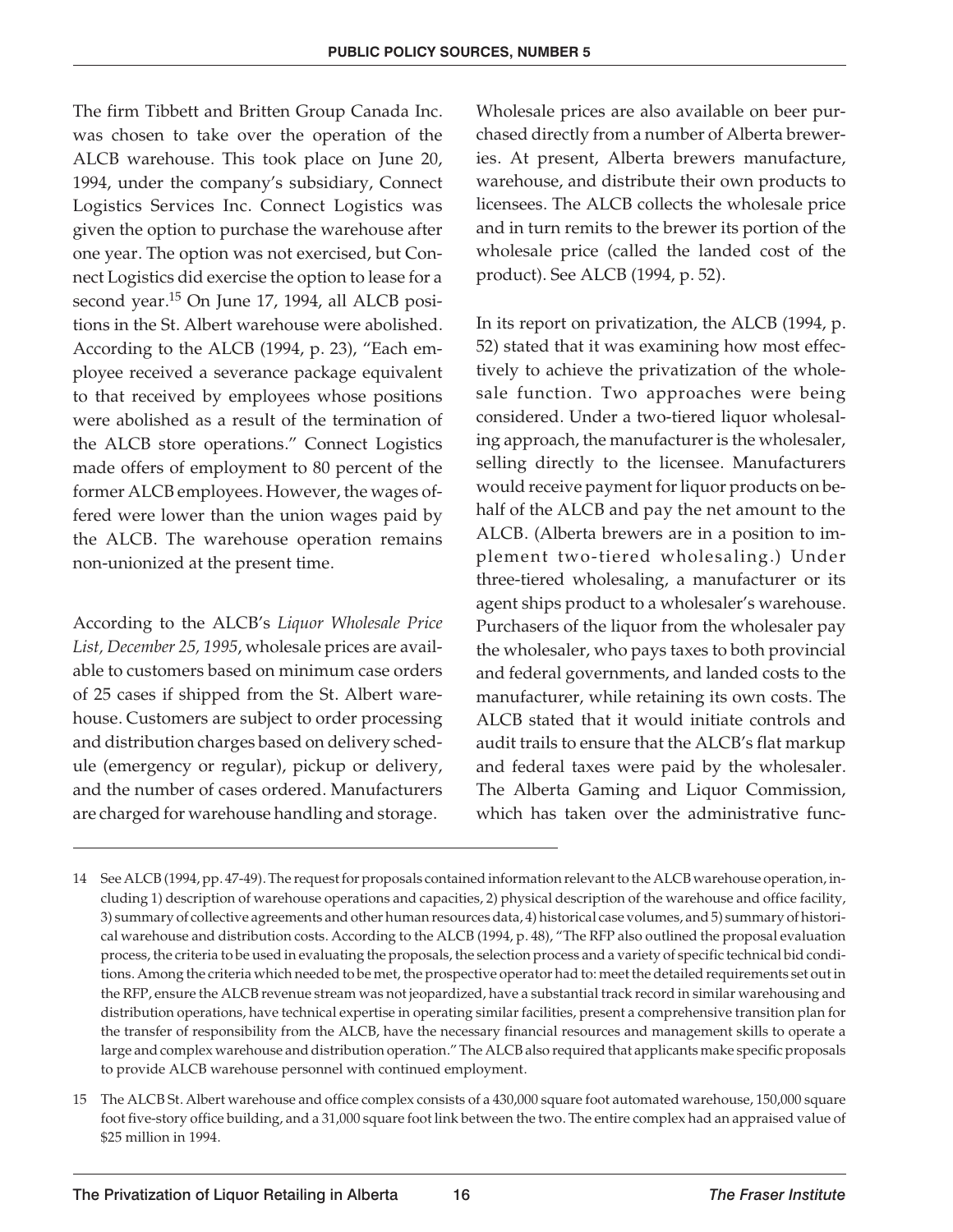The firm Tibbett and Britten Group Canada Inc. was chosen to take over the operation of the ALCB warehouse. This took place on June 20, 1994, under the company's subsidiary, Connect Logistics Services Inc. Connect Logistics was given the option to purchase the warehouse after one year. The option was not exercised, but Connect Logistics did exercise the option to lease for a second year.[15] On June 17, 1994, all ALCB positions in the St. Albert warehouse were abolished. According to the ALCB (1994, p. 23), "Each employee received a severance package equivalent to that received by employees whose positions were abolished as a result of the termination of the ALCB store operations." Connect Logistics made offers of employment to 80 percent of the former ALCB employees. However, the wages offered were lower than the union wages paid by the ALCB. The warehouse operation remains non-unionized at the present time.

According to the ALCB's *Liquor Wholesale Price List, December 25, 1995*, wholesale prices are available to customers based on minimum case orders of 25 cases if shipped from the St. Albert warehouse. Customers are subject to order processing and distribution charges based on delivery schedule (emergency or regular), pickup or delivery, and the number of cases ordered. Manufacturers are charged for warehouse handling and storage.

Wholesale prices are also available on beer purchased directly from a number of Alberta breweries. At present, Alberta brewers manufacture, warehouse, and distribute their own products to licensees. The ALCB collects the wholesale price and in turn remits to the brewer its portion of the wholesale price (called the landed cost of the product). See ALCB (1994, p. 52).

In its report on privatization, the ALCB (1994, p. 52) stated that it was examining how most effectively to achieve the privatization of the wholesale function. Two approaches were being considered. Under a two-tiered liquor wholesaling approach, the manufacturer is the wholesaler, selling directly to the licensee. Manufacturers would receive payment for liquor products on behalf of the ALCB and pay the net amount to the ALCB. (Alberta brewers are in a position to implement two-tiered wholesaling.) Under three-tiered wholesaling, a manufacturer or its agent ships product to a wholesaler's warehouse. Purchasers of the liquor from the wholesaler pay the wholesaler, who pays taxes to both provincial and federal governments, and landed costs to the manufacturer, while retaining its own costs. The ALCB stated that it would initiate controls and audit trails to ensure that the ALCB's flat markup and federal taxes were paid by the wholesaler. The Alberta Gaming and Liquor Commission, which has taken over the administrative func-

---

14 See ALCB (1994, pp. 47-49). The request for proposals contained information relevant to the ALCB warehouse operation, including 1) description of warehouse operations and capacities, 2) physical description of the warehouse and office facility, 3) summary of collective agreements and other human resources data, 4) historical case volumes, and 5) summary of historical warehouse and distribution costs. According to the ALCB (1994, p. 48), "The RFP also outlined the proposal evaluation process, the criteria to be used in evaluating the proposals, the selection process and a variety of specific technical bid conditions. Among the criteria which needed to be met, the prospective operator had to: meet the detailed requirements set out in the RFP, ensure the ALCB revenue stream was not jeopardized, have a substantial track record in similar warehousing and distribution operations, have technical expertise in operating similar facilities, present a comprehensive transition plan for the transfer of responsibility from the ALCB, have the necessary financial resources and management skills to operate a large and complex warehouse and distribution operation." The ALCB also required that applicants make specific proposals to provide ALCB warehouse personnel with continued employment.

15 The ALCB St. Albert warehouse and office complex consists of a 430,000 square foot automated warehouse, 150,000 square foot five-story office building, and a 31,000 square foot link between the two. The entire complex had an appraised value of $25 million in 1994.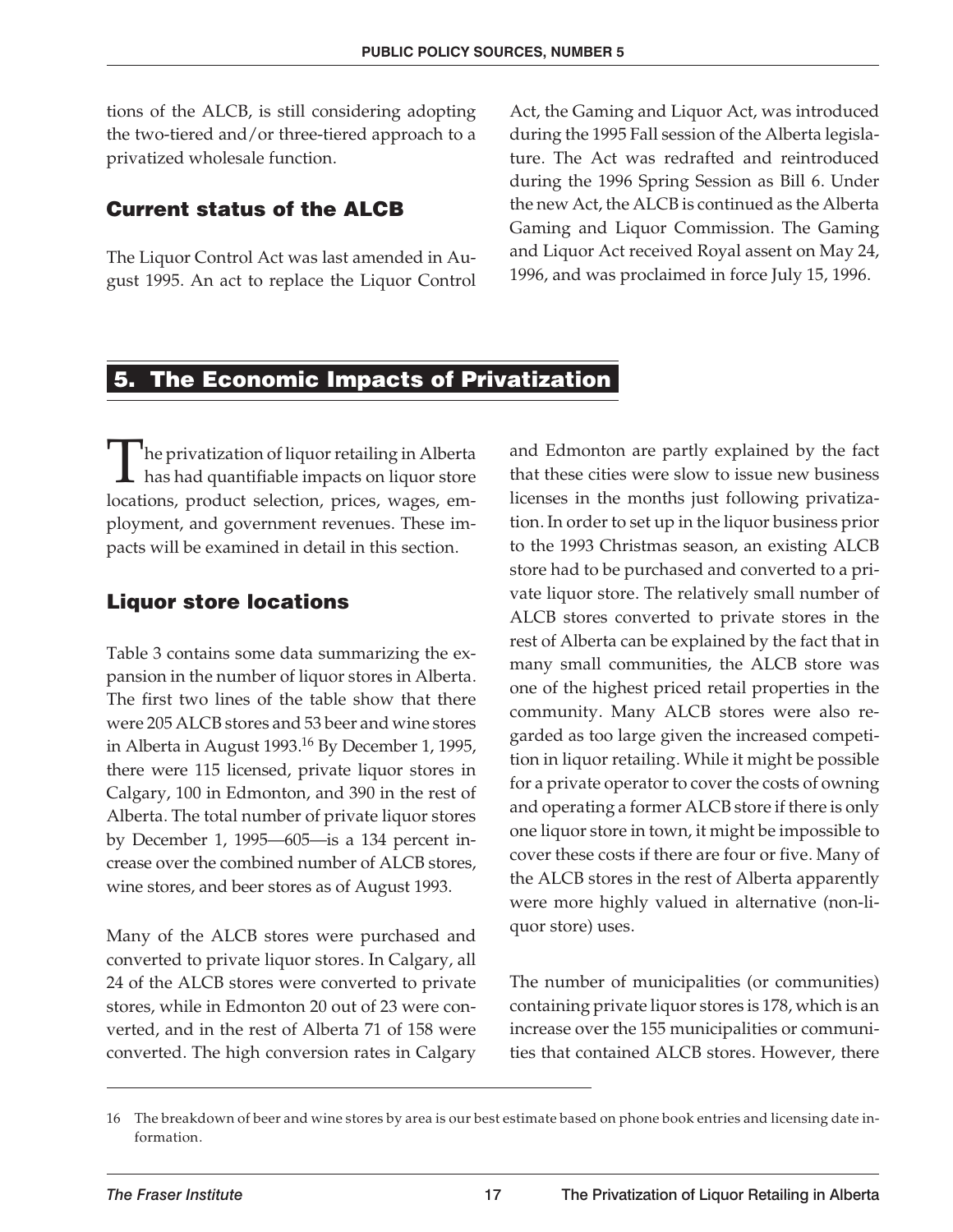tions of the ALCB, is still considering adopting the two-tiered and/or three-tiered approach to a privatized wholesale function.

### Current status of the ALCB

The Liquor Control Act was last amended in August 1995. An act to replace the Liquor Control Act, the Gaming and Liquor Act, was introduced during the 1995 Fall session of the Alberta legislature. The Act was redrafted and reintroduced during the 1996 Spring Session as Bill 6. Under the new Act, the ALCB is continued as the Alberta Gaming and Liquor Commission. The Gaming and Liquor Act received Royal assent on May 24, 1996, and was proclaimed in force July 15, 1996.

## 5. The Economic Impacts of Privatization

The privatization of liquor retailing in Alberta has had quantifiable impacts on liquor store locations, product selection, prices, wages, employment, and government revenues. These impacts will be examined in detail in this section.

### Liquor store locations

Table 3 contains some data summarizing the expansion in the number of liquor stores in Alberta. The first two lines of the table show that there were 205 ALCB stores and 53 beer and wine stores in Alberta in August 1993.[16] By December 1, 1995, there were 115 licensed, private liquor stores in Calgary, 100 in Edmonton, and 390 in the rest of Alberta. The total number of private liquor stores by December 1, 1995—605—is a 134 percent increase over the combined number of ALCB stores, wine stores, and beer stores as of August 1993.

Many of the ALCB stores were purchased and converted to private liquor stores. In Calgary, all 24 of the ALCB stores were converted to private stores, while in Edmonton 20 out of 23 were converted, and in the rest of Alberta 71 of 158 were converted. The high conversion rates in Calgary and Edmonton are partly explained by the fact that these cities were slow to issue new business licenses in the months just following privatization. In order to set up in the liquor business prior to the 1993 Christmas season, an existing ALCB store had to be purchased and converted to a private liquor store. The relatively small number of ALCB stores converted to private stores in the rest of Alberta can be explained by the fact that in many small communities, the ALCB store was one of the highest priced retail properties in the community. Many ALCB stores were also regarded as too large given the increased competition in liquor retailing. While it might be possible for a private operator to cover the costs of owning and operating a former ALCB store if there is only one liquor store in town, it might be impossible to cover these costs if there are four or five. Many of the ALCB stores in the rest of Alberta apparently were more highly valued in alternative (non-liquor store) uses.

The number of municipalities (or communities) containing private liquor stores is 178, which is an increase over the 155 municipalities or communities that contained ALCB stores. However, there

16 The breakdown of beer and wine stores by area is our best estimate based on phone book entries and licensing date information.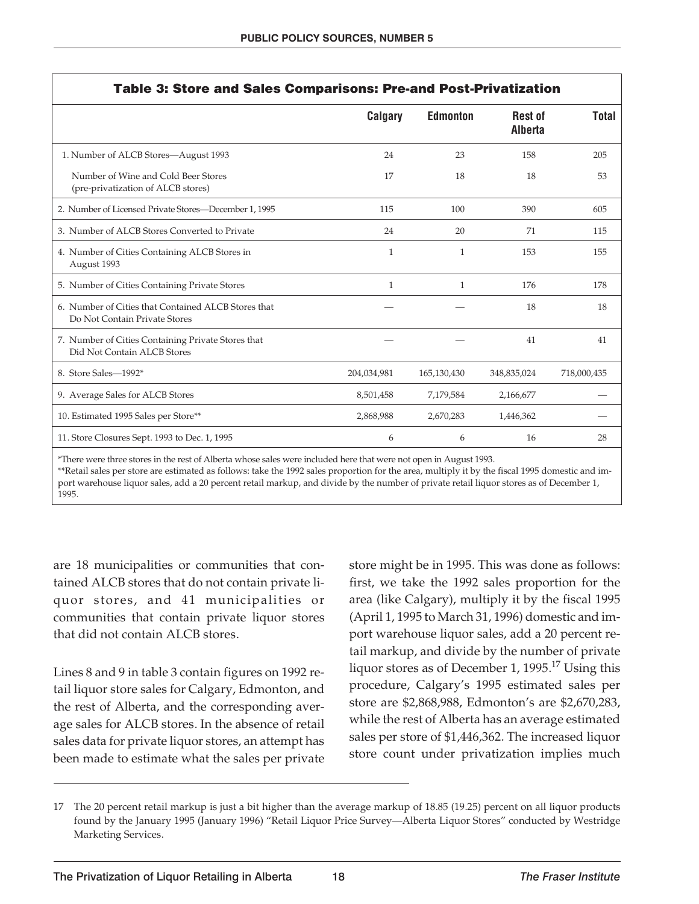**Table 3: Store and Sales Comparisons: Pre-and Post-Privatization**

| | Calgary | Edmonton | Rest of Alberta | Total |
|---|---|---|---|---|
| 1. Number of ALCB Stores—August 1993 | 24 | 23 | 158 | 205 |
| Number of Wine and Cold Beer Stores (pre-privatization of ALCB stores) | 17 | 18 | 18 | 53 |
| 2. Number of Licensed Private Stores—December 1, 1995 | 115 | 100 | 390 | 605 |
| 3. Number of ALCB Stores Converted to Private | 24 | 20 | 71 | 115 |
| 4. Number of Cities Containing ALCB Stores in August 1993 | 1 | 1 | 153 | 155 |
| 5. Number of Cities Containing Private Stores | 1 | 1 | 176 | 178 |
| 6. Number of Cities that Contained ALCB Stores that Do Not Contain Private Stores | — | — | 18 | 18 |
| 7. Number of Cities Containing Private Stores that Did Not Contain ALCB Stores | — | — | 41 | 41 |
| 8. Store Sales—1992* | 204,034,981 | 165,130,430 | 348,835,024 | 718,000,435 |
| 9. Average Sales for ALCB Stores | 8,501,458 | 7,179,584 | 2,166,677 | — |
| 10. Estimated 1995 Sales per Store** | 2,868,988 | 2,670,283 | 1,446,362 | — |
| 11. Store Closures Sept. 1993 to Dec. 1, 1995 | 6 | 6 | 16 | 28 |

*There were three stores in the rest of Alberta whose sales were included here that were not open in August 1993.

**Retail sales per store are estimated as follows: take the 1992 sales proportion for the area, multiply it by the fiscal 1995 domestic and import warehouse liquor sales, add a 20 percent retail markup, and divide by the number of private retail liquor stores as of December 1, 1995.

are 18 municipalities or communities that contained ALCB stores that do not contain private liquor stores, and 41 municipalities or communities that contain private liquor stores that did not contain ALCB stores.

Lines 8 and 9 in table 3 contain figures on 1992 retail liquor store sales for Calgary, Edmonton, and the rest of Alberta, and the corresponding average sales for ALCB stores. In the absence of retail sales data for private liquor stores, an attempt has been made to estimate what the sales per private store might be in 1995. This was done as follows: first, we take the 1992 sales proportion for the area (like Calgary), multiply it by the fiscal 1995 (April 1, 1995 to March 31, 1996) domestic and import warehouse liquor sales, add a 20 percent retail markup, and divide by the number of private liquor stores as of December 1, 1995.[17] Using this procedure, Calgary's 1995 estimated sales per store are $2,868,988, Edmonton's are $2,670,283, while the rest of Alberta has an average estimated sales per store of $1,446,362. The increased liquor store count under privatization implies much

17 The 20 percent retail markup is just a bit higher than the average markup of 18.85 (19.25) percent on all liquor products found by the January 1995 (January 1996) "Retail Liquor Price Survey—Alberta Liquor Stores" conducted by Westridge Marketing Services.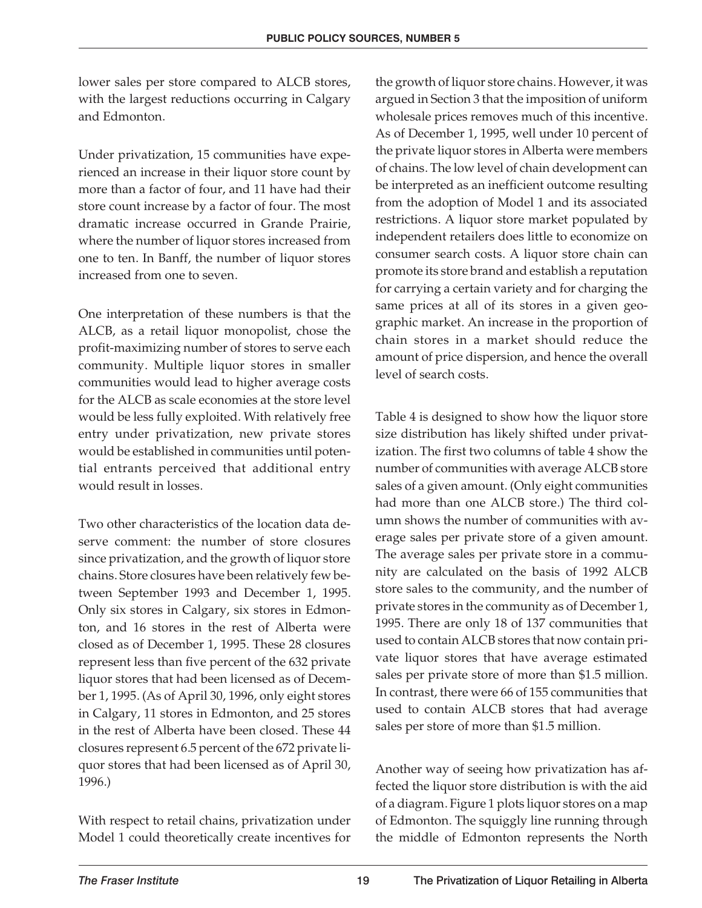lower sales per store compared to ALCB stores, with the largest reductions occurring in Calgary and Edmonton.

Under privatization, 15 communities have experienced an increase in their liquor store count by more than a factor of four, and 11 have had their store count increase by a factor of four. The most dramatic increase occurred in Grande Prairie, where the number of liquor stores increased from one to ten. In Banff, the number of liquor stores increased from one to seven.

One interpretation of these numbers is that the ALCB, as a retail liquor monopolist, chose the profit-maximizing number of stores to serve each community. Multiple liquor stores in smaller communities would lead to higher average costs for the ALCB as scale economies at the store level would be less fully exploited. With relatively free entry under privatization, new private stores would be established in communities until potential entrants perceived that additional entry would result in losses.

Two other characteristics of the location data deserve comment: the number of store closures since privatization, and the growth of liquor store chains. Store closures have been relatively few between September 1993 and December 1, 1995. Only six stores in Calgary, six stores in Edmonton, and 16 stores in the rest of Alberta were closed as of December 1, 1995. These 28 closures represent less than five percent of the 632 private liquor stores that had been licensed as of December 1, 1995. (As of April 30, 1996, only eight stores in Calgary, 11 stores in Edmonton, and 25 stores in the rest of Alberta have been closed. These 44 closures represent 6.5 percent of the 672 private liquor stores that had been licensed as of April 30, 1996.)

With respect to retail chains, privatization under Model 1 could theoretically create incentives for the growth of liquor store chains. However, it was argued in Section 3 that the imposition of uniform wholesale prices removes much of this incentive. As of December 1, 1995, well under 10 percent of the private liquor stores in Alberta were members of chains. The low level of chain development can be interpreted as an inefficient outcome resulting from the adoption of Model 1 and its associated restrictions. A liquor store market populated by independent retailers does little to economize on consumer search costs. A liquor store chain can promote its store brand and establish a reputation for carrying a certain variety and for charging the same prices at all of its stores in a given geographic market. An increase in the proportion of chain stores in a market should reduce the amount of price dispersion, and hence the overall level of search costs.

Table 4 is designed to show how the liquor store size distribution has likely shifted under privatization. The first two columns of table 4 show the number of communities with average ALCB store sales of a given amount. (Only eight communities had more than one ALCB store.) The third column shows the number of communities with average sales per private store of a given amount. The average sales per private store in a community are calculated on the basis of 1992 ALCB store sales to the community, and the number of private stores in the community as of December 1, 1995. There are only 18 of 137 communities that used to contain ALCB stores that now contain private liquor stores that have average estimated sales per private store of more than $1.5 million. In contrast, there were 66 of 155 communities that used to contain ALCB stores that had average sales per store of more than $1.5 million.

Another way of seeing how privatization has affected the liquor store distribution is with the aid of a diagram. Figure 1 plots liquor stores on a map of Edmonton. The squiggly line running through the middle of Edmonton represents the North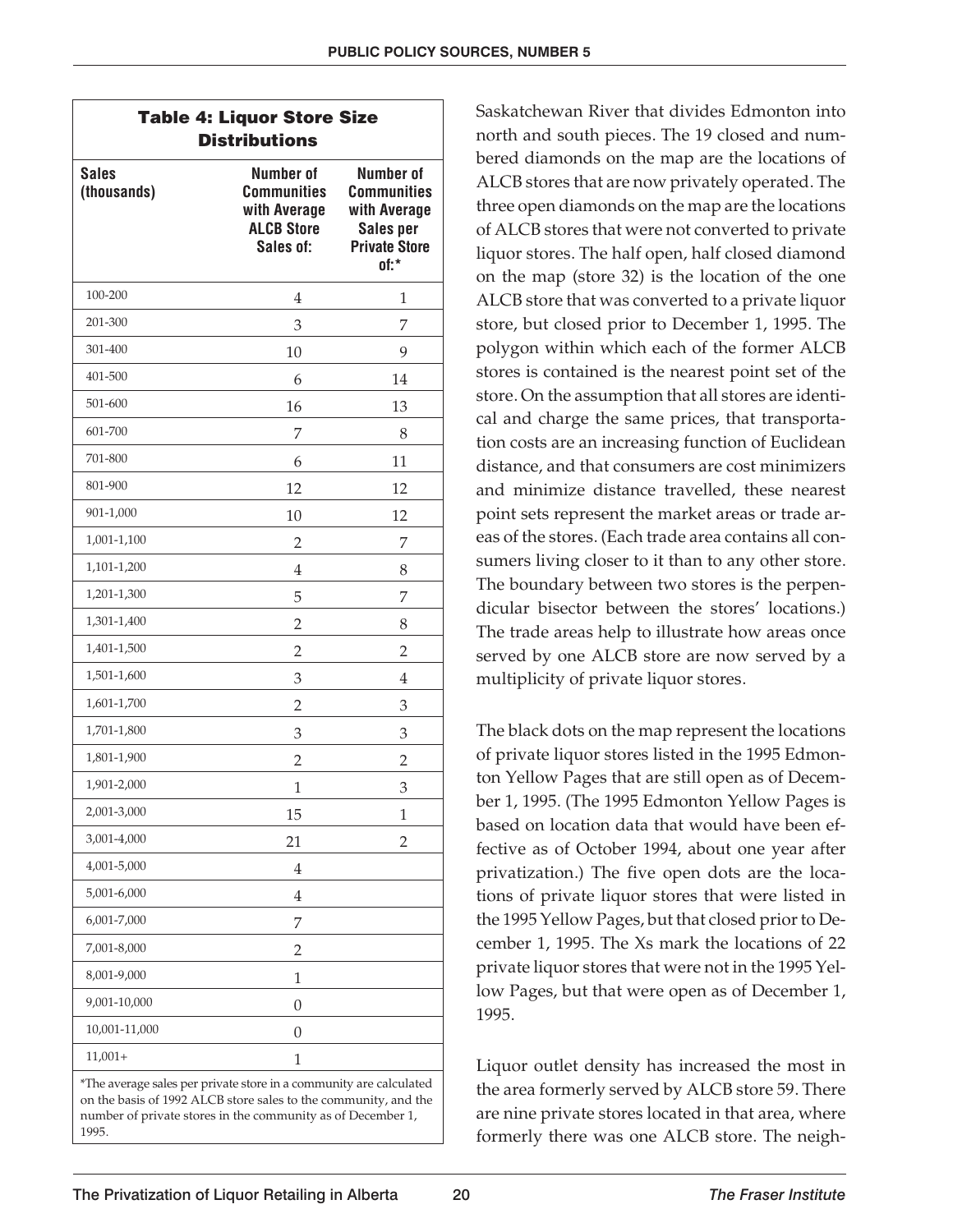**Table 4: Liquor Store Size Distributions**

| Sales (thousands) | Number of Communities with Average ALCB Store Sales of: | Number of Communities with Average Sales per Private Store of:* |
|---|---|---|
| 100-200 | 4 | 1 |
| 201-300 | 3 | 7 |
| 301-400 | 10 | 9 |
| 401-500 | 6 | 14 |
| 501-600 | 16 | 13 |
| 601-700 | 7 | 8 |
| 701-800 | 6 | 11 |
| 801-900 | 12 | 12 |
| 901-1,000 | 10 | 12 |
| 1,001-1,100 | 2 | 7 |
| 1,101-1,200 | 4 | 8 |
| 1,201-1,300 | 5 | 7 |
| 1,301-1,400 | 2 | 8 |
| 1,401-1,500 | 2 | 2 |
| 1,501-1,600 | 3 | 4 |
| 1,601-1,700 | 2 | 3 |
| 1,701-1,800 | 3 | 3 |
| 1,801-1,900 | 2 | 2 |
| 1,901-2,000 | 1 | 3 |
| 2,001-3,000 | 15 | 1 |
| 3,001-4,000 | 21 | 2 |
| 4,001-5,000 | 4 | |
| 5,001-6,000 | 4 | |
| 6,001-7,000 | 7 | |
| 7,001-8,000 | 2 | |
| 8,001-9,000 | 1 | |
| 9,001-10,000 | 0 | |
| 10,001-11,000 | 0 | |
| 11,001+ | 1 | |

*The average sales per private store in a community are calculated on the basis of 1992 ALCB store sales to the community, and the number of private stores in the community as of December 1, 1995.

Saskatchewan River that divides Edmonton into north and south pieces. The 19 closed and numbered diamonds on the map are the locations of ALCB stores that are now privately operated. The three open diamonds on the map are the locations of ALCB stores that were not converted to private liquor stores. The half open, half closed diamond on the map (store 32) is the location of the one ALCB store that was converted to a private liquor store, but closed prior to December 1, 1995. The polygon within which each of the former ALCB stores is contained is the nearest point set of the store. On the assumption that all stores are identical and charge the same prices, that transportation costs are an increasing function of Euclidean distance, and that consumers are cost minimizers and minimize distance travelled, these nearest point sets represent the market areas or trade areas of the stores. (Each trade area contains all consumers living closer to it than to any other store. The boundary between two stores is the perpendicular bisector between the stores' locations.) The trade areas help to illustrate how areas once served by one ALCB store are now served by a multiplicity of private liquor stores.

The black dots on the map represent the locations of private liquor stores listed in the 1995 Edmonton Yellow Pages that are still open as of December 1, 1995. (The 1995 Edmonton Yellow Pages is based on location data that would have been effective as of October 1994, about one year after privatization.) The five open dots are the locations of private liquor stores that were listed in the 1995 Yellow Pages, but that closed prior to December 1, 1995. The Xs mark the locations of 22 private liquor stores that were not in the 1995 Yellow Pages, but that were open as of December 1, 1995.

Liquor outlet density has increased the most in the area formerly served by ALCB store 59. There are nine private stores located in that area, where formerly there was one ALCB store. The neigh-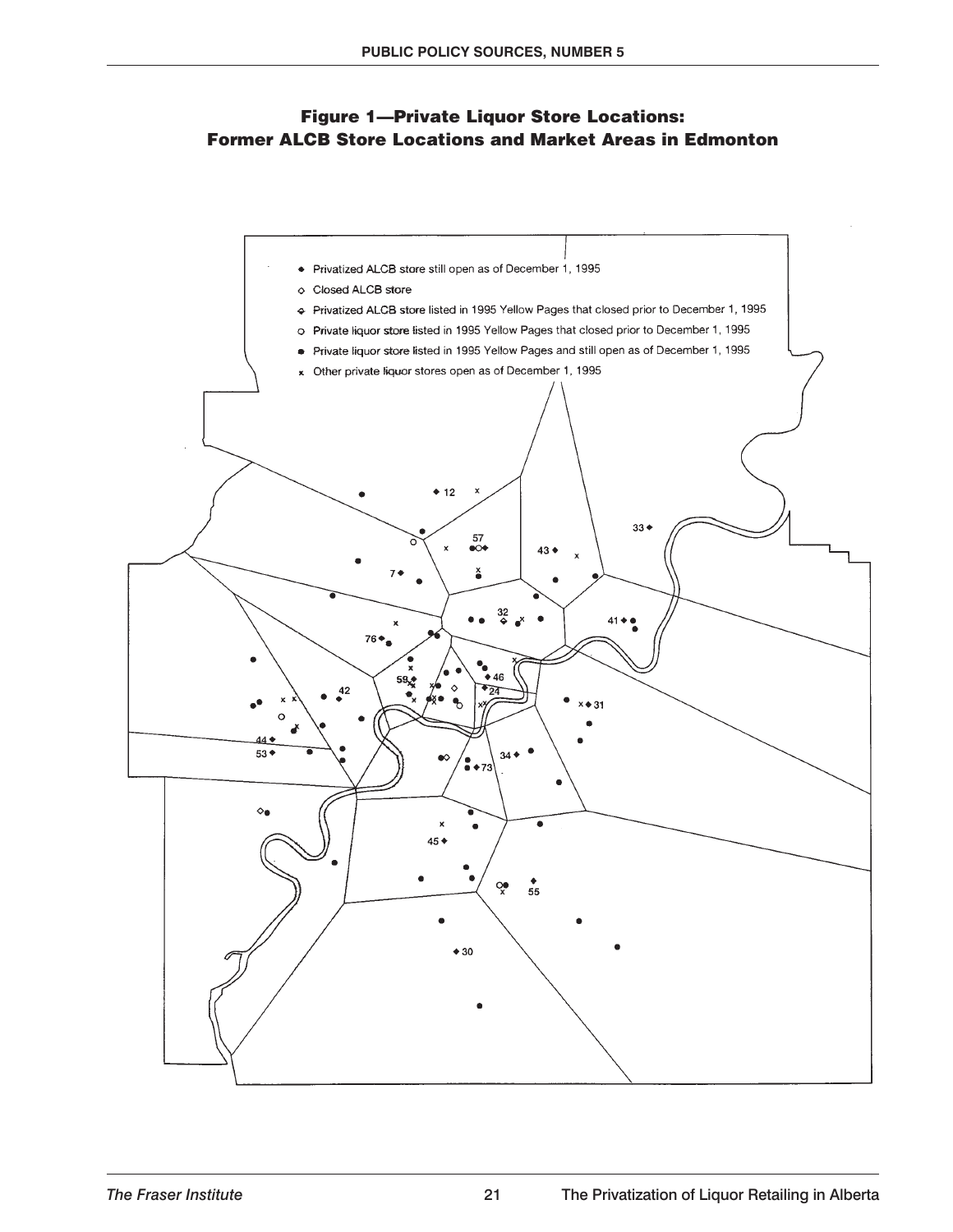## Figure 1—Private Liquor Store Locations: Former ALCB Store Locations and Market Areas in Edmonton

- ◆ Privatized ALCB store still open as of December 1, 1995
- ◇ Closed ALCB store
- ◈ Privatized ALCB store listed in 1995 Yellow Pages that closed prior to December 1, 1995
- ○ Private liquor store listed in 1995 Yellow Pages that closed prior to December 1, 1995
- ● Private liquor store listed in 1995 Yellow Pages and still open as of December 1, 1995
- x Other private liquor stores open as of December 1, 1995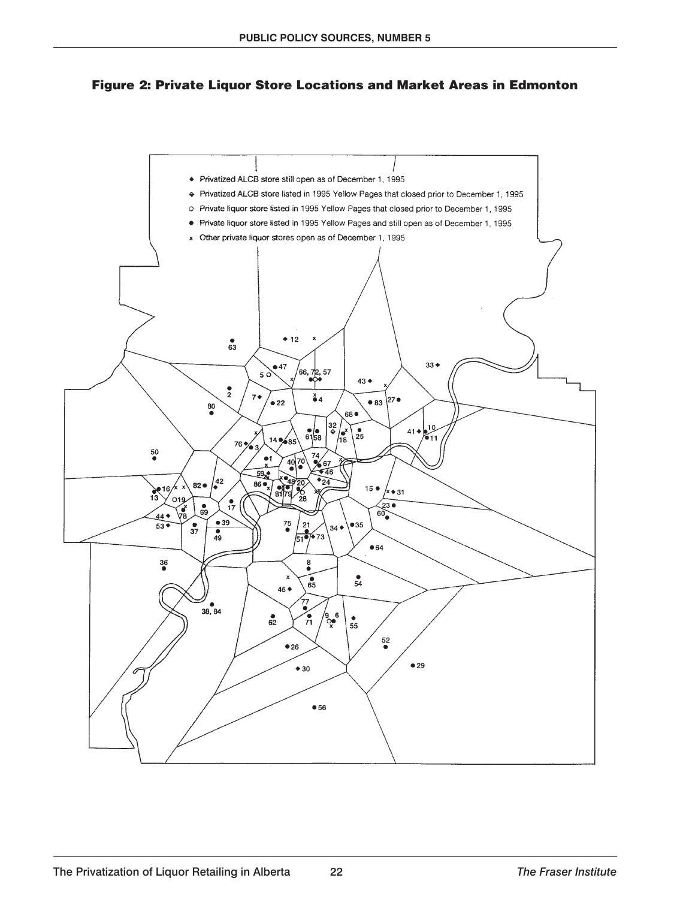## Figure 2: Private Liquor Store Locations and Market Areas in Edmonton

- ◆ Privatized ALCB store still open as of December 1, 1995
- ◇ Privatized ALCB store listed in 1995 Yellow Pages that closed prior to December 1, 1995
- ○ Private liquor store listed in 1995 Yellow Pages that closed prior to December 1, 1995
- ● Private liquor store listed in 1995 Yellow Pages and still open as of December 1, 1995
- x Other private liquor stores open as of December 1, 1995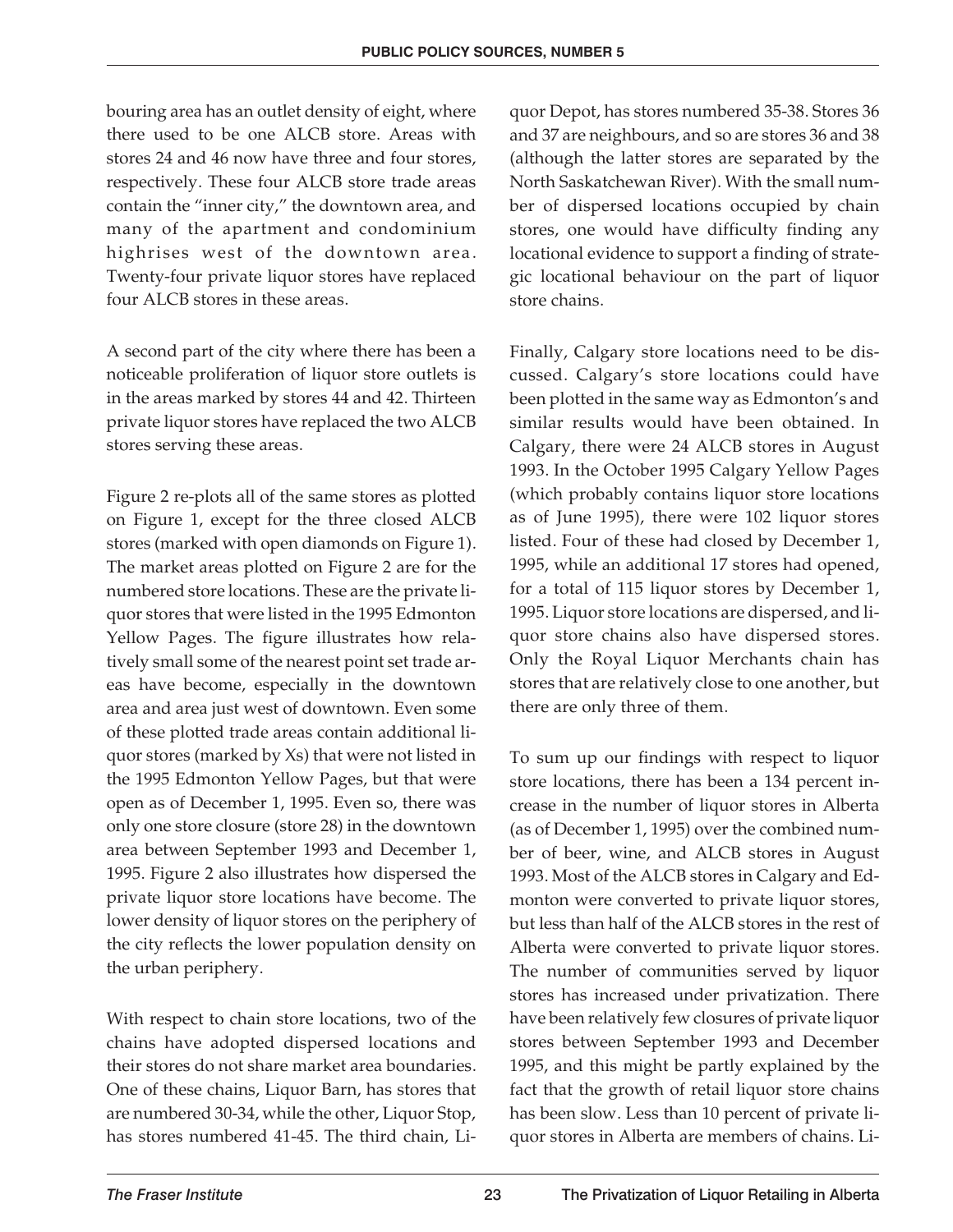bouring area has an outlet density of eight, where there used to be one ALCB store. Areas with stores 24 and 46 now have three and four stores, respectively. These four ALCB store trade areas contain the "inner city," the downtown area, and many of the apartment and condominium highrises west of the downtown area. Twenty-four private liquor stores have replaced four ALCB stores in these areas.

A second part of the city where there has been a noticeable proliferation of liquor store outlets is in the areas marked by stores 44 and 42. Thirteen private liquor stores have replaced the two ALCB stores serving these areas.

Figure 2 re-plots all of the same stores as plotted on Figure 1, except for the three closed ALCB stores (marked with open diamonds on Figure 1). The market areas plotted on Figure 2 are for the numbered store locations. These are the private liquor stores that were listed in the 1995 Edmonton Yellow Pages. The figure illustrates how relatively small some of the nearest point set trade areas have become, especially in the downtown area and area just west of downtown. Even some of these plotted trade areas contain additional liquor stores (marked by Xs) that were not listed in the 1995 Edmonton Yellow Pages, but that were open as of December 1, 1995. Even so, there was only one store closure (store 28) in the downtown area between September 1993 and December 1, 1995. Figure 2 also illustrates how dispersed the private liquor store locations have become. The lower density of liquor stores on the periphery of the city reflects the lower population density on the urban periphery.

With respect to chain store locations, two of the chains have adopted dispersed locations and their stores do not share market area boundaries. One of these chains, Liquor Barn, has stores that are numbered 30-34, while the other, Liquor Stop, has stores numbered 41-45. The third chain, Liquor Depot, has stores numbered 35-38. Stores 36 and 37 are neighbours, and so are stores 36 and 38 (although the latter stores are separated by the North Saskatchewan River). With the small number of dispersed locations occupied by chain stores, one would have difficulty finding any locational evidence to support a finding of strategic locational behaviour on the part of liquor store chains.

Finally, Calgary store locations need to be discussed. Calgary's store locations could have been plotted in the same way as Edmonton's and similar results would have been obtained. In Calgary, there were 24 ALCB stores in August 1993. In the October 1995 Calgary Yellow Pages (which probably contains liquor store locations as of June 1995), there were 102 liquor stores listed. Four of these had closed by December 1, 1995, while an additional 17 stores had opened, for a total of 115 liquor stores by December 1, 1995. Liquor store locations are dispersed, and liquor store chains also have dispersed stores. Only the Royal Liquor Merchants chain has stores that are relatively close to one another, but there are only three of them.

To sum up our findings with respect to liquor store locations, there has been a 134 percent increase in the number of liquor stores in Alberta (as of December 1, 1995) over the combined number of beer, wine, and ALCB stores in August 1993. Most of the ALCB stores in Calgary and Edmonton were converted to private liquor stores, but less than half of the ALCB stores in the rest of Alberta were converted to private liquor stores. The number of communities served by liquor stores has increased under privatization. There have been relatively few closures of private liquor stores between September 1993 and December 1995, and this might be partly explained by the fact that the growth of retail liquor store chains has been slow. Less than 10 percent of private liquor stores in Alberta are members of chains. Li-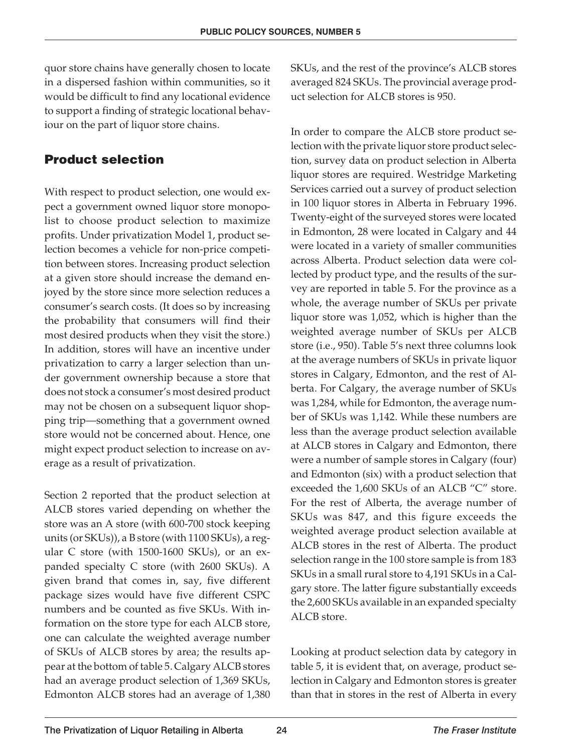quor store chains have generally chosen to locate in a dispersed fashion within communities, so it would be difficult to find any locational evidence to support a finding of strategic locational behaviour on the part of liquor store chains.

## Product selection

With respect to product selection, one would expect a government owned liquor store monopolist to choose product selection to maximize profits. Under privatization Model 1, product selection becomes a vehicle for non-price competition between stores. Increasing product selection at a given store should increase the demand enjoyed by the store since more selection reduces a consumer's search costs. (It does so by increasing the probability that consumers will find their most desired products when they visit the store.) In addition, stores will have an incentive under privatization to carry a larger selection than under government ownership because a store that does not stock a consumer's most desired product may not be chosen on a subsequent liquor shopping trip—something that a government owned store would not be concerned about. Hence, one might expect product selection to increase on average as a result of privatization.

Section 2 reported that the product selection at ALCB stores varied depending on whether the store was an A store (with 600-700 stock keeping units (or SKUs)), a B store (with 1100 SKUs), a regular C store (with 1500-1600 SKUs), or an expanded specialty C store (with 2600 SKUs). A given brand that comes in, say, five different package sizes would have five different CSPC numbers and be counted as five SKUs. With information on the store type for each ALCB store, one can calculate the weighted average number of SKUs of ALCB stores by area; the results appear at the bottom of table 5. Calgary ALCB stores had an average product selection of 1,369 SKUs, Edmonton ALCB stores had an average of 1,380 SKUs, and the rest of the province's ALCB stores averaged 824 SKUs. The provincial average product selection for ALCB stores is 950.

In order to compare the ALCB store product selection with the private liquor store product selection, survey data on product selection in Alberta liquor stores are required. Westridge Marketing Services carried out a survey of product selection in 100 liquor stores in Alberta in February 1996. Twenty-eight of the surveyed stores were located in Edmonton, 28 were located in Calgary and 44 were located in a variety of smaller communities across Alberta. Product selection data were collected by product type, and the results of the survey are reported in table 5. For the province as a whole, the average number of SKUs per private liquor store was 1,052, which is higher than the weighted average number of SKUs per ALCB store (i.e., 950). Table 5's next three columns look at the average numbers of SKUs in private liquor stores in Calgary, Edmonton, and the rest of Alberta. For Calgary, the average number of SKUs was 1,284, while for Edmonton, the average number of SKUs was 1,142. While these numbers are less than the average product selection available at ALCB stores in Calgary and Edmonton, there were a number of sample stores in Calgary (four) and Edmonton (six) with a product selection that exceeded the 1,600 SKUs of an ALCB "C" store. For the rest of Alberta, the average number of SKUs was 847, and this figure exceeds the weighted average product selection available at ALCB stores in the rest of Alberta. The product selection range in the 100 store sample is from 183 SKUs in a small rural store to 4,191 SKUs in a Calgary store. The latter figure substantially exceeds the 2,600 SKUs available in an expanded specialty ALCB store.

Looking at product selection data by category in table 5, it is evident that, on average, product selection in Calgary and Edmonton stores is greater than that in stores in the rest of Alberta in every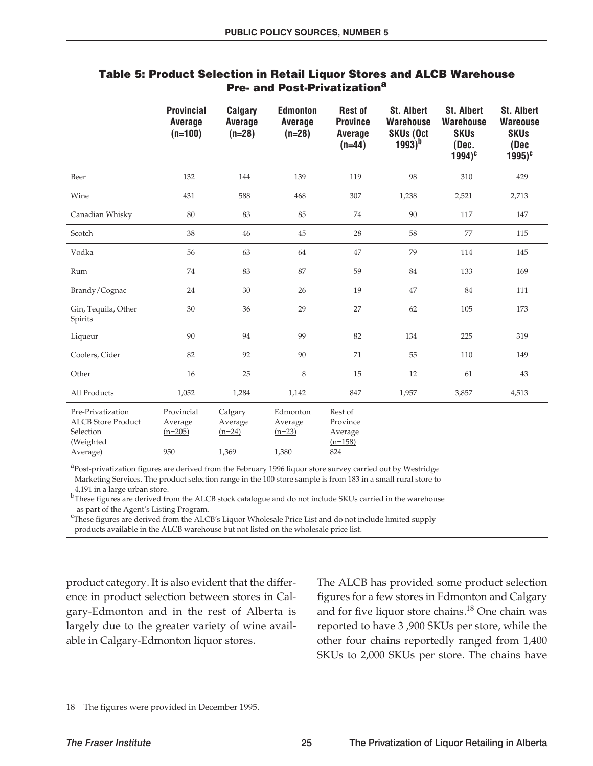**Table 5: Product Selection in Retail Liquor Stores and ALCB Warehouse Pre- and Post-Privatization[a]**

| | Provincial Average (n=100) | Calgary Average (n=28) | Edmonton Average (n=28) | Rest of Province Average (n=44) | St. Albert Warehouse SKUs (Oct 1993)[b] | St. Albert Warehouse SKUs (Dec. 1994)[c] | St. Albert Wareouse SKUs (Dec 1995)[c] |
|---|---|---|---|---|---|---|---|
| Beer | 132 | 144 | 139 | 119 | 98 | 310 | 429 |
| Wine | 431 | 588 | 468 | 307 | 1,238 | 2,521 | 2,713 |
| Canadian Whisky | 80 | 83 | 85 | 74 | 90 | 117 | 147 |
| Scotch | 38 | 46 | 45 | 28 | 58 | 77 | 115 |
| Vodka | 56 | 63 | 64 | 47 | 79 | 114 | 145 |
| Rum | 74 | 83 | 87 | 59 | 84 | 133 | 169 |
| Brandy/Cognac | 24 | 30 | 26 | 19 | 47 | 84 | 111 |
| Gin, Tequila, Other Spirits | 30 | 36 | 29 | 27 | 62 | 105 | 173 |
| Liqueur | 90 | 94 | 99 | 82 | 134 | 225 | 319 |
| Coolers, Cider | 82 | 92 | 90 | 71 | 55 | 110 | 149 |
| Other | 16 | 25 | 8 | 15 | 12 | 61 | 43 |
| All Products | 1,052 | 1,284 | 1,142 | 847 | 1,957 | 3,857 | 4,513 |
| Pre-Privatization ALCB Store Product Selection (Weighted Average) | Provincial Average (n=205) 950 | Calgary Average (n=24) 1,369 | Edmonton Average (n=23) 1,380 | Rest of Province Average (n=158) 824 | | | |

[a]Post-privatization figures are derived from the February 1996 liquor store survey carried out by Westridge Marketing Services. The product selection range in the 100 store sample is from 183 in a small rural store to 4,191 in a large urban store.

[b]These figures are derived from the ALCB stock catalogue and do not include SKUs carried in the warehouse as part of the Agent's Listing Program.

[c]These figures are derived from the ALCB's Liquor Wholesale Price List and do not include limited supply products available in the ALCB warehouse but not listed on the wholesale price list.

product category. It is also evident that the difference in product selection between stores in Calgary-Edmonton and in the rest of Alberta is largely due to the greater variety of wine available in Calgary-Edmonton liquor stores.

The ALCB has provided some product selection figures for a few stores in Edmonton and Calgary and for five liquor store chains.[18] One chain was reported to have 3 ,900 SKUs per store, while the other four chains reportedly ranged from 1,400 SKUs to 2,000 SKUs per store. The chains have

18 The figures were provided in December 1995.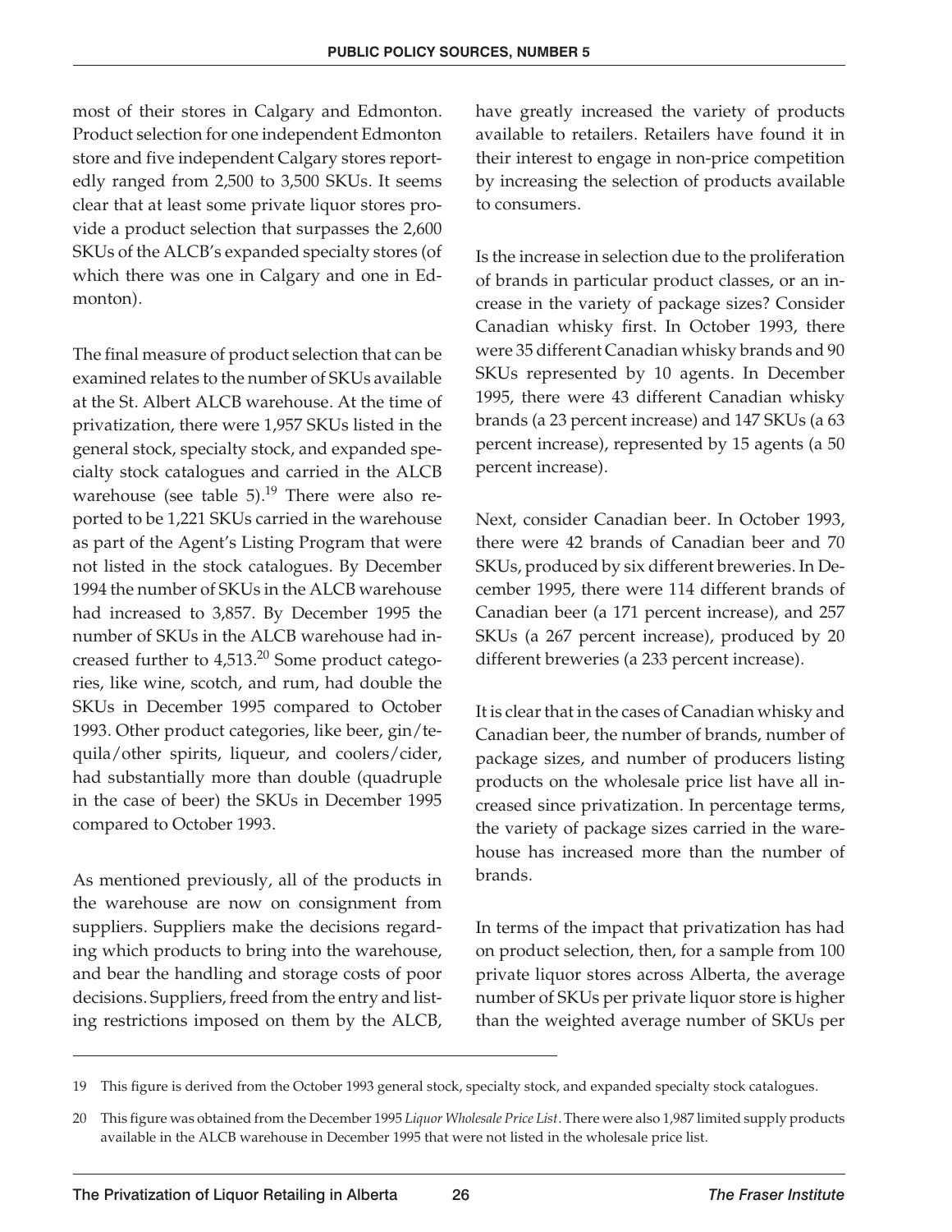most of their stores in Calgary and Edmonton. Product selection for one independent Edmonton store and five independent Calgary stores reportedly ranged from 2,500 to 3,500 SKUs. It seems clear that at least some private liquor stores provide a product selection that surpasses the 2,600 SKUs of the ALCB's expanded specialty stores (of which there was one in Calgary and one in Edmonton).

The final measure of product selection that can be examined relates to the number of SKUs available at the St. Albert ALCB warehouse. At the time of privatization, there were 1,957 SKUs listed in the general stock, specialty stock, and expanded specialty stock catalogues and carried in the ALCB warehouse (see table 5).[19] There were also reported to be 1,221 SKUs carried in the warehouse as part of the Agent's Listing Program that were not listed in the stock catalogues. By December 1994 the number of SKUs in the ALCB warehouse had increased to 3,857. By December 1995 the number of SKUs in the ALCB warehouse had increased further to 4,513.[20] Some product categories, like wine, scotch, and rum, had double the SKUs in December 1995 compared to October 1993. Other product categories, like beer, gin/tequila/other spirits, liqueur, and coolers/cider, had substantially more than double (quadruple in the case of beer) the SKUs in December 1995 compared to October 1993.

As mentioned previously, all of the products in the warehouse are now on consignment from suppliers. Suppliers make the decisions regarding which products to bring into the warehouse, and bear the handling and storage costs of poor decisions. Suppliers, freed from the entry and listing restrictions imposed on them by the ALCB, have greatly increased the variety of products available to retailers. Retailers have found it in their interest to engage in non-price competition by increasing the selection of products available to consumers.

Is the increase in selection due to the proliferation of brands in particular product classes, or an increase in the variety of package sizes? Consider Canadian whisky first. In October 1993, there were 35 different Canadian whisky brands and 90 SKUs represented by 10 agents. In December 1995, there were 43 different Canadian whisky brands (a 23 percent increase) and 147 SKUs (a 63 percent increase), represented by 15 agents (a 50 percent increase).

Next, consider Canadian beer. In October 1993, there were 42 brands of Canadian beer and 70 SKUs, produced by six different breweries. In December 1995, there were 114 different brands of Canadian beer (a 171 percent increase), and 257 SKUs (a 267 percent increase), produced by 20 different breweries (a 233 percent increase).

It is clear that in the cases of Canadian whisky and Canadian beer, the number of brands, number of package sizes, and number of producers listing products on the wholesale price list have all increased since privatization. In percentage terms, the variety of package sizes carried in the warehouse has increased more than the number of brands.

In terms of the impact that privatization has had on product selection, then, for a sample from 100 private liquor stores across Alberta, the average number of SKUs per private liquor store is higher than the weighted average number of SKUs per

---

19 This figure is derived from the October 1993 general stock, specialty stock, and expanded specialty stock catalogues.

20 This figure was obtained from the December 1995 *Liquor Wholesale Price List*. There were also 1,987 limited supply products available in the ALCB warehouse in December 1995 that were not listed in the wholesale price list.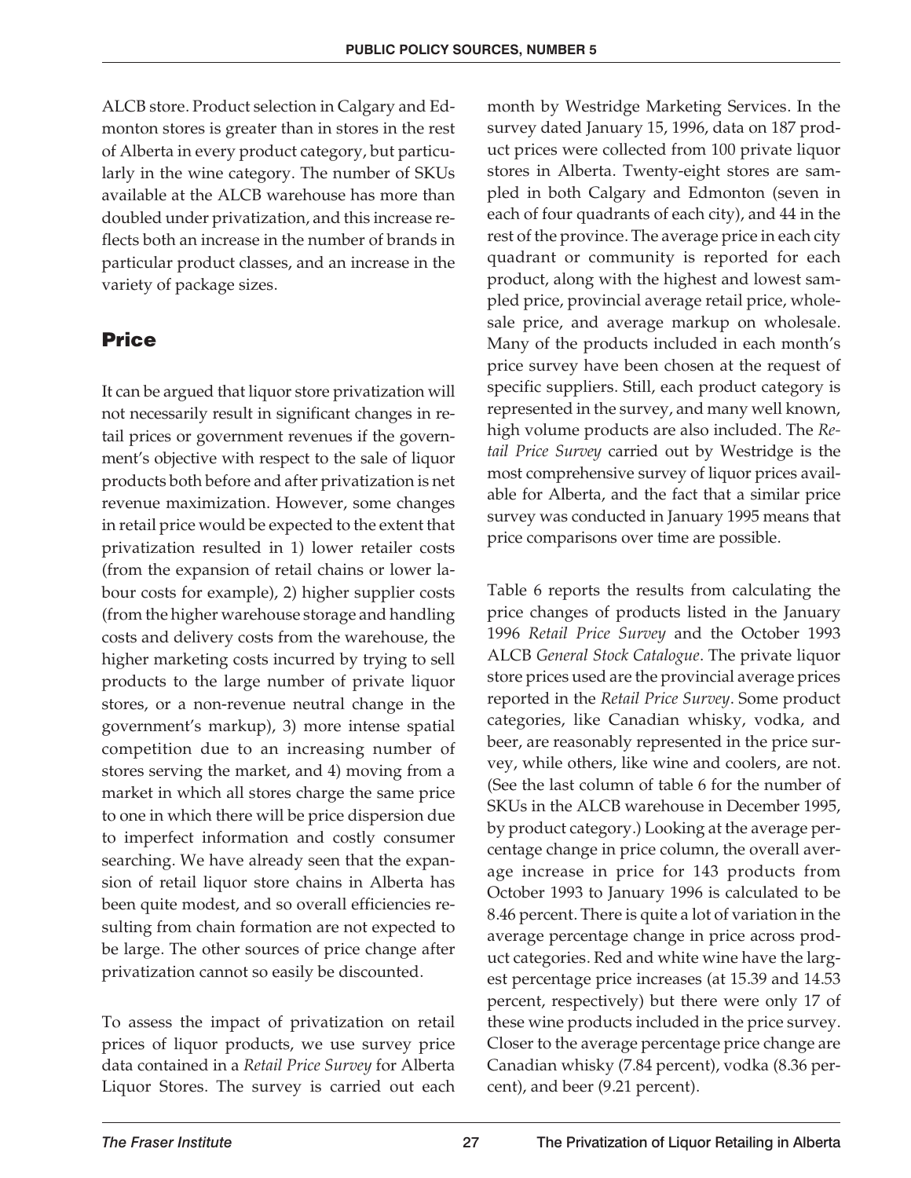ALCB store. Product selection in Calgary and Edmonton stores is greater than in stores in the rest of Alberta in every product category, but particularly in the wine category. The number of SKUs available at the ALCB warehouse has more than doubled under privatization, and this increase reflects both an increase in the number of brands in particular product classes, and an increase in the variety of package sizes.

## Price

It can be argued that liquor store privatization will not necessarily result in significant changes in retail prices or government revenues if the government's objective with respect to the sale of liquor products both before and after privatization is net revenue maximization. However, some changes in retail price would be expected to the extent that privatization resulted in 1) lower retailer costs (from the expansion of retail chains or lower labour costs for example), 2) higher supplier costs (from the higher warehouse storage and handling costs and delivery costs from the warehouse, the higher marketing costs incurred by trying to sell products to the large number of private liquor stores, or a non-revenue neutral change in the government's markup), 3) more intense spatial competition due to an increasing number of stores serving the market, and 4) moving from a market in which all stores charge the same price to one in which there will be price dispersion due to imperfect information and costly consumer searching. We have already seen that the expansion of retail liquor store chains in Alberta has been quite modest, and so overall efficiencies resulting from chain formation are not expected to be large. The other sources of price change after privatization cannot so easily be discounted.

To assess the impact of privatization on retail prices of liquor products, we use survey price data contained in a *Retail Price Survey* for Alberta Liquor Stores. The survey is carried out each month by Westridge Marketing Services. In the survey dated January 15, 1996, data on 187 product prices were collected from 100 private liquor stores in Alberta. Twenty-eight stores are sampled in both Calgary and Edmonton (seven in each of four quadrants of each city), and 44 in the rest of the province. The average price in each city quadrant or community is reported for each product, along with the highest and lowest sampled price, provincial average retail price, wholesale price, and average markup on wholesale. Many of the products included in each month's price survey have been chosen at the request of specific suppliers. Still, each product category is represented in the survey, and many well known, high volume products are also included. The *Retail Price Survey* carried out by Westridge is the most comprehensive survey of liquor prices available for Alberta, and the fact that a similar price survey was conducted in January 1995 means that price comparisons over time are possible.

Table 6 reports the results from calculating the price changes of products listed in the January 1996 *Retail Price Survey* and the October 1993 ALCB *General Stock Catalogue*. The private liquor store prices used are the provincial average prices reported in the *Retail Price Survey*. Some product categories, like Canadian whisky, vodka, and beer, are reasonably represented in the price survey, while others, like wine and coolers, are not. (See the last column of table 6 for the number of SKUs in the ALCB warehouse in December 1995, by product category.) Looking at the average percentage change in price column, the overall average increase in price for 143 products from October 1993 to January 1996 is calculated to be 8.46 percent. There is quite a lot of variation in the average percentage change in price across product categories. Red and white wine have the largest percentage price increases (at 15.39 and 14.53 percent, respectively) but there were only 17 of these wine products included in the price survey. Closer to the average percentage price change are Canadian whisky (7.84 percent), vodka (8.36 percent), and beer (9.21 percent).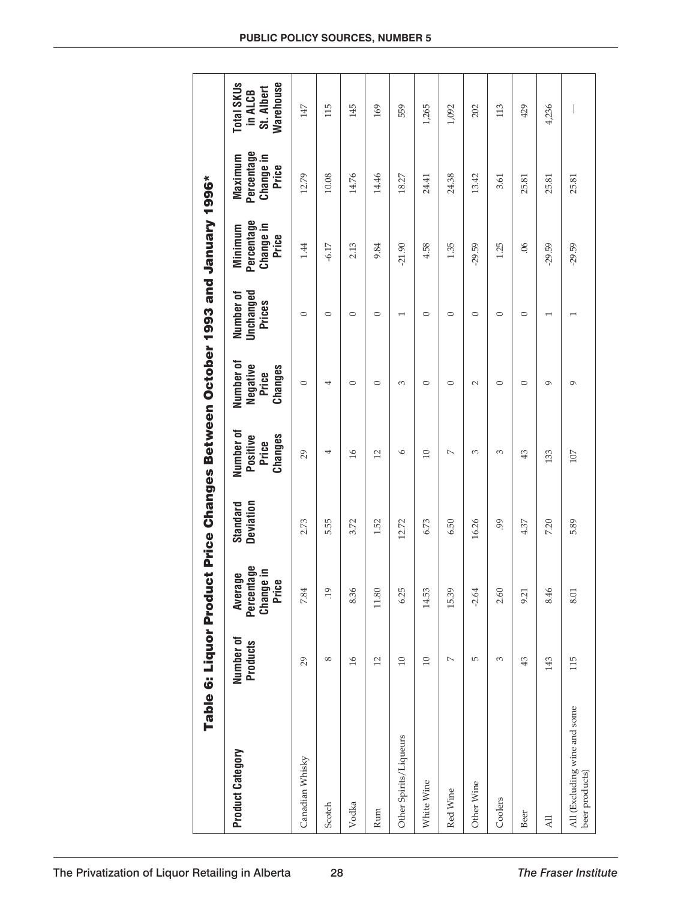## Table 6: Liquor Product Price Changes Between October 1993 and January 1996*

| Product Category | Number of Products | Average Percentage Change in Price | Standard Deviation | Number of Positive Price Changes | Number of Negative Price Changes | Number of Unchanged Prices | Minimum Percentage Change in Price | Maximum Percentage Change in Price | Total SKUs in ALCB St. Albert Warehouse |
|---|---|---|---|---|---|---|---|---|---|
| Canadian Whisky | 29 | 7.84 | 2.73 | 29 | 0 | 0 | 1.44 | 12.79 | 147 |
| Scotch | 8 | .19 | 5.55 | 4 | 4 | 0 | -6.17 | 10.08 | 115 |
| Vodka | 16 | 8.36 | 3.72 | 16 | 0 | 0 | 2.13 | 14.76 | 145 |
| Rum | 12 | 11.80 | 1.52 | 12 | 0 | 0 | 9.84 | 14.46 | 169 |
| Other Spirits/Liqueurs | 10 | 6.25 | 12.72 | 6 | 3 | 1 | -21.90 | 18.27 | 559 |
| White Wine | 10 | 14.53 | 6.73 | 10 | 0 | 0 | 4.58 | 24.41 | 1,265 |
| Red Wine | 7 | 15.39 | 6.50 | 7 | 0 | 0 | 1.35 | 24.38 | 1,092 |
| Other Wine | 5 | -2.64 | 16.26 | 3 | 2 | 0 | -29.59 | 13.42 | 202 |
| Coolers | 3 | 2.60 | .99 | 3 | 0 | 0 | 1.25 | 3.61 | 113 |
| Beer | 43 | 9.21 | 4.37 | 43 | 0 | 0 | .06 | 25.81 | 429 |
| All | 143 | 8.46 | 7.20 | 133 | 9 | 1 | -29.59 | 25.81 | 4,236 |
| All (Excluding wine and some beer products) | 115 | 8.01 | 5.89 | 107 | 9 | 1 | -29.59 | 25.81 | — |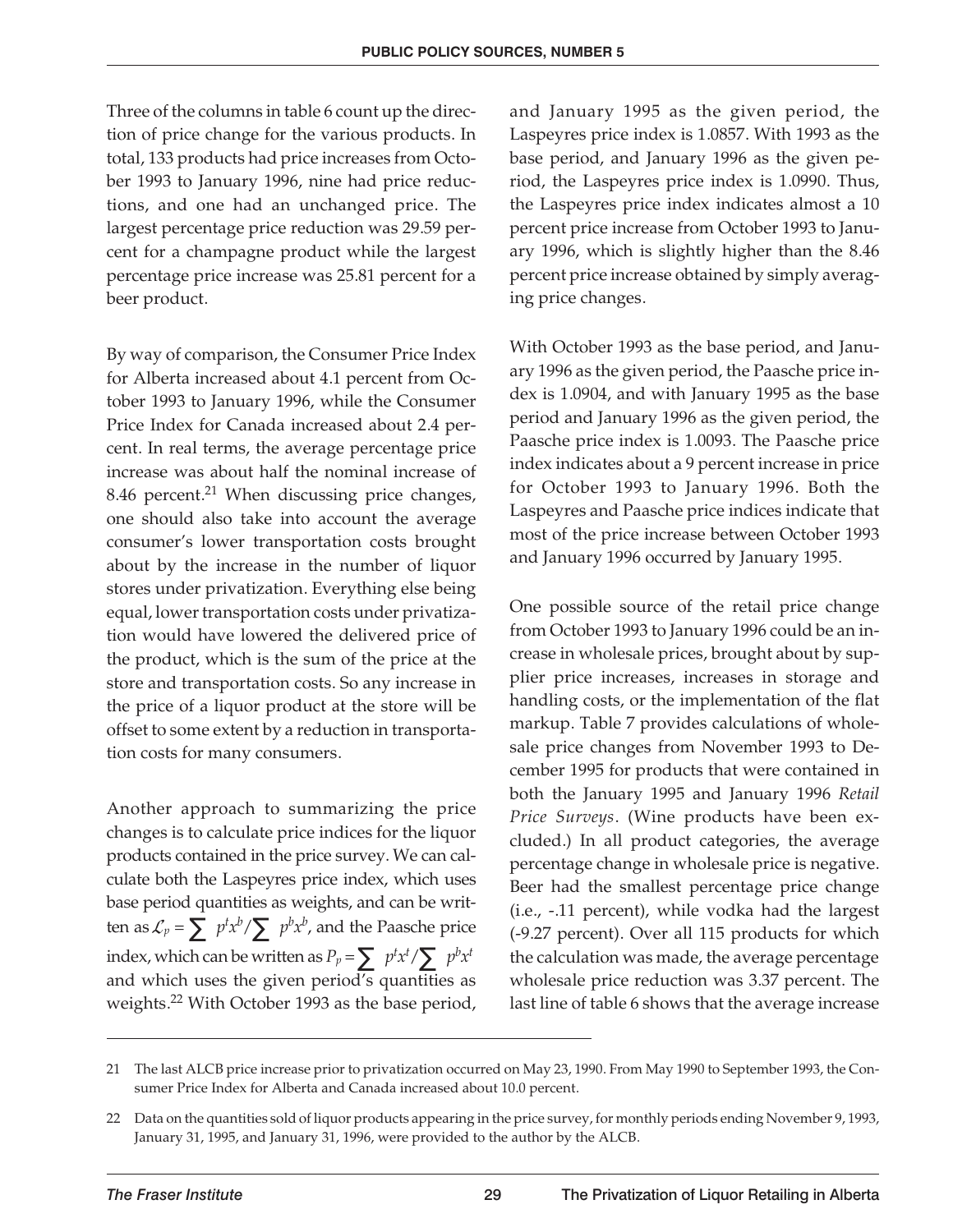Three of the columns in table 6 count up the direction of price change for the various products. In total, 133 products had price increases from October 1993 to January 1996, nine had price reductions, and one had an unchanged price. The largest percentage price reduction was 29.59 percent for a champagne product while the largest percentage price increase was 25.81 percent for a beer product.

By way of comparison, the Consumer Price Index for Alberta increased about 4.1 percent from October 1993 to January 1996, while the Consumer Price Index for Canada increased about 2.4 percent. In real terms, the average percentage price increase was about half the nominal increase of 8.46 percent.[21] When discussing price changes, one should also take into account the average consumer's lower transportation costs brought about by the increase in the number of liquor stores under privatization. Everything else being equal, lower transportation costs under privatization would have lowered the delivered price of the product, which is the sum of the price at the store and transportation costs. So any increase in the price of a liquor product at the store will be offset to some extent by a reduction in transportation costs for many consumers.

Another approach to summarizing the price changes is to calculate price indices for the liquor products contained in the price survey. We can calculate both the Laspeyres price index, which uses base period quantities as weights, and can be written as $\mathcal{L}_p = \sum p^t x^b / \sum p^b x^b$, and the Paasche price index, which can be written as $P_p = \sum p^t x^t / \sum p^b x^t$ and which uses the given period's quantities as weights.[22] With October 1993 as the base period, and January 1995 as the given period, the Laspeyres price index is 1.0857. With 1993 as the base period, and January 1996 as the given period, the Laspeyres price index is 1.0990. Thus, the Laspeyres price index indicates almost a 10 percent price increase from October 1993 to January 1996, which is slightly higher than the 8.46 percent price increase obtained by simply averaging price changes.

With October 1993 as the base period, and January 1996 as the given period, the Paasche price index is 1.0904, and with January 1995 as the base period and January 1996 as the given period, the Paasche price index is 1.0093. The Paasche price index indicates about a 9 percent increase in price for October 1993 to January 1996. Both the Laspeyres and Paasche price indices indicate that most of the price increase between October 1993 and January 1996 occurred by January 1995.

One possible source of the retail price change from October 1993 to January 1996 could be an increase in wholesale prices, brought about by supplier price increases, increases in storage and handling costs, or the implementation of the flat markup. Table 7 provides calculations of wholesale price changes from November 1993 to December 1995 for products that were contained in both the January 1995 and January 1996 *Retail Price Surveys*. (Wine products have been excluded.) In all product categories, the average percentage change in wholesale price is negative. Beer had the smallest percentage price change (i.e., -.11 percent), while vodka had the largest (-9.27 percent). Over all 115 products for which the calculation was made, the average percentage wholesale price reduction was 3.37 percent. The last line of table 6 shows that the average increase

---

21 The last ALCB price increase prior to privatization occurred on May 23, 1990. From May 1990 to September 1993, the Consumer Price Index for Alberta and Canada increased about 10.0 percent.

22 Data on the quantities sold of liquor products appearing in the price survey, for monthly periods ending November 9, 1993, January 31, 1995, and January 31, 1996, were provided to the author by the ALCB.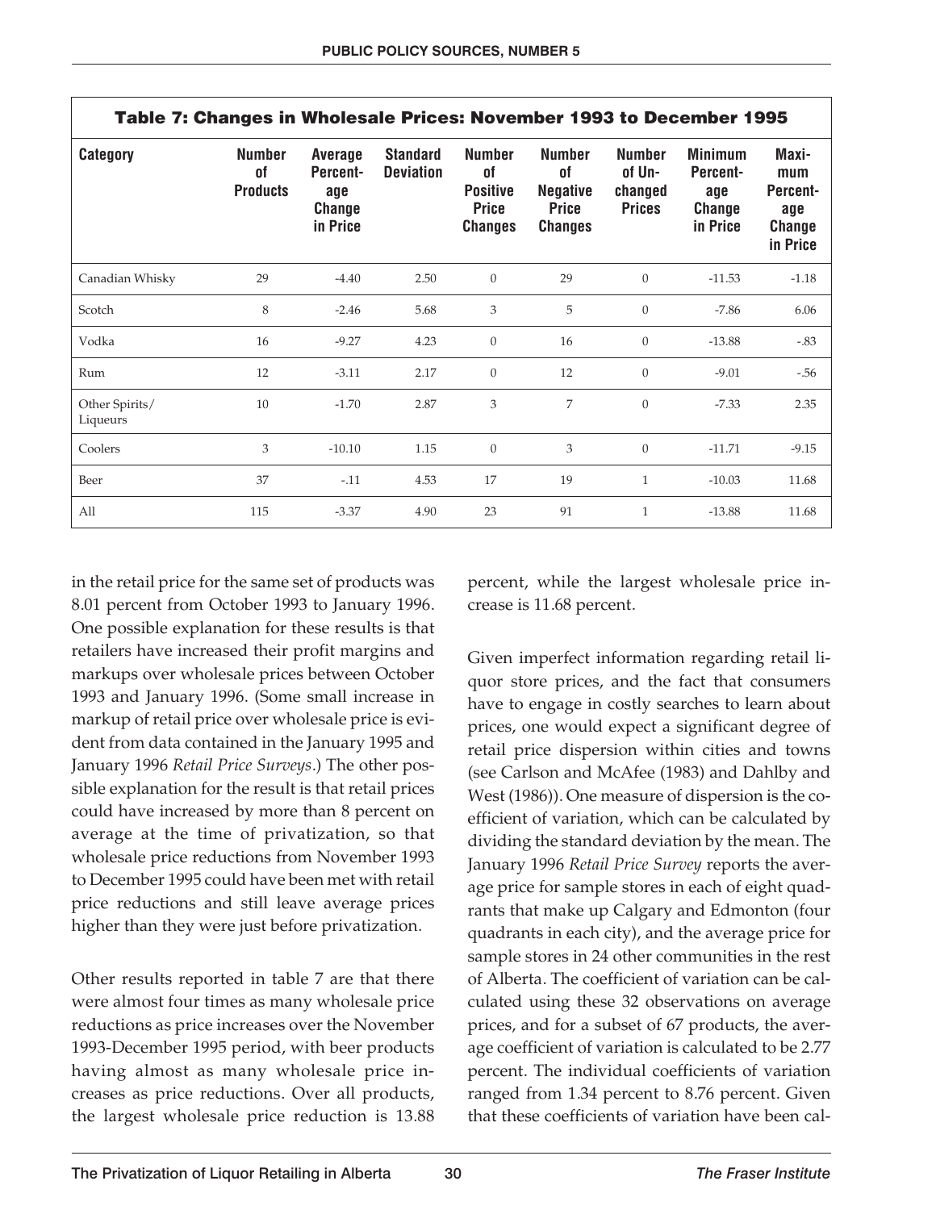**Table 7: Changes in Wholesale Prices: November 1993 to December 1995**

| Category | Number of Products | Average Percentage Change in Price | Standard Deviation | Number of Positive Price Changes | Number of Negative Price Changes | Number of Unchanged Prices | Minimum Percentage Change in Price | Maximum Percentage Change in Price |
|---|---|---|---|---|---|---|---|---|
| Canadian Whisky | 29 | -4.40 | 2.50 | 0 | 29 | 0 | -11.53 | -1.18 |
| Scotch | 8 | -2.46 | 5.68 | 3 | 5 | 0 | -7.86 | 6.06 |
| Vodka | 16 | -9.27 | 4.23 | 0 | 16 | 0 | -13.88 | -.83 |
| Rum | 12 | -3.11 | 2.17 | 0 | 12 | 0 | -9.01 | -.56 |
| Other Spirits/ Liqueurs | 10 | -1.70 | 2.87 | 3 | 7 | 0 | -7.33 | 2.35 |
| Coolers | 3 | -10.10 | 1.15 | 0 | 3 | 0 | -11.71 | -9.15 |
| Beer | 37 | -.11 | 4.53 | 17 | 19 | 1 | -10.03 | 11.68 |
| All | 115 | -3.37 | 4.90 | 23 | 91 | 1 | -13.88 | 11.68 |

in the retail price for the same set of products was 8.01 percent from October 1993 to January 1996. One possible explanation for these results is that retailers have increased their profit margins and markups over wholesale prices between October 1993 and January 1996. (Some small increase in markup of retail price over wholesale price is evident from data contained in the January 1995 and January 1996 *Retail Price Surveys*.) The other possible explanation for the result is that retail prices could have increased by more than 8 percent on average at the time of privatization, so that wholesale price reductions from November 1993 to December 1995 could have been met with retail price reductions and still leave average prices higher than they were just before privatization.

Other results reported in table 7 are that there were almost four times as many wholesale price reductions as price increases over the November 1993-December 1995 period, with beer products having almost as many wholesale price increases as price reductions. Over all products, the largest wholesale price reduction is 13.88 percent, while the largest wholesale price increase is 11.68 percent.

Given imperfect information regarding retail liquor store prices, and the fact that consumers have to engage in costly searches to learn about prices, one would expect a significant degree of retail price dispersion within cities and towns (see Carlson and McAfee (1983) and Dahlby and West (1986)). One measure of dispersion is the coefficient of variation, which can be calculated by dividing the standard deviation by the mean. The January 1996 *Retail Price Survey* reports the average price for sample stores in each of eight quadrants that make up Calgary and Edmonton (four quadrants in each city), and the average price for sample stores in 24 other communities in the rest of Alberta. The coefficient of variation can be calculated using these 32 observations on average prices, and for a subset of 67 products, the average coefficient of variation is calculated to be 2.77 percent. The individual coefficients of variation ranged from 1.34 percent to 8.76 percent. Given that these coefficients of variation have been cal-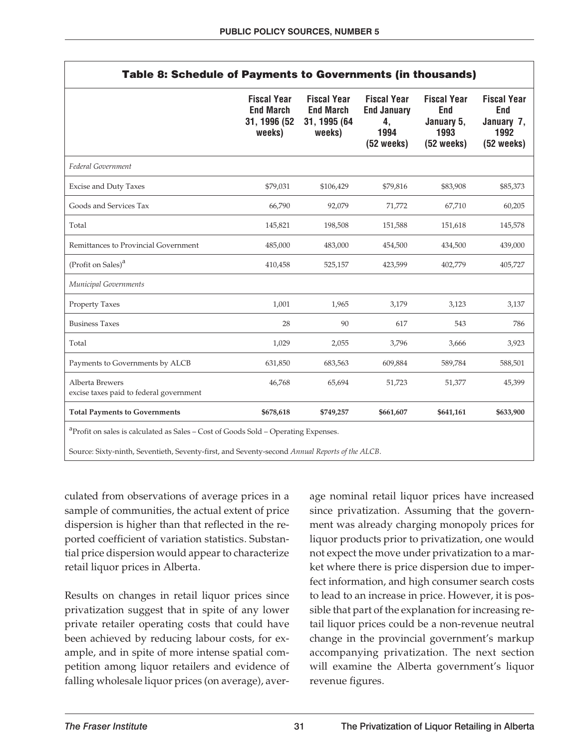**Table 8: Schedule of Payments to Governments (in thousands)**

| | Fiscal Year End March 31, 1996 (52 weeks) | Fiscal Year End March 31, 1995 (64 weeks) | Fiscal Year End January 4, 1994 (52 weeks) | Fiscal Year End January 5, 1993 (52 weeks) | Fiscal Year End January 7, 1992 (52 weeks) |
|---|---|---|---|---|---|
| *Federal Government* | | | | | |
| Excise and Duty Taxes | $79,031 | $106,429 | $79,816 | $83,908 | $85,373 |
| Goods and Services Tax | 66,790 | 92,079 | 71,772 | 67,710 | 60,205 |
| Total | 145,821 | 198,508 | 151,588 | 151,618 | 145,578 |
| Remittances to Provincial Government | 485,000 | 483,000 | 454,500 | 434,500 | 439,000 |
| (Profit on Sales)[a] | 410,458 | 525,157 | 423,599 | 402,779 | 405,727 |
| *Municipal Governments* | | | | | |
| Property Taxes | 1,001 | 1,965 | 3,179 | 3,123 | 3,137 |
| Business Taxes | 28 | 90 | 617 | 543 | 786 |
| Total | 1,029 | 2,055 | 3,796 | 3,666 | 3,923 |
| Payments to Governments by ALCB | 631,850 | 683,563 | 609,884 | 589,784 | 588,501 |
| Alberta Brewers excise taxes paid to federal government | 46,768 | 65,694 | 51,723 | 51,377 | 45,399 |
| **Total Payments to Governments** | **$678,618** | **$749,257** | **$661,607** | **$641,161** | **$633,900** |

[a]Profit on sales is calculated as Sales – Cost of Goods Sold – Operating Expenses.

Source: Sixty-ninth, Seventieth, Seventy-first, and Seventy-second *Annual Reports of the ALCB*.

culated from observations of average prices in a sample of communities, the actual extent of price dispersion is higher than that reflected in the reported coefficient of variation statistics. Substantial price dispersion would appear to characterize retail liquor prices in Alberta.

Results on changes in retail liquor prices since privatization suggest that in spite of any lower private retailer operating costs that could have been achieved by reducing labour costs, for example, and in spite of more intense spatial competition among liquor retailers and evidence of falling wholesale liquor prices (on average), average nominal retail liquor prices have increased since privatization. Assuming that the government was already charging monopoly prices for liquor products prior to privatization, one would not expect the move under privatization to a market where there is price dispersion due to imperfect information, and high consumer search costs to lead to an increase in price. However, it is possible that part of the explanation for increasing retail liquor prices could be a non-revenue neutral change in the provincial government's markup accompanying privatization. The next section will examine the Alberta government's liquor revenue figures.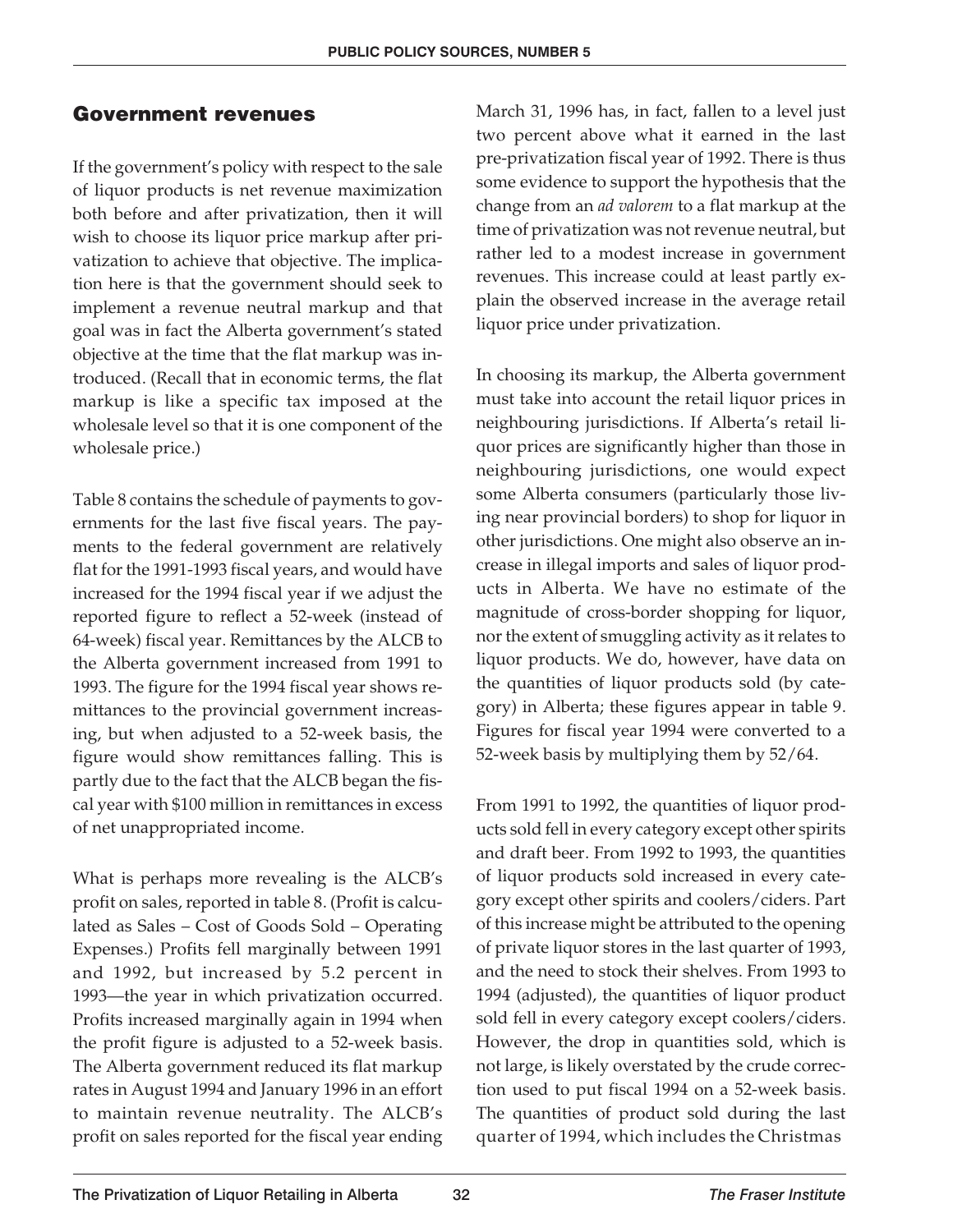## Government revenues

If the government's policy with respect to the sale of liquor products is net revenue maximization both before and after privatization, then it will wish to choose its liquor price markup after privatization to achieve that objective. The implication here is that the government should seek to implement a revenue neutral markup and that goal was in fact the Alberta government's stated objective at the time that the flat markup was introduced. (Recall that in economic terms, the flat markup is like a specific tax imposed at the wholesale level so that it is one component of the wholesale price.)

Table 8 contains the schedule of payments to governments for the last five fiscal years. The payments to the federal government are relatively flat for the 1991-1993 fiscal years, and would have increased for the 1994 fiscal year if we adjust the reported figure to reflect a 52-week (instead of 64-week) fiscal year. Remittances by the ALCB to the Alberta government increased from 1991 to 1993. The figure for the 1994 fiscal year shows remittances to the provincial government increasing, but when adjusted to a 52-week basis, the figure would show remittances falling. This is partly due to the fact that the ALCB began the fiscal year with $100 million in remittances in excess of net unappropriated income.

What is perhaps more revealing is the ALCB's profit on sales, reported in table 8. (Profit is calculated as Sales – Cost of Goods Sold – Operating Expenses.) Profits fell marginally between 1991 and 1992, but increased by 5.2 percent in 1993—the year in which privatization occurred. Profits increased marginally again in 1994 when the profit figure is adjusted to a 52-week basis. The Alberta government reduced its flat markup rates in August 1994 and January 1996 in an effort to maintain revenue neutrality. The ALCB's profit on sales reported for the fiscal year ending March 31, 1996 has, in fact, fallen to a level just two percent above what it earned in the last pre-privatization fiscal year of 1992. There is thus some evidence to support the hypothesis that the change from an *ad valorem* to a flat markup at the time of privatization was not revenue neutral, but rather led to a modest increase in government revenues. This increase could at least partly explain the observed increase in the average retail liquor price under privatization.

In choosing its markup, the Alberta government must take into account the retail liquor prices in neighbouring jurisdictions. If Alberta's retail liquor prices are significantly higher than those in neighbouring jurisdictions, one would expect some Alberta consumers (particularly those living near provincial borders) to shop for liquor in other jurisdictions. One might also observe an increase in illegal imports and sales of liquor products in Alberta. We have no estimate of the magnitude of cross-border shopping for liquor, nor the extent of smuggling activity as it relates to liquor products. We do, however, have data on the quantities of liquor products sold (by category) in Alberta; these figures appear in table 9. Figures for fiscal year 1994 were converted to a 52-week basis by multiplying them by 52/64.

From 1991 to 1992, the quantities of liquor products sold fell in every category except other spirits and draft beer. From 1992 to 1993, the quantities of liquor products sold increased in every category except other spirits and coolers/ciders. Part of this increase might be attributed to the opening of private liquor stores in the last quarter of 1993, and the need to stock their shelves. From 1993 to 1994 (adjusted), the quantities of liquor product sold fell in every category except coolers/ciders. However, the drop in quantities sold, which is not large, is likely overstated by the crude correction used to put fiscal 1994 on a 52-week basis. The quantities of product sold during the last quarter of 1994, which includes the Christmas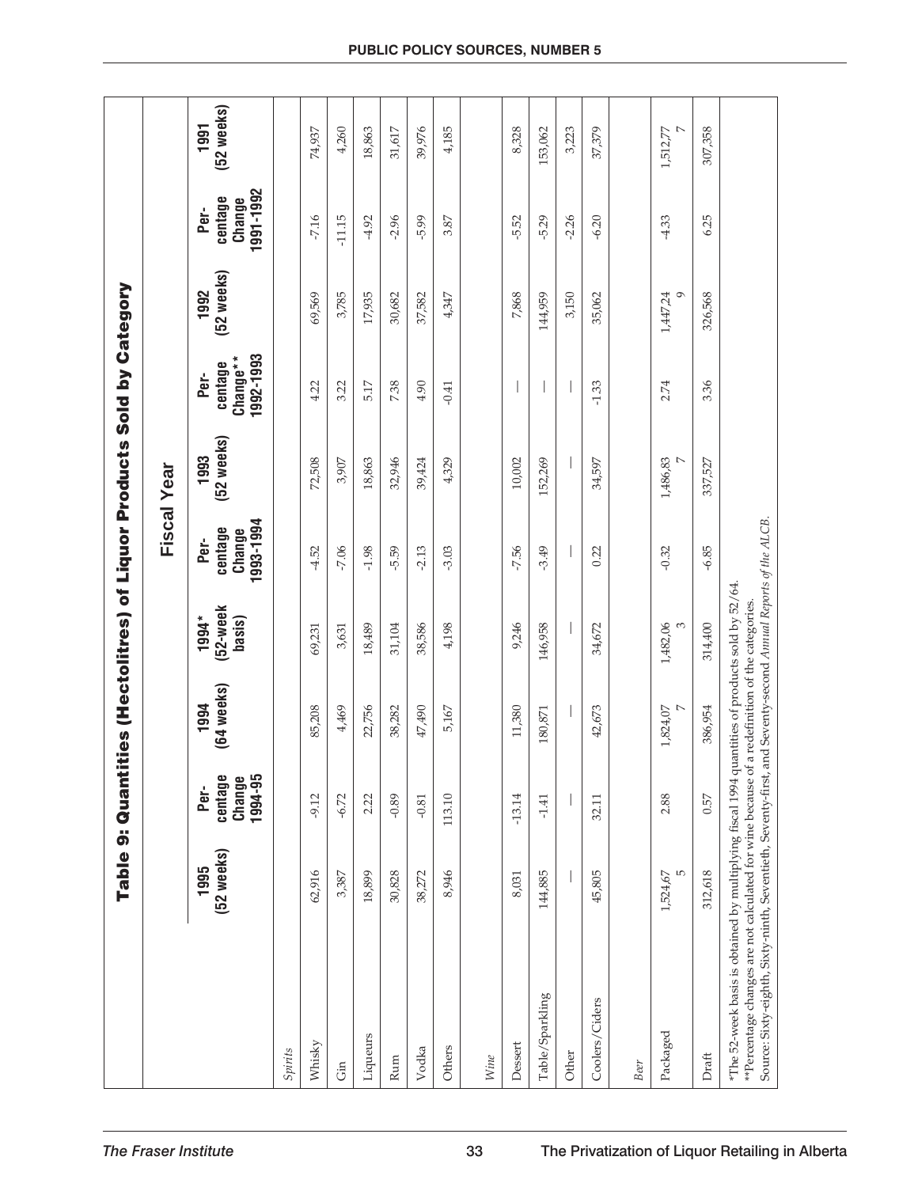## Table 9: Quantities (Hectolitres) of Liquor Products Sold by Category

| | Fiscal Year | | | | | | | | | |
|---|---|---|---|---|---|---|---|---|---|---|
| | 1995 (52 weeks) | Per-centage Change 1994-95 | 1994 (64 weeks) | 1994* (52-week basis) | Per-centage Change 1993-1994 | 1993 (52 weeks) | Per-centage Change** 1992-1993 | 1992 (52 weeks) | Per-centage Change 1991-1992 | 1991 (52 weeks) |
| *Spirits* | | | | | | | | | | |
| Whisky | 62,916 | -9.12 | 85,208 | 69,231 | -4.52 | 72,508 | 4.22 | 69,569 | -7.16 | 74,937 |
| Gin | 3,387 | -6.72 | 4,469 | 3,631 | -7.06 | 3,907 | 3.22 | 3,785 | -11.15 | 4,260 |
| Liqueurs | 18,899 | 2.22 | 22,756 | 18,489 | -1.98 | 18,863 | 5.17 | 17,935 | -4.92 | 18,863 |
| Rum | 30,828 | -0.89 | 38,282 | 31,104 | -5.59 | 32,946 | 7.38 | 30,682 | -2.96 | 31,617 |
| Vodka | 38,272 | -0.81 | 47,490 | 38,586 | -2.13 | 39,424 | 4.90 | 37,582 | -5.99 | 39,976 |
| Others | 8,946 | 113.10 | 5,167 | 4,198 | -3.03 | 4,329 | -0.41 | 4,347 | 3.87 | 4,185 |
| *Wine* | | | | | | | | | | |
| Dessert | 8,031 | -13.14 | 11,380 | 9,246 | -7.56 | 10,002 | — | 7,868 | -5.52 | 8,328 |
| Table/Sparkling | 144,885 | -1.41 | 180,871 | 146,958 | -3.49 | 152,269 | — | 144,959 | -5.29 | 153,062 |
| Other | — | — | — | — | — | — | — | 3,150 | -2.26 | 3,223 |
| Coolers/Ciders | 45,805 | 32.11 | 42,673 | 34,672 | 0.22 | 34,597 | -1.33 | 35,062 | -6.20 | 37,379 |
| *Beer* | | | | | | | | | | |
| Packaged | 1,524,675 | 2.88 | 1,824,077 | 1,482,063 | -0.32 | 1,486,837 | 2.74 | 1,447,249 | -4.33 | 1,512,777 |
| Draft | 312,618 | 0.57 | 386,954 | 314,400 | -6.85 | 337,527 | 3.36 | 326,568 | 6.25 | 307,358 |

*The 52-week basis is obtained by multiplying fiscal 1994 quantities of products sold by 52/64.
**Percentage changes are not calculated for wine because of a redefinition of the categories.
Source: Sixty-eighth, Sixty-ninth, Seventieth, Seventy-first, and Seventy-second *Annual Reports of the ALCB*.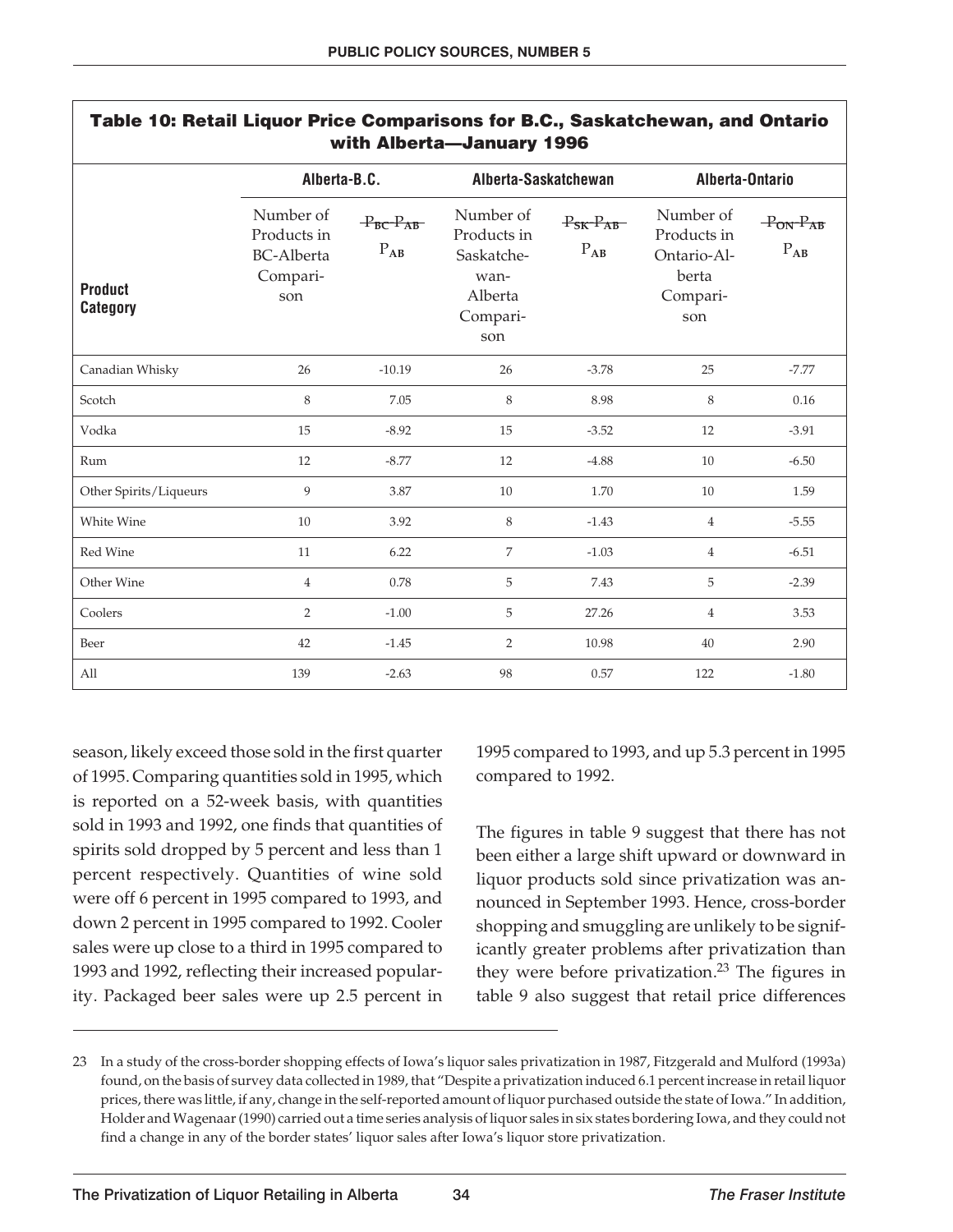**Table 10: Retail Liquor Price Comparisons for B.C., Saskatchewan, and Ontario with Alberta—January 1996**

| Product Category | Alberta-B.C. | | Alberta-Saskatchewan | | Alberta-Ontario | |
|---|---|---|---|---|---|---|
| | Number of Products in BC-Alberta Comparison | $\frac{P_{BC}-P_{AB}}{P_{AB}}$ | Number of Products in Saskatchewan-Alberta Comparison | $\frac{P_{SK}-P_{AB}}{P_{AB}}$ | Number of Products in Ontario-Alberta Comparison | $\frac{P_{ON}-P_{AB}}{P_{AB}}$ |
| Canadian Whisky | 26 | -10.19 | 26 | -3.78 | 25 | -7.77 |
| Scotch | 8 | 7.05 | 8 | 8.98 | 8 | 0.16 |
| Vodka | 15 | -8.92 | 15 | -3.52 | 12 | -3.91 |
| Rum | 12 | -8.77 | 12 | -4.88 | 10 | -6.50 |
| Other Spirits/Liqueurs | 9 | 3.87 | 10 | 1.70 | 10 | 1.59 |
| White Wine | 10 | 3.92 | 8 | -1.43 | 4 | -5.55 |
| Red Wine | 11 | 6.22 | 7 | -1.03 | 4 | -6.51 |
| Other Wine | 4 | 0.78 | 5 | 7.43 | 5 | -2.39 |
| Coolers | 2 | -1.00 | 5 | 27.26 | 4 | 3.53 |
| Beer | 42 | -1.45 | 2 | 10.98 | 40 | 2.90 |
| All | 139 | -2.63 | 98 | 0.57 | 122 | -1.80 |

season, likely exceed those sold in the first quarter of 1995. Comparing quantities sold in 1995, which is reported on a 52-week basis, with quantities sold in 1993 and 1992, one finds that quantities of spirits sold dropped by 5 percent and less than 1 percent respectively. Quantities of wine sold were off 6 percent in 1995 compared to 1993, and down 2 percent in 1995 compared to 1992. Cooler sales were up close to a third in 1995 compared to 1993 and 1992, reflecting their increased popularity. Packaged beer sales were up 2.5 percent in 1995 compared to 1993, and up 5.3 percent in 1995 compared to 1992.

The figures in table 9 suggest that there has not been either a large shift upward or downward in liquor products sold since privatization was announced in September 1993. Hence, cross-border shopping and smuggling are unlikely to be significantly greater problems after privatization than they were before privatization.[23] The figures in table 9 also suggest that retail price differences

---

23 In a study of the cross-border shopping effects of Iowa's liquor sales privatization in 1987, Fitzgerald and Mulford (1993a) found, on the basis of survey data collected in 1989, that "Despite a privatization induced 6.1 percent increase in retail liquor prices, there was little, if any, change in the self-reported amount of liquor purchased outside the state of Iowa." In addition, Holder and Wagenaar (1990) carried out a time series analysis of liquor sales in six states bordering Iowa, and they could not find a change in any of the border states' liquor sales after Iowa's liquor store privatization.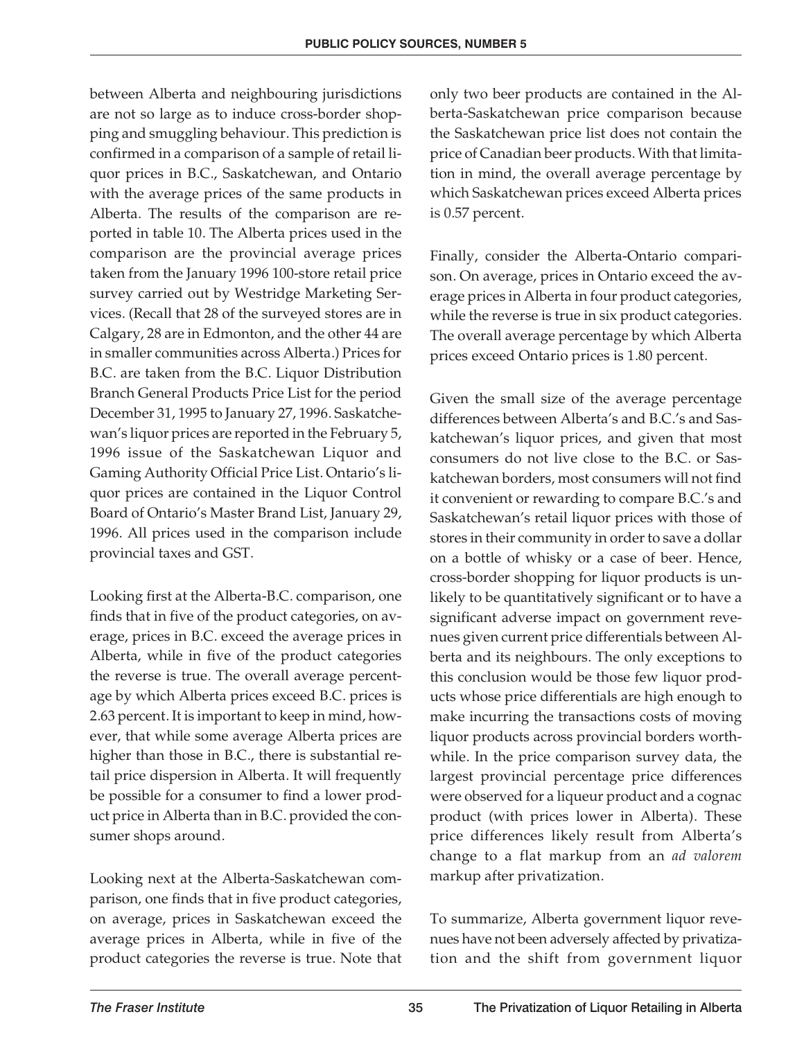between Alberta and neighbouring jurisdictions are not so large as to induce cross-border shopping and smuggling behaviour. This prediction is confirmed in a comparison of a sample of retail liquor prices in B.C., Saskatchewan, and Ontario with the average prices of the same products in Alberta. The results of the comparison are reported in table 10. The Alberta prices used in the comparison are the provincial average prices taken from the January 1996 100-store retail price survey carried out by Westridge Marketing Services. (Recall that 28 of the surveyed stores are in Calgary, 28 are in Edmonton, and the other 44 are in smaller communities across Alberta.) Prices for B.C. are taken from the B.C. Liquor Distribution Branch General Products Price List for the period December 31, 1995 to January 27, 1996. Saskatchewan's liquor prices are reported in the February 5, 1996 issue of the Saskatchewan Liquor and Gaming Authority Official Price List. Ontario's liquor prices are contained in the Liquor Control Board of Ontario's Master Brand List, January 29, 1996. All prices used in the comparison include provincial taxes and GST.

Looking first at the Alberta-B.C. comparison, one finds that in five of the product categories, on average, prices in B.C. exceed the average prices in Alberta, while in five of the product categories the reverse is true. The overall average percentage by which Alberta prices exceed B.C. prices is 2.63 percent. It is important to keep in mind, however, that while some average Alberta prices are higher than those in B.C., there is substantial retail price dispersion in Alberta. It will frequently be possible for a consumer to find a lower product price in Alberta than in B.C. provided the consumer shops around.

Looking next at the Alberta-Saskatchewan comparison, one finds that in five product categories, on average, prices in Saskatchewan exceed the average prices in Alberta, while in five of the product categories the reverse is true. Note that only two beer products are contained in the Alberta-Saskatchewan price comparison because the Saskatchewan price list does not contain the price of Canadian beer products. With that limitation in mind, the overall average percentage by which Saskatchewan prices exceed Alberta prices is 0.57 percent.

Finally, consider the Alberta-Ontario comparison. On average, prices in Ontario exceed the average prices in Alberta in four product categories, while the reverse is true in six product categories. The overall average percentage by which Alberta prices exceed Ontario prices is 1.80 percent.

Given the small size of the average percentage differences between Alberta's and B.C.'s and Saskatchewan's liquor prices, and given that most consumers do not live close to the B.C. or Saskatchewan borders, most consumers will not find it convenient or rewarding to compare B.C.'s and Saskatchewan's retail liquor prices with those of stores in their community in order to save a dollar on a bottle of whisky or a case of beer. Hence, cross-border shopping for liquor products is unlikely to be quantitatively significant or to have a significant adverse impact on government revenues given current price differentials between Alberta and its neighbours. The only exceptions to this conclusion would be those few liquor products whose price differentials are high enough to make incurring the transactions costs of moving liquor products across provincial borders worthwhile. In the price comparison survey data, the largest provincial percentage price differences were observed for a liqueur product and a cognac product (with prices lower in Alberta). These price differences likely result from Alberta's change to a flat markup from an *ad valorem* markup after privatization.

To summarize, Alberta government liquor revenues have not been adversely affected by privatization and the shift from government liquor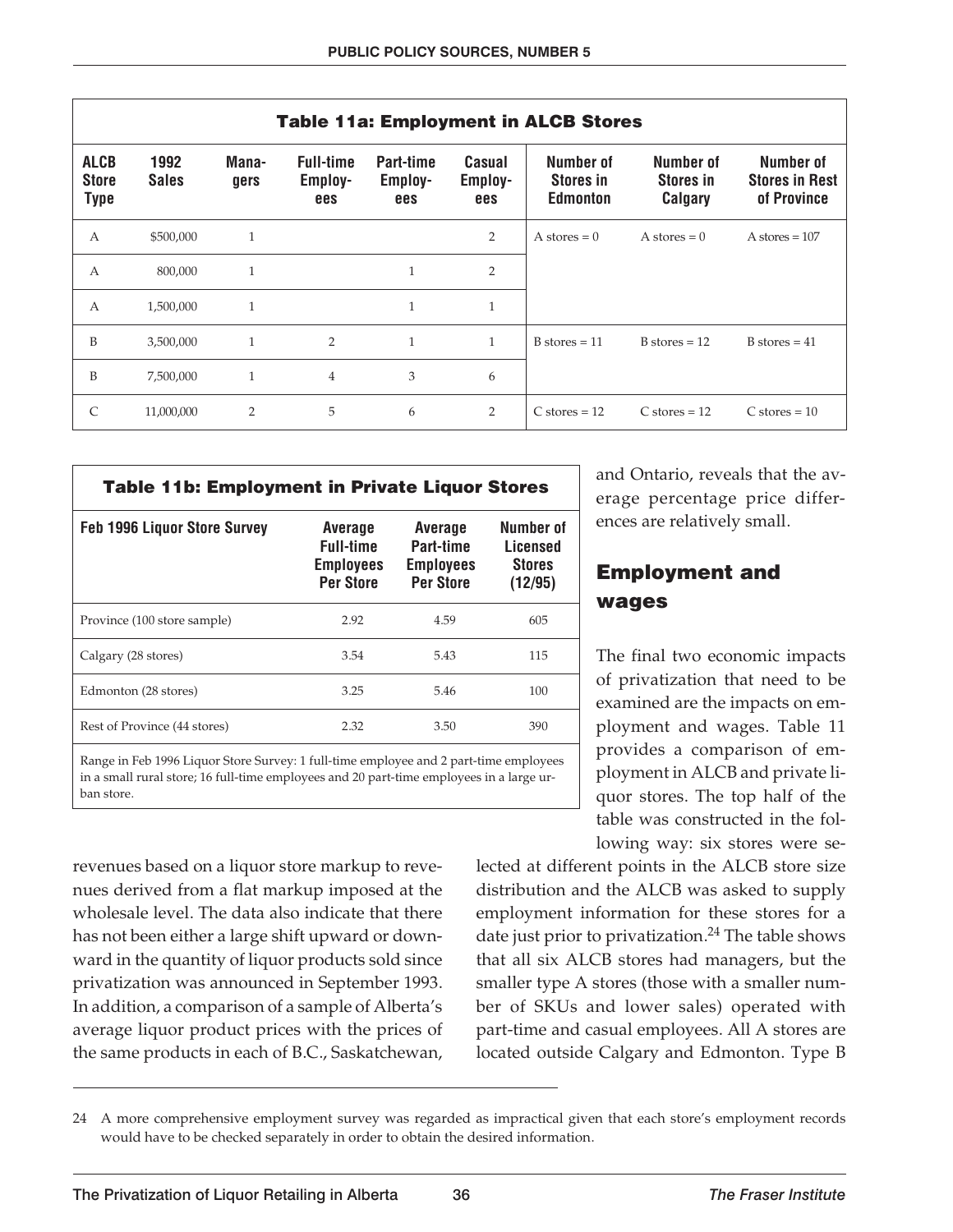**Table 11a: Employment in ALCB Stores**

| ALCB Store Type | 1992 Sales | Managers | Full-time Employees | Part-time Employees | Casual Employees | Number of Stores in Edmonton | Number of Stores in Calgary | Number of Stores in Rest of Province |
|---|---|---|---|---|---|---|---|---|
| A | $500,000 | 1 | | | 2 | A stores = 0 | A stores = 0 | A stores = 107 |
| A | 800,000 | 1 | | 1 | 2 | | | |
| A | 1,500,000 | 1 | | 1 | 1 | | | |
| B | 3,500,000 | 1 | 2 | 1 | 1 | B stores = 11 | B stores = 12 | B stores = 41 |
| B | 7,500,000 | 1 | 4 | 3 | 6 | | | |
| C | 11,000,000 | 2 | 5 | 6 | 2 | C stores = 12 | C stores = 12 | C stores = 10 |

**Table 11b: Employment in Private Liquor Stores**

| Feb 1996 Liquor Store Survey | Average Full-time Employees Per Store | Average Part-time Employees Per Store | Number of Licensed Stores (12/95) |
|---|---|---|---|
| Province (100 store sample) | 2.92 | 4.59 | 605 |
| Calgary (28 stores) | 3.54 | 5.43 | 115 |
| Edmonton (28 stores) | 3.25 | 5.46 | 100 |
| Rest of Province (44 stores) | 2.32 | 3.50 | 390 |

Range in Feb 1996 Liquor Store Survey: 1 full-time employee and 2 part-time employees in a small rural store; 16 full-time employees and 20 part-time employees in a large urban store.

revenues based on a liquor store markup to revenues derived from a flat markup imposed at the wholesale level. The data also indicate that there has not been either a large shift upward or downward in the quantity of liquor products sold since privatization was announced in September 1993. In addition, a comparison of a sample of Alberta's average liquor product prices with the prices of the same products in each of B.C., Saskatchewan, and Ontario, reveals that the average percentage price differences are relatively small.

## Employment and wages

The final two economic impacts of privatization that need to be examined are the impacts on employment and wages. Table 11 provides a comparison of employment in ALCB and private liquor stores. The top half of the table was constructed in the following way: six stores were selected at different points in the ALCB store size distribution and the ALCB was asked to supply employment information for these stores for a date just prior to privatization.[24] The table shows that all six ALCB stores had managers, but the smaller type A stores (those with a smaller number of SKUs and lower sales) operated with part-time and casual employees. All A stores are located outside Calgary and Edmonton. Type B

24 A more comprehensive employment survey was regarded as impractical given that each store's employment records would have to be checked separately in order to obtain the desired information.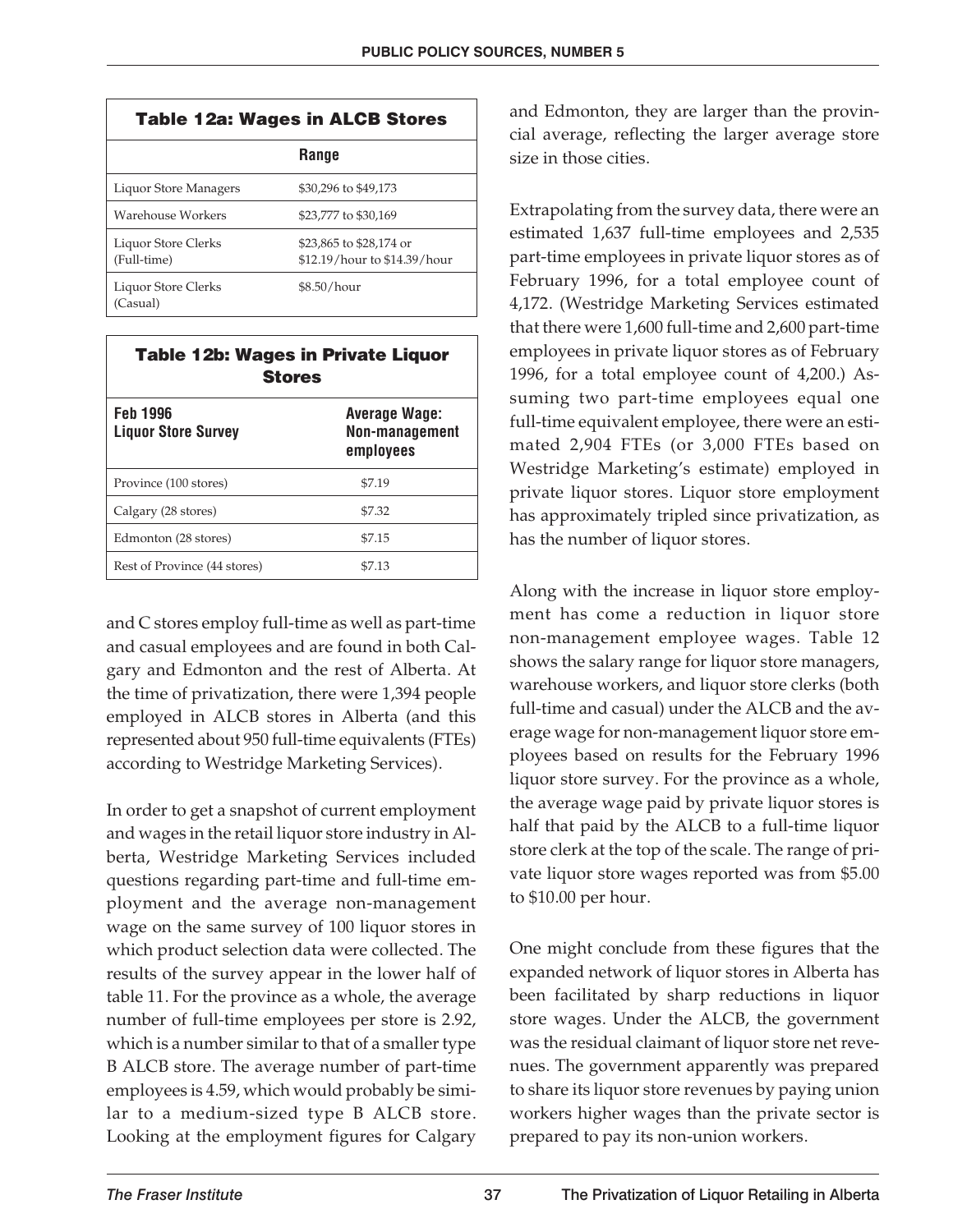**Table 12a: Wages in ALCB Stores**

| | Range |
|---|---|
| Liquor Store Managers | $30,296 to $49,173 |
| Warehouse Workers | $23,777 to $30,169 |
| Liquor Store Clerks (Full-time) | $23,865 to $28,174 or $12.19/hour to $14.39/hour |
| Liquor Store Clerks (Casual) | $8.50/hour |

**Table 12b: Wages in Private Liquor Stores**

| Feb 1996 Liquor Store Survey | Average Wage: Non-management employees |
|---|---|
| Province (100 stores) | $7.19 |
| Calgary (28 stores) | $7.32 |
| Edmonton (28 stores) | $7.15 |
| Rest of Province (44 stores) | $7.13 |

and C stores employ full-time as well as part-time and casual employees and are found in both Calgary and Edmonton and the rest of Alberta. At the time of privatization, there were 1,394 people employed in ALCB stores in Alberta (and this represented about 950 full-time equivalents (FTEs) according to Westridge Marketing Services).

In order to get a snapshot of current employment and wages in the retail liquor store industry in Alberta, Westridge Marketing Services included questions regarding part-time and full-time employment and the average non-management wage on the same survey of 100 liquor stores in which product selection data were collected. The results of the survey appear in the lower half of table 11. For the province as a whole, the average number of full-time employees per store is 2.92, which is a number similar to that of a smaller type B ALCB store. The average number of part-time employees is 4.59, which would probably be similar to a medium-sized type B ALCB store. Looking at the employment figures for Calgary and Edmonton, they are larger than the provincial average, reflecting the larger average store size in those cities.

Extrapolating from the survey data, there were an estimated 1,637 full-time employees and 2,535 part-time employees in private liquor stores as of February 1996, for a total employee count of 4,172. (Westridge Marketing Services estimated that there were 1,600 full-time and 2,600 part-time employees in private liquor stores as of February 1996, for a total employee count of 4,200.) Assuming two part-time employees equal one full-time equivalent employee, there were an estimated 2,904 FTEs (or 3,000 FTEs based on Westridge Marketing's estimate) employed in private liquor stores. Liquor store employment has approximately tripled since privatization, as has the number of liquor stores.

Along with the increase in liquor store employment has come a reduction in liquor store non-management employee wages. Table 12 shows the salary range for liquor store managers, warehouse workers, and liquor store clerks (both full-time and casual) under the ALCB and the average wage for non-management liquor store employees based on results for the February 1996 liquor store survey. For the province as a whole, the average wage paid by private liquor stores is half that paid by the ALCB to a full-time liquor store clerk at the top of the scale. The range of private liquor store wages reported was from $5.00 to $10.00 per hour.

One might conclude from these figures that the expanded network of liquor stores in Alberta has been facilitated by sharp reductions in liquor store wages. Under the ALCB, the government was the residual claimant of liquor store net revenues. The government apparently was prepared to share its liquor store revenues by paying union workers higher wages than the private sector is prepared to pay its non-union workers.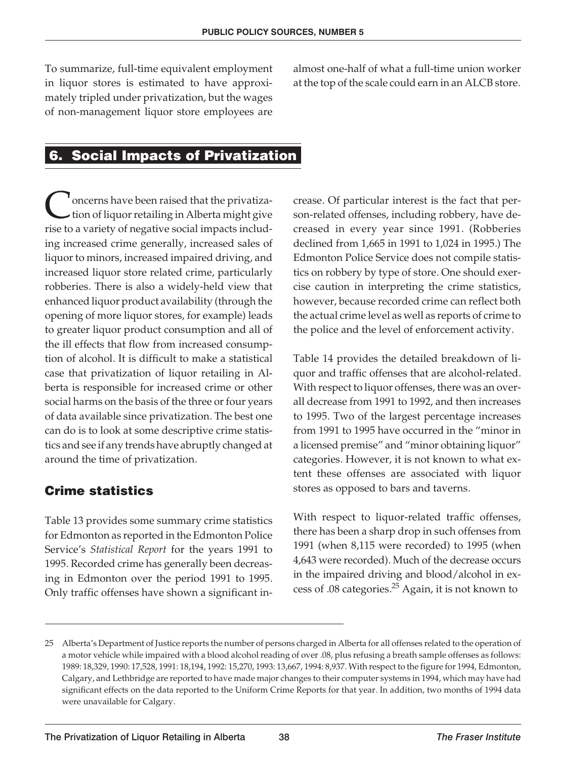To summarize, full-time equivalent employment in liquor stores is estimated to have approximately tripled under privatization, but the wages of non-management liquor store employees are almost one-half of what a full-time union worker at the top of the scale could earn in an ALCB store.

## 6. Social Impacts of Privatization

Concerns have been raised that the privatization of liquor retailing in Alberta might give rise to a variety of negative social impacts including increased crime generally, increased sales of liquor to minors, increased impaired driving, and increased liquor store related crime, particularly robberies. There is also a widely-held view that enhanced liquor product availability (through the opening of more liquor stores, for example) leads to greater liquor product consumption and all of the ill effects that flow from increased consumption of alcohol. It is difficult to make a statistical case that privatization of liquor retailing in Alberta is responsible for increased crime or other social harms on the basis of the three or four years of data available since privatization. The best one can do is to look at some descriptive crime statistics and see if any trends have abruptly changed at around the time of privatization.

### Crime statistics

Table 13 provides some summary crime statistics for Edmonton as reported in the Edmonton Police Service's *Statistical Report* for the years 1991 to 1995. Recorded crime has generally been decreasing in Edmonton over the period 1991 to 1995. Only traffic offenses have shown a significant increase. Of particular interest is the fact that person-related offenses, including robbery, have decreased in every year since 1991. (Robberies declined from 1,665 in 1991 to 1,024 in 1995.) The Edmonton Police Service does not compile statistics on robbery by type of store. One should exercise caution in interpreting the crime statistics, however, because recorded crime can reflect both the actual crime level as well as reports of crime to the police and the level of enforcement activity.

Table 14 provides the detailed breakdown of liquor and traffic offenses that are alcohol-related. With respect to liquor offenses, there was an overall decrease from 1991 to 1992, and then increases to 1995. Two of the largest percentage increases from 1991 to 1995 have occurred in the "minor in a licensed premise" and "minor obtaining liquor" categories. However, it is not known to what extent these offenses are associated with liquor stores as opposed to bars and taverns.

With respect to liquor-related traffic offenses, there has been a sharp drop in such offenses from 1991 (when 8,115 were recorded) to 1995 (when 4,643 were recorded). Much of the decrease occurs in the impaired driving and blood/alcohol in excess of .08 categories.[25] Again, it is not known to

---

25 Alberta's Department of Justice reports the number of persons charged in Alberta for all offenses related to the operation of a motor vehicle while impaired with a blood alcohol reading of over .08, plus refusing a breath sample offenses as follows: 1989: 18,329, 1990: 17,528, 1991: 18,194, 1992: 15,270, 1993: 13,667, 1994: 8,937. With respect to the figure for 1994, Edmonton, Calgary, and Lethbridge are reported to have made major changes to their computer systems in 1994, which may have had significant effects on the data reported to the Uniform Crime Reports for that year. In addition, two months of 1994 data were unavailable for Calgary.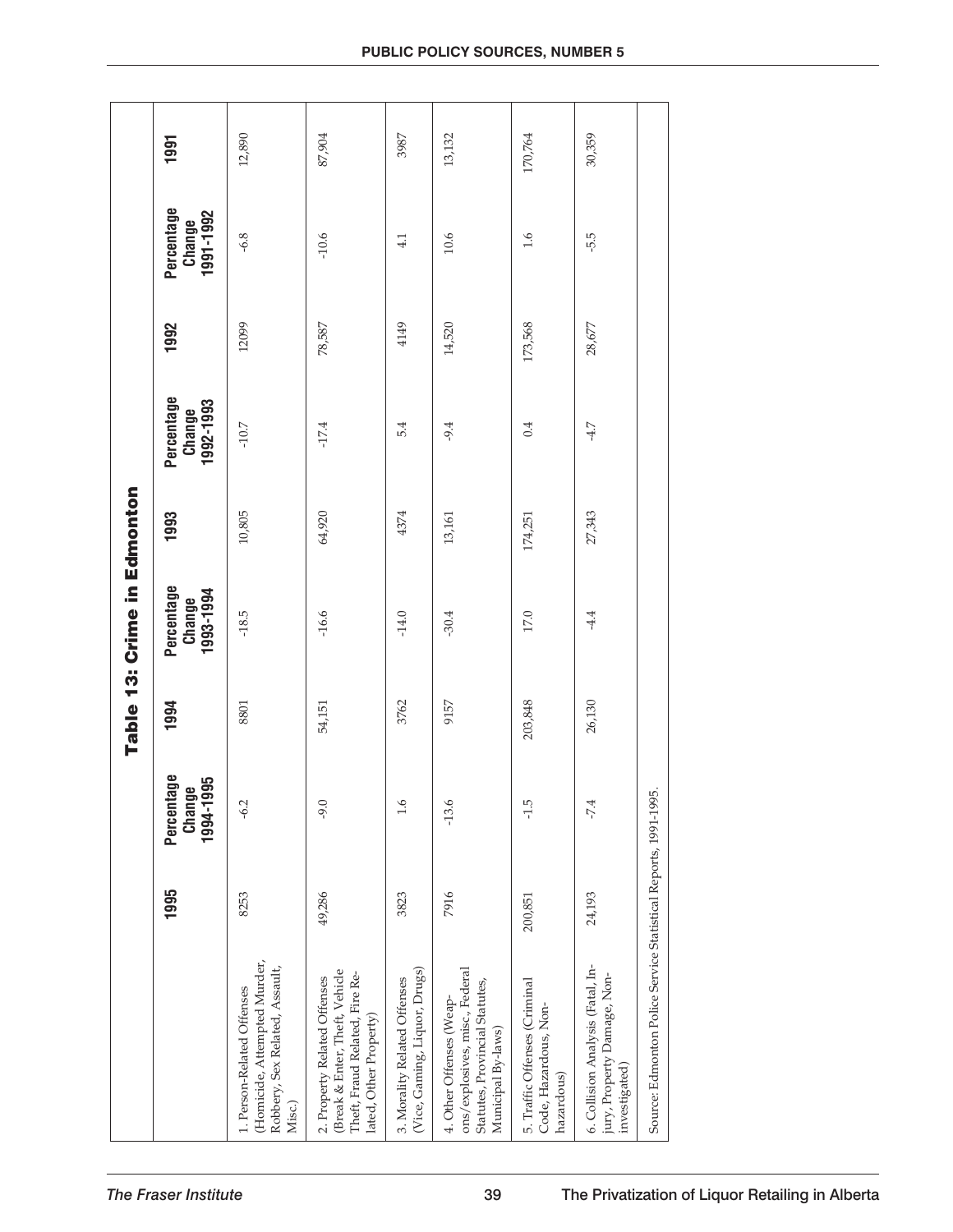## Table 13: Crime in Edmonton

| | 1995 | Percentage Change 1994-1995 | 1994 | Percentage Change 1993-1994 | 1993 | Percentage Change 1992-1993 | 1992 | Percentage Change 1991-1992 | 1991 |
|---|---|---|---|---|---|---|---|---|---|
| 1. Person-Related Offenses (Homicide, Attempted Murder, Robbery, Sex Related, Assault, Misc.) | 8253 | -6.2 | 8801 | -18.5 | 10,805 | -10.7 | 12099 | -6.8 | 12,890 |
| 2. Property Related Offenses (Break & Enter, Theft, Vehicle Theft, Fraud Related, Fire Related, Other Property) | 49,286 | -9.0 | 54,151 | -16.6 | 64,920 | -17.4 | 78,587 | -10.6 | 87,904 |
| 3. Morality Related Offenses (Vice, Gaming, Liquor, Drugs) | 3823 | 1.6 | 3762 | -14.0 | 4374 | 5.4 | 4149 | 4.1 | 3987 |
| 4. Other Offenses (Weapons/explosives, misc., Federal Statutes, Provincial Statutes, Municipal By-laws) | 7916 | -13.6 | 9157 | -30.4 | 13,161 | -9.4 | 14,520 | 10.6 | 13,132 |
| 5. Traffic Offenses (Criminal Code, Hazardous, Non-hazardous) | 200,851 | -1.5 | 203,848 | 17.0 | 174,251 | 0.4 | 173,568 | 1.6 | 170,764 |
| 6. Collision Analysis (Fatal, Injury, Property Damage, Non-investigated) | 24,193 | -7.4 | 26,130 | -4.4 | 27,343 | -4.7 | 28,677 | -5.5 | 30,359 |

Source: Edmonton Police Service Statistical Reports, 1991-1995.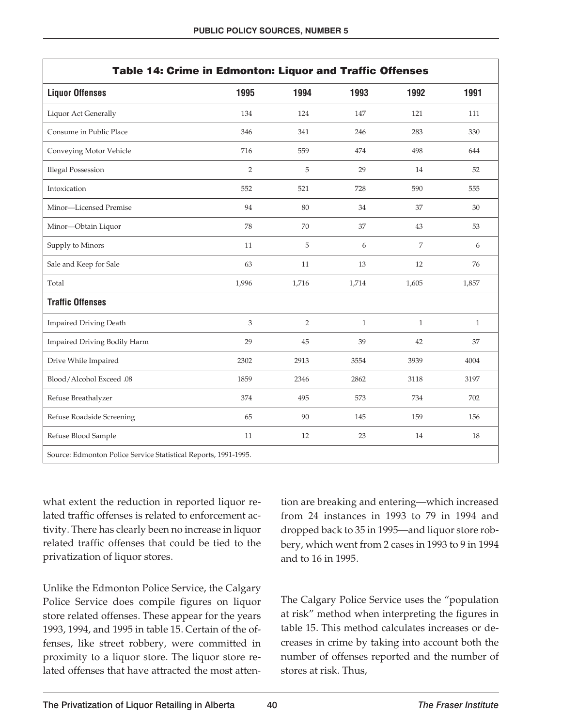**Table 14: Crime in Edmonton: Liquor and Traffic Offenses**

| **Liquor Offenses** | **1995** | **1994** | **1993** | **1992** | **1991** |
|---|---|---|---|---|---|
| Liquor Act Generally | 134 | 124 | 147 | 121 | 111 |
| Consume in Public Place | 346 | 341 | 246 | 283 | 330 |
| Conveying Motor Vehicle | 716 | 559 | 474 | 498 | 644 |
| Illegal Possession | 2 | 5 | 29 | 14 | 52 |
| Intoxication | 552 | 521 | 728 | 590 | 555 |
| Minor—Licensed Premise | 94 | 80 | 34 | 37 | 30 |
| Minor—Obtain Liquor | 78 | 70 | 37 | 43 | 53 |
| Supply to Minors | 11 | 5 | 6 | 7 | 6 |
| Sale and Keep for Sale | 63 | 11 | 13 | 12 | 76 |
| Total | 1,996 | 1,716 | 1,714 | 1,605 | 1,857 |
| **Traffic Offenses** | | | | | |
| Impaired Driving Death | 3 | 2 | 1 | 1 | 1 |
| Impaired Driving Bodily Harm | 29 | 45 | 39 | 42 | 37 |
| Drive While Impaired | 2302 | 2913 | 3554 | 3939 | 4004 |
| Blood/Alcohol Exceed .08 | 1859 | 2346 | 2862 | 3118 | 3197 |
| Refuse Breathalyzer | 374 | 495 | 573 | 734 | 702 |
| Refuse Roadside Screening | 65 | 90 | 145 | 159 | 156 |
| Refuse Blood Sample | 11 | 12 | 23 | 14 | 18 |

Source: Edmonton Police Service Statistical Reports, 1991-1995.

what extent the reduction in reported liquor related traffic offenses is related to enforcement activity. There has clearly been no increase in liquor related traffic offenses that could be tied to the privatization of liquor stores.

Unlike the Edmonton Police Service, the Calgary Police Service does compile figures on liquor store related offenses. These appear for the years 1993, 1994, and 1995 in table 15. Certain of the offenses, like street robbery, were committed in proximity to a liquor store. The liquor store related offenses that have attracted the most attention are breaking and entering—which increased from 24 instances in 1993 to 79 in 1994 and dropped back to 35 in 1995—and liquor store robbery, which went from 2 cases in 1993 to 9 in 1994 and to 16 in 1995.

The Calgary Police Service uses the "population at risk" method when interpreting the figures in table 15. This method calculates increases or decreases in crime by taking into account both the number of offenses reported and the number of stores at risk. Thus,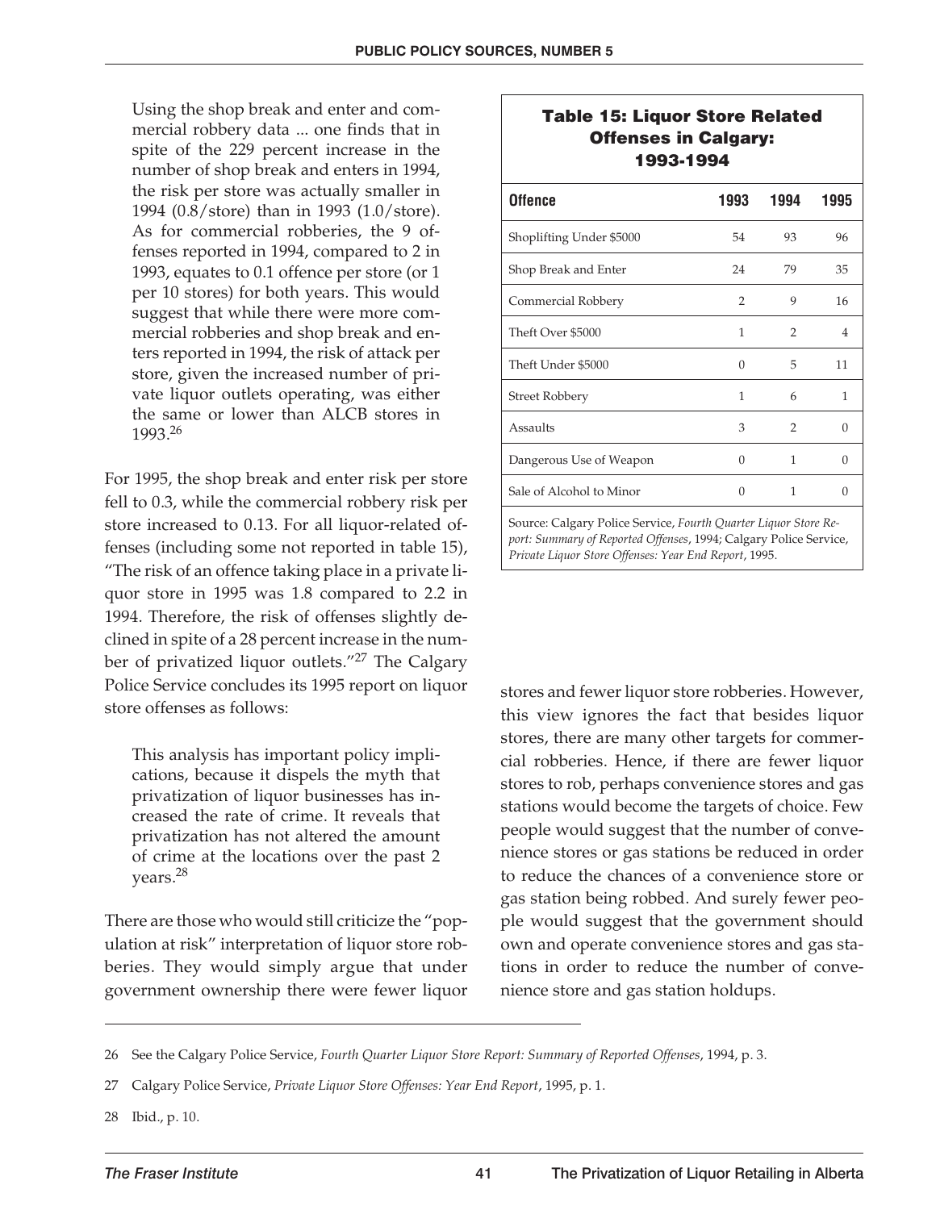> Using the shop break and enter and commercial robbery data ... one finds that in spite of the 229 percent increase in the number of shop break and enters in 1994, the risk per store was actually smaller in 1994 (0.8/store) than in 1993 (1.0/store). As for commercial robberies, the 9 offenses reported in 1994, compared to 2 in 1993, equates to 0.1 offence per store (or 1 per 10 stores) for both years. This would suggest that while there were more commercial robberies and shop break and enters reported in 1994, the risk of attack per store, given the increased number of private liquor outlets operating, was either the same or lower than ALCB stores in 1993.[26]

For 1995, the shop break and enter risk per store fell to 0.3, while the commercial robbery risk per store increased to 0.13. For all liquor-related offenses (including some not reported in table 15), "The risk of an offence taking place in a private liquor store in 1995 was 1.8 compared to 2.2 in 1994. Therefore, the risk of offenses slightly declined in spite of a 28 percent increase in the number of privatized liquor outlets."[27] The Calgary Police Service concludes its 1995 report on liquor store offenses as follows:

> This analysis has important policy implications, because it dispels the myth that privatization of liquor businesses has increased the rate of crime. It reveals that privatization has not altered the amount of crime at the locations over the past 2 years.[28]

There are those who would still criticize the "population at risk" interpretation of liquor store robberies. They would simply argue that under government ownership there were fewer liquor stores and fewer liquor store robberies. However, this view ignores the fact that besides liquor stores, there are many other targets for commercial robberies. Hence, if there are fewer liquor stores to rob, perhaps convenience stores and gas stations would become the targets of choice. Few people would suggest that the number of convenience stores or gas stations be reduced in order to reduce the chances of a convenience store or gas station being robbed. And surely fewer people would suggest that the government should own and operate convenience stores and gas stations in order to reduce the number of convenience store and gas station holdups.

**Table 15: Liquor Store Related Offenses in Calgary: 1993-1994**

| Offence | 1993 | 1994 | 1995 |
|---|---|---|---|
| Shoplifting Under $5000 | 54 | 93 | 96 |
| Shop Break and Enter | 24 | 79 | 35 |
| Commercial Robbery | 2 | 9 | 16 |
| Theft Over $5000 | 1 | 2 | 4 |
| Theft Under $5000 | 0 | 5 | 11 |
| Street Robbery | 1 | 6 | 1 |
| Assaults | 3 | 2 | 0 |
| Dangerous Use of Weapon | 0 | 1 | 0 |
| Sale of Alcohol to Minor | 0 | 1 | 0 |

Source: Calgary Police Service, *Fourth Quarter Liquor Store Report: Summary of Reported Offenses*, 1994; Calgary Police Service, *Private Liquor Store Offenses: Year End Report*, 1995.

---

26 See the Calgary Police Service, *Fourth Quarter Liquor Store Report: Summary of Reported Offenses*, 1994, p. 3.

27 Calgary Police Service, *Private Liquor Store Offenses: Year End Report*, 1995, p. 1.

28 Ibid., p. 10.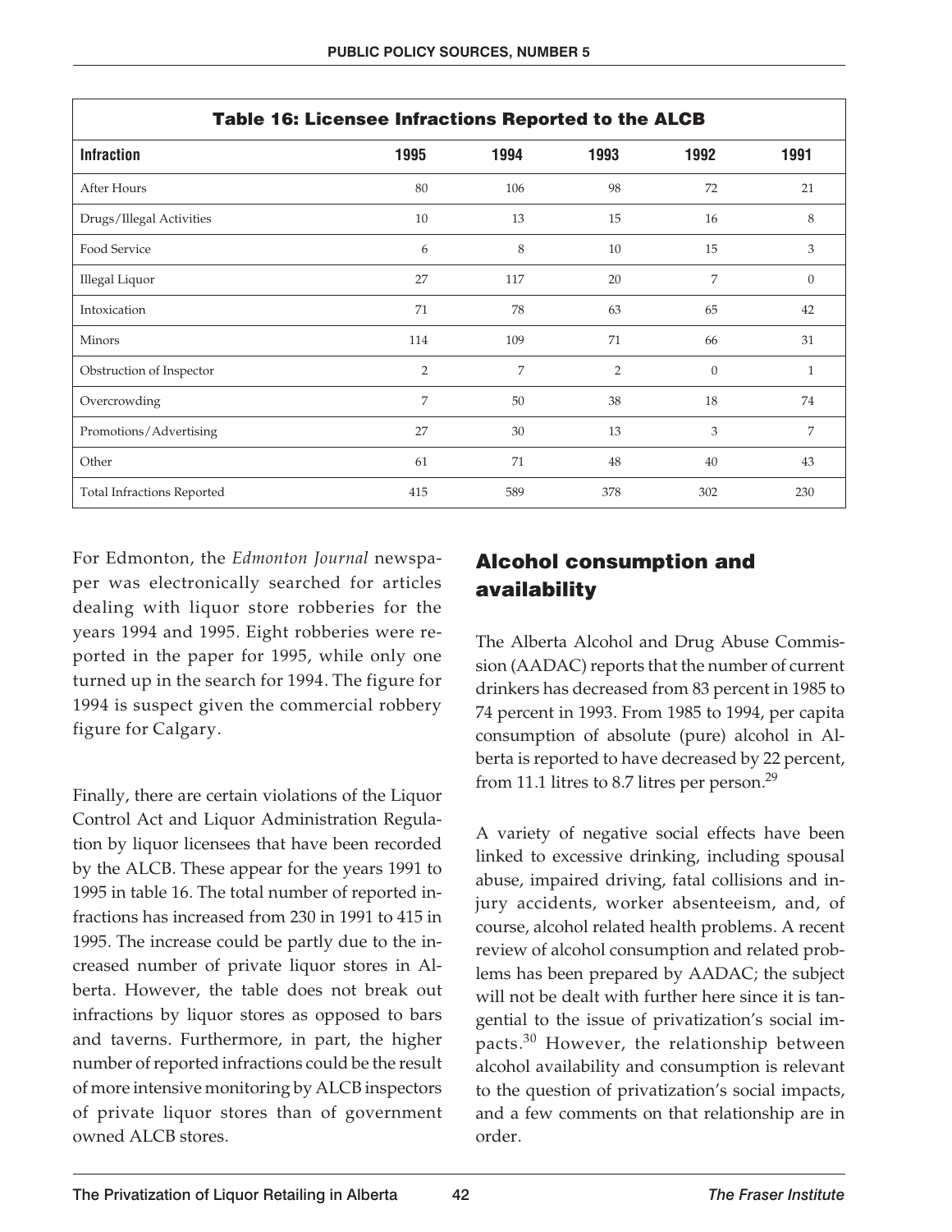**Table 16: Licensee Infractions Reported to the ALCB**

| Infraction | 1995 | 1994 | 1993 | 1992 | 1991 |
|---|---|---|---|---|---|
| After Hours | 80 | 106 | 98 | 72 | 21 |
| Drugs/Illegal Activities | 10 | 13 | 15 | 16 | 8 |
| Food Service | 6 | 8 | 10 | 15 | 3 |
| Illegal Liquor | 27 | 117 | 20 | 7 | 0 |
| Intoxication | 71 | 78 | 63 | 65 | 42 |
| Minors | 114 | 109 | 71 | 66 | 31 |
| Obstruction of Inspector | 2 | 7 | 2 | 0 | 1 |
| Overcrowding | 7 | 50 | 38 | 18 | 74 |
| Promotions/Advertising | 27 | 30 | 13 | 3 | 7 |
| Other | 61 | 71 | 48 | 40 | 43 |
| Total Infractions Reported | 415 | 589 | 378 | 302 | 230 |

For Edmonton, the *Edmonton Journal* newspaper was electronically searched for articles dealing with liquor store robberies for the years 1994 and 1995. Eight robberies were reported in the paper for 1995, while only one turned up in the search for 1994. The figure for 1994 is suspect given the commercial robbery figure for Calgary.

Finally, there are certain violations of the Liquor Control Act and Liquor Administration Regulation by liquor licensees that have been recorded by the ALCB. These appear for the years 1991 to 1995 in table 16. The total number of reported infractions has increased from 230 in 1991 to 415 in 1995. The increase could be partly due to the increased number of private liquor stores in Alberta. However, the table does not break out infractions by liquor stores as opposed to bars and taverns. Furthermore, in part, the higher number of reported infractions could be the result of more intensive monitoring by ALCB inspectors of private liquor stores than of government owned ALCB stores.

## Alcohol consumption and availability

The Alberta Alcohol and Drug Abuse Commission (AADAC) reports that the number of current drinkers has decreased from 83 percent in 1985 to 74 percent in 1993. From 1985 to 1994, per capita consumption of absolute (pure) alcohol in Alberta is reported to have decreased by 22 percent, from 11.1 litres to 8.7 litres per person.[29]

A variety of negative social effects have been linked to excessive drinking, including spousal abuse, impaired driving, fatal collisions and injury accidents, worker absenteeism, and, of course, alcohol related health problems. A recent review of alcohol consumption and related problems has been prepared by AADAC; the subject will not be dealt with further here since it is tangential to the issue of privatization's social impacts.[30] However, the relationship between alcohol availability and consumption is relevant to the question of privatization's social impacts, and a few comments on that relationship are in order.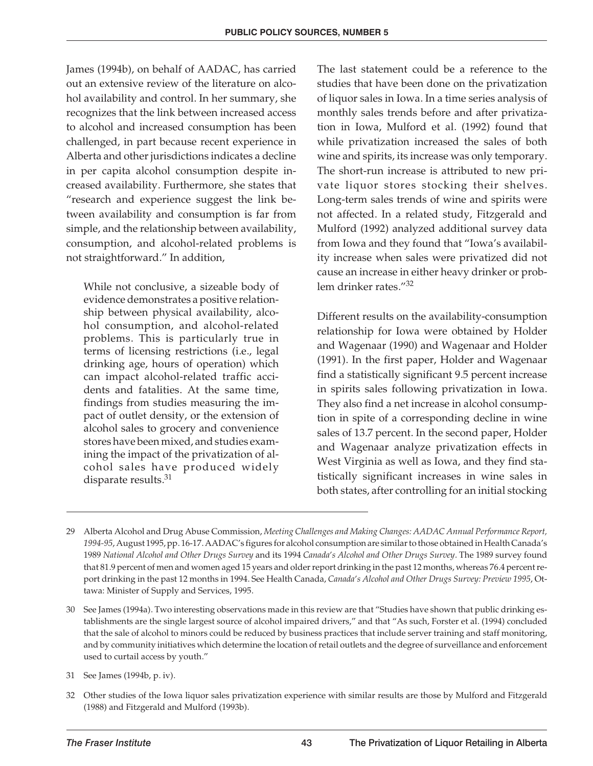James (1994b), on behalf of AADAC, has carried out an extensive review of the literature on alcohol availability and control. In her summary, she recognizes that the link between increased access to alcohol and increased consumption has been challenged, in part because recent experience in Alberta and other jurisdictions indicates a decline in per capita alcohol consumption despite increased availability. Furthermore, she states that "research and experience suggest the link between availability and consumption is far from simple, and the relationship between availability, consumption, and alcohol-related problems is not straightforward." In addition,

> While not conclusive, a sizeable body of evidence demonstrates a positive relationship between physical availability, alcohol consumption, and alcohol-related problems. This is particularly true in terms of licensing restrictions (i.e., legal drinking age, hours of operation) which can impact alcohol-related traffic accidents and fatalities. At the same time, findings from studies measuring the impact of outlet density, or the extension of alcohol sales to grocery and convenience stores have been mixed, and studies examining the impact of the privatization of alcohol sales have produced widely disparate results.[31]

The last statement could be a reference to the studies that have been done on the privatization of liquor sales in Iowa. In a time series analysis of monthly sales trends before and after privatization in Iowa, Mulford et al. (1992) found that while privatization increased the sales of both wine and spirits, its increase was only temporary. The short-run increase is attributed to new private liquor stores stocking their shelves. Long-term sales trends of wine and spirits were not affected. In a related study, Fitzgerald and Mulford (1992) analyzed additional survey data from Iowa and they found that "Iowa's availability increase when sales were privatized did not cause an increase in either heavy drinker or problem drinker rates."[32]

Different results on the availability-consumption relationship for Iowa were obtained by Holder and Wagenaar (1990) and Wagenaar and Holder (1991). In the first paper, Holder and Wagenaar find a statistically significant 9.5 percent increase in spirits sales following privatization in Iowa. They also find a net increase in alcohol consumption in spite of a corresponding decline in wine sales of 13.7 percent. In the second paper, Holder and Wagenaar analyze privatization effects in West Virginia as well as Iowa, and they find statistically significant increases in wine sales in both states, after controlling for an initial stocking

---

29 Alberta Alcohol and Drug Abuse Commission, *Meeting Challenges and Making Changes: AADAC Annual Performance Report, 1994-95*, August 1995, pp. 16-17. AADAC's figures for alcohol consumption are similar to those obtained in Health Canada's 1989 *National Alcohol and Other Drugs Survey* and its 1994 *Canada's Alcohol and Other Drugs Survey*. The 1989 survey found that 81.9 percent of men and women aged 15 years and older report drinking in the past 12 months, whereas 76.4 percent report drinking in the past 12 months in 1994. See Health Canada, *Canada's Alcohol and Other Drugs Survey: Preview 1995*, Ottawa: Minister of Supply and Services, 1995.

30 See James (1994a). Two interesting observations made in this review are that "Studies have shown that public drinking establishments are the single largest source of alcohol impaired drivers," and that "As such, Forster et al. (1994) concluded that the sale of alcohol to minors could be reduced by business practices that include server training and staff monitoring, and by community initiatives which determine the location of retail outlets and the degree of surveillance and enforcement used to curtail access by youth."

31 See James (1994b, p. iv).

32 Other studies of the Iowa liquor sales privatization experience with similar results are those by Mulford and Fitzgerald (1988) and Fitzgerald and Mulford (1993b).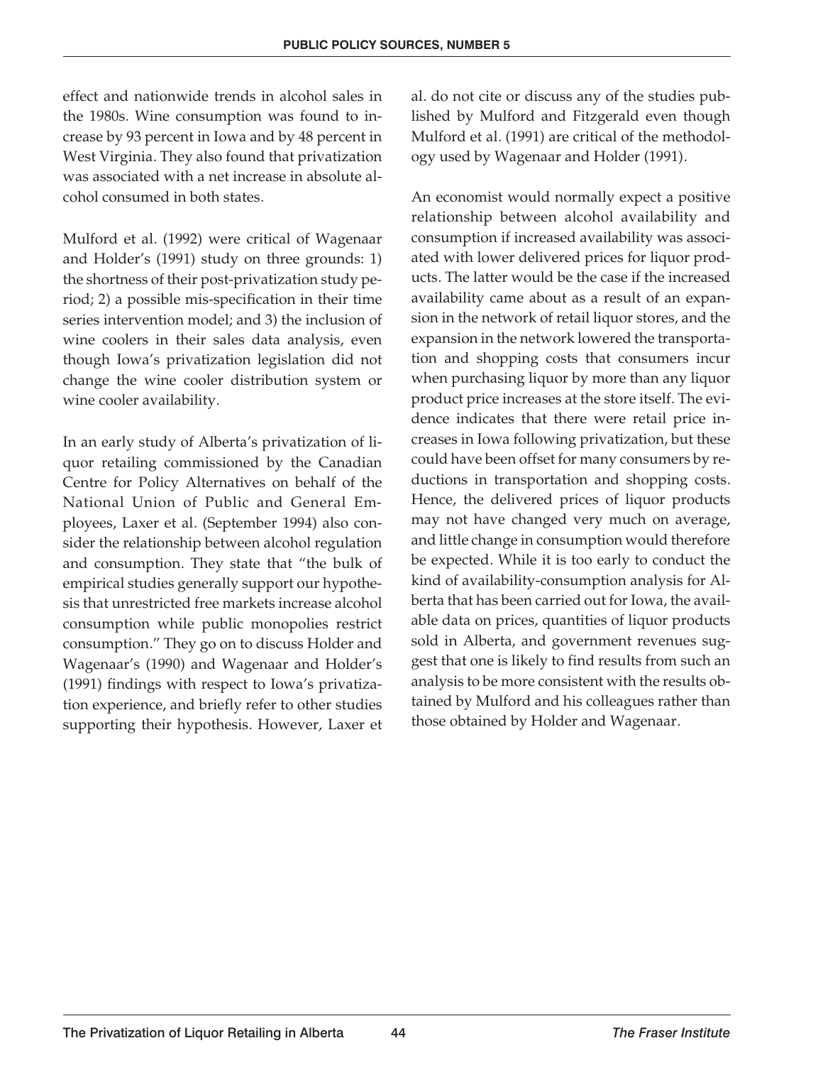effect and nationwide trends in alcohol sales in the 1980s. Wine consumption was found to increase by 93 percent in Iowa and by 48 percent in West Virginia. They also found that privatization was associated with a net increase in absolute alcohol consumed in both states.

Mulford et al. (1992) were critical of Wagenaar and Holder's (1991) study on three grounds: 1) the shortness of their post-privatization study period; 2) a possible mis-specification in their time series intervention model; and 3) the inclusion of wine coolers in their sales data analysis, even though Iowa's privatization legislation did not change the wine cooler distribution system or wine cooler availability.

In an early study of Alberta's privatization of liquor retailing commissioned by the Canadian Centre for Policy Alternatives on behalf of the National Union of Public and General Employees, Laxer et al. (September 1994) also consider the relationship between alcohol regulation and consumption. They state that "the bulk of empirical studies generally support our hypothesis that unrestricted free markets increase alcohol consumption while public monopolies restrict consumption." They go on to discuss Holder and Wagenaar's (1990) and Wagenaar and Holder's (1991) findings with respect to Iowa's privatization experience, and briefly refer to other studies supporting their hypothesis. However, Laxer et al. do not cite or discuss any of the studies published by Mulford and Fitzgerald even though Mulford et al. (1991) are critical of the methodology used by Wagenaar and Holder (1991).

An economist would normally expect a positive relationship between alcohol availability and consumption if increased availability was associated with lower delivered prices for liquor products. The latter would be the case if the increased availability came about as a result of an expansion in the network of retail liquor stores, and the expansion in the network lowered the transportation and shopping costs that consumers incur when purchasing liquor by more than any liquor product price increases at the store itself. The evidence indicates that there were retail price increases in Iowa following privatization, but these could have been offset for many consumers by reductions in transportation and shopping costs. Hence, the delivered prices of liquor products may not have changed very much on average, and little change in consumption would therefore be expected. While it is too early to conduct the kind of availability-consumption analysis for Alberta that has been carried out for Iowa, the available data on prices, quantities of liquor products sold in Alberta, and government revenues suggest that one is likely to find results from such an analysis to be more consistent with the results obtained by Mulford and his colleagues rather than those obtained by Holder and Wagenaar.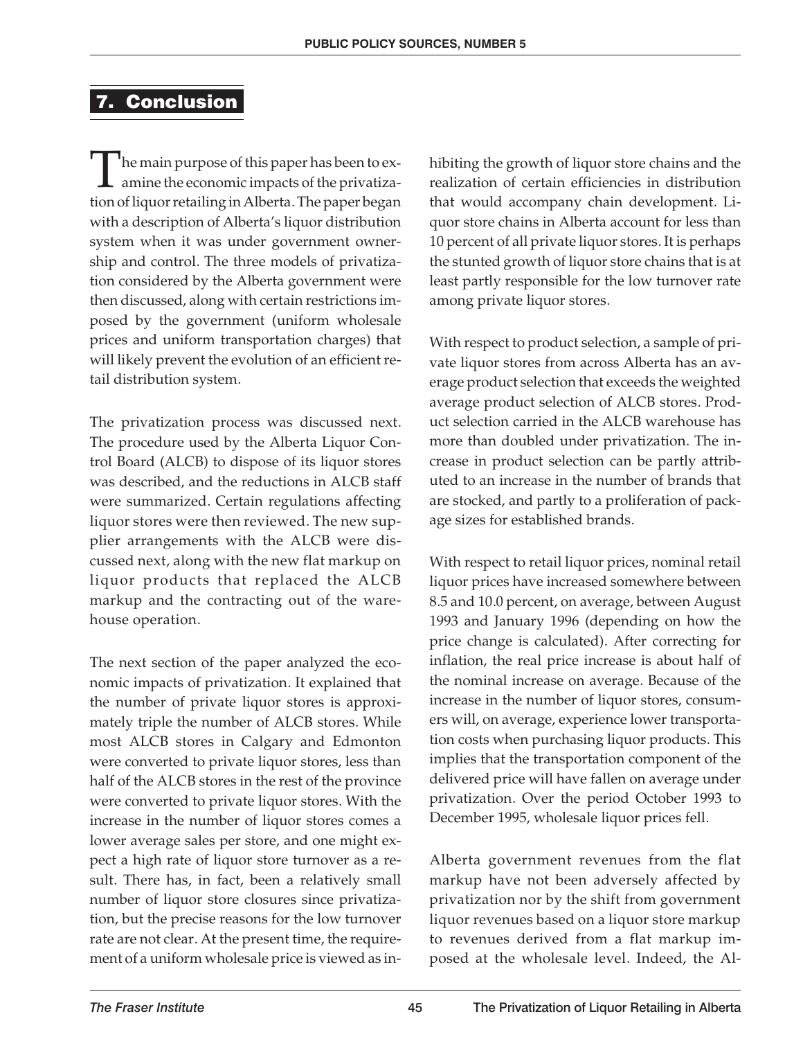## 7. Conclusion

The main purpose of this paper has been to examine the economic impacts of the privatization of liquor retailing in Alberta. The paper began with a description of Alberta's liquor distribution system when it was under government ownership and control. The three models of privatization considered by the Alberta government were then discussed, along with certain restrictions imposed by the government (uniform wholesale prices and uniform transportation charges) that will likely prevent the evolution of an efficient retail distribution system.

The privatization process was discussed next. The procedure used by the Alberta Liquor Control Board (ALCB) to dispose of its liquor stores was described, and the reductions in ALCB staff were summarized. Certain regulations affecting liquor stores were then reviewed. The new supplier arrangements with the ALCB were discussed next, along with the new flat markup on liquor products that replaced the ALCB markup and the contracting out of the warehouse operation.

The next section of the paper analyzed the economic impacts of privatization. It explained that the number of private liquor stores is approximately triple the number of ALCB stores. While most ALCB stores in Calgary and Edmonton were converted to private liquor stores, less than half of the ALCB stores in the rest of the province were converted to private liquor stores. With the increase in the number of liquor stores comes a lower average sales per store, and one might expect a high rate of liquor store turnover as a result. There has, in fact, been a relatively small number of liquor store closures since privatization, but the precise reasons for the low turnover rate are not clear. At the present time, the requirement of a uniform wholesale price is viewed as inhibiting the growth of liquor store chains and the realization of certain efficiencies in distribution that would accompany chain development. Liquor store chains in Alberta account for less than 10 percent of all private liquor stores. It is perhaps the stunted growth of liquor store chains that is at least partly responsible for the low turnover rate among private liquor stores.

With respect to product selection, a sample of private liquor stores from across Alberta has an average product selection that exceeds the weighted average product selection of ALCB stores. Product selection carried in the ALCB warehouse has more than doubled under privatization. The increase in product selection can be partly attributed to an increase in the number of brands that are stocked, and partly to a proliferation of package sizes for established brands.

With respect to retail liquor prices, nominal retail liquor prices have increased somewhere between 8.5 and 10.0 percent, on average, between August 1993 and January 1996 (depending on how the price change is calculated). After correcting for inflation, the real price increase is about half of the nominal increase on average. Because of the increase in the number of liquor stores, consumers will, on average, experience lower transportation costs when purchasing liquor products. This implies that the transportation component of the delivered price will have fallen on average under privatization. Over the period October 1993 to December 1995, wholesale liquor prices fell.

Alberta government revenues from the flat markup have not been adversely affected by privatization nor by the shift from government liquor revenues based on a liquor store markup to revenues derived from a flat markup imposed at the wholesale level. Indeed, the Al-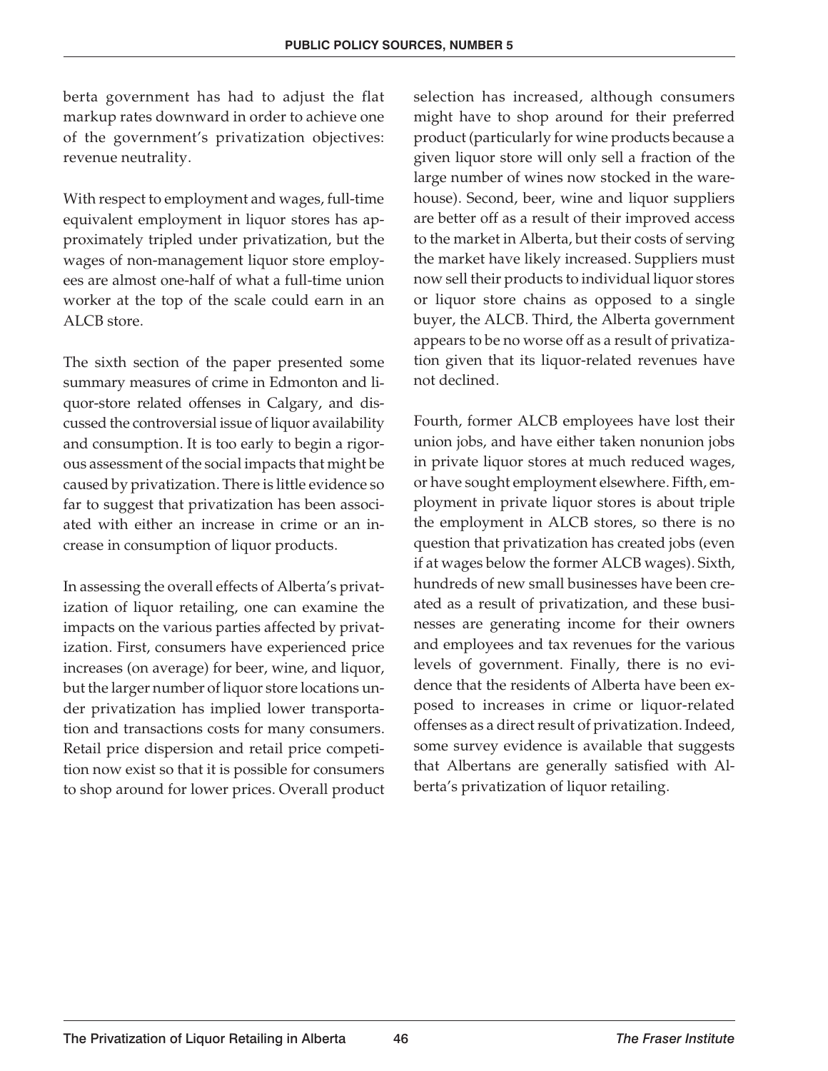berta government has had to adjust the flat markup rates downward in order to achieve one of the government's privatization objectives: revenue neutrality.

With respect to employment and wages, full-time equivalent employment in liquor stores has approximately tripled under privatization, but the wages of non-management liquor store employees are almost one-half of what a full-time union worker at the top of the scale could earn in an ALCB store.

The sixth section of the paper presented some summary measures of crime in Edmonton and liquor-store related offenses in Calgary, and discussed the controversial issue of liquor availability and consumption. It is too early to begin a rigorous assessment of the social impacts that might be caused by privatization. There is little evidence so far to suggest that privatization has been associated with either an increase in crime or an increase in consumption of liquor products.

In assessing the overall effects of Alberta's privatization of liquor retailing, one can examine the impacts on the various parties affected by privatization. First, consumers have experienced price increases (on average) for beer, wine, and liquor, but the larger number of liquor store locations under privatization has implied lower transportation and transactions costs for many consumers. Retail price dispersion and retail price competition now exist so that it is possible for consumers to shop around for lower prices. Overall product selection has increased, although consumers might have to shop around for their preferred product (particularly for wine products because a given liquor store will only sell a fraction of the large number of wines now stocked in the warehouse). Second, beer, wine and liquor suppliers are better off as a result of their improved access to the market in Alberta, but their costs of serving the market have likely increased. Suppliers must now sell their products to individual liquor stores or liquor store chains as opposed to a single buyer, the ALCB. Third, the Alberta government appears to be no worse off as a result of privatization given that its liquor-related revenues have not declined.

Fourth, former ALCB employees have lost their union jobs, and have either taken nonunion jobs in private liquor stores at much reduced wages, or have sought employment elsewhere. Fifth, employment in private liquor stores is about triple the employment in ALCB stores, so there is no question that privatization has created jobs (even if at wages below the former ALCB wages). Sixth, hundreds of new small businesses have been created as a result of privatization, and these businesses are generating income for their owners and employees and tax revenues for the various levels of government. Finally, there is no evidence that the residents of Alberta have been exposed to increases in crime or liquor-related offenses as a direct result of privatization. Indeed, some survey evidence is available that suggests that Albertans are generally satisfied with Alberta's privatization of liquor retailing.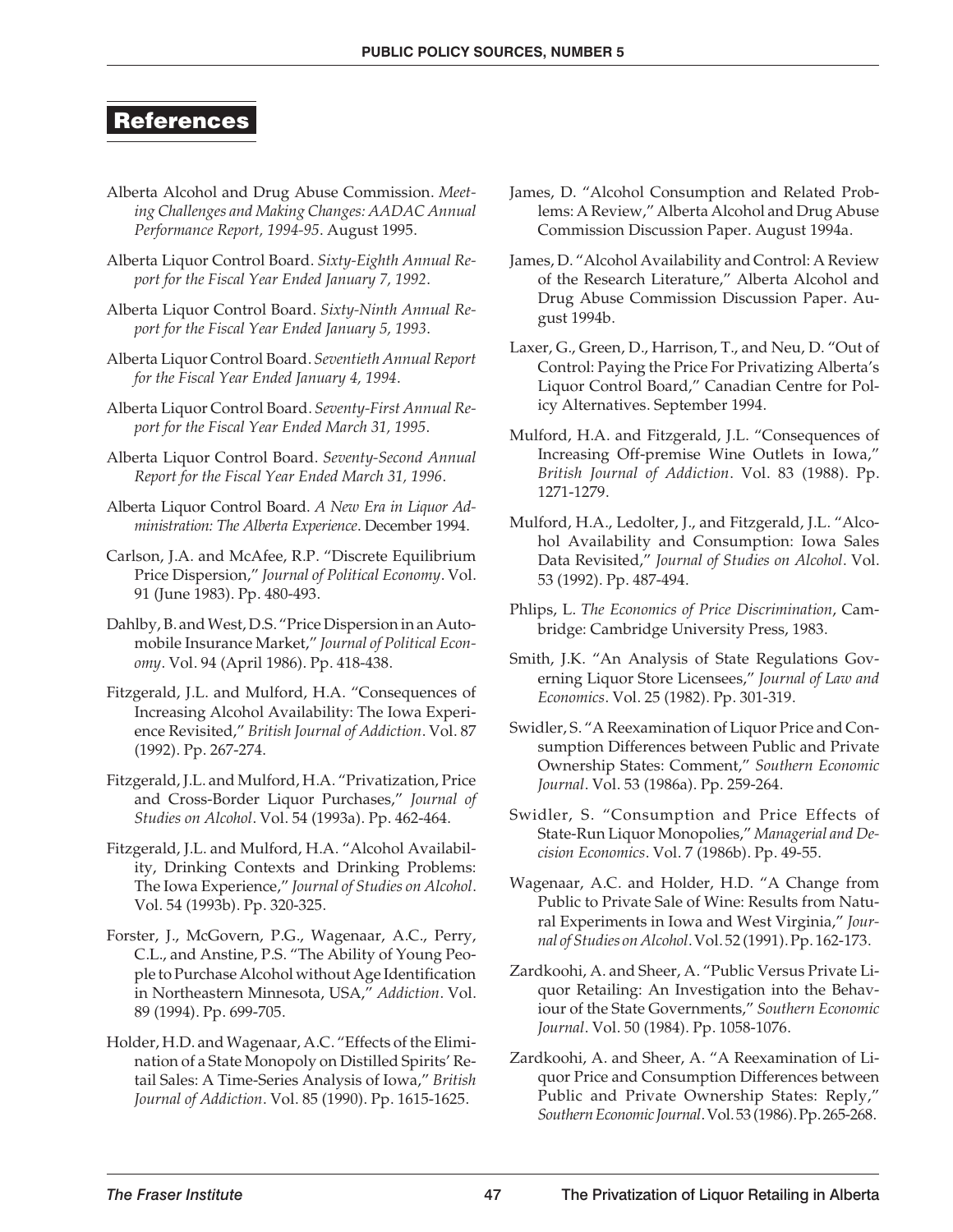## References

Alberta Alcohol and Drug Abuse Commission. *Meeting Challenges and Making Changes: AADAC Annual Performance Report, 1994-95*. August 1995.

Alberta Liquor Control Board. *Sixty-Eighth Annual Report for the Fiscal Year Ended January 7, 1992*.

Alberta Liquor Control Board. *Sixty-Ninth Annual Report for the Fiscal Year Ended January 5, 1993*.

Alberta Liquor Control Board. *Seventieth Annual Report for the Fiscal Year Ended January 4, 1994*.

Alberta Liquor Control Board. *Seventy-First Annual Report for the Fiscal Year Ended March 31, 1995*.

Alberta Liquor Control Board. *Seventy-Second Annual Report for the Fiscal Year Ended March 31, 1996*.

Alberta Liquor Control Board. *A New Era in Liquor Administration: The Alberta Experience*. December 1994.

Carlson, J.A. and McAfee, R.P. "Discrete Equilibrium Price Dispersion," *Journal of Political Economy*. Vol. 91 (June 1983). Pp. 480-493.

Dahlby, B. and West, D.S. "Price Dispersion in an Automobile Insurance Market," *Journal of Political Economy*. Vol. 94 (April 1986). Pp. 418-438.

Fitzgerald, J.L. and Mulford, H.A. "Consequences of Increasing Alcohol Availability: The Iowa Experience Revisited," *British Journal of Addiction*. Vol. 87 (1992). Pp. 267-274.

Fitzgerald, J.L. and Mulford, H.A. "Privatization, Price and Cross-Border Liquor Purchases," *Journal of Studies on Alcohol*. Vol. 54 (1993a). Pp. 462-464.

Fitzgerald, J.L. and Mulford, H.A. "Alcohol Availability, Drinking Contexts and Drinking Problems: The Iowa Experience," *Journal of Studies on Alcohol*. Vol. 54 (1993b). Pp. 320-325.

Forster, J., McGovern, P.G., Wagenaar, A.C., Perry, C.L., and Anstine, P.S. "The Ability of Young People to Purchase Alcohol without Age Identification in Northeastern Minnesota, USA," *Addiction*. Vol. 89 (1994). Pp. 699-705.

Holder, H.D. and Wagenaar, A.C. "Effects of the Elimination of a State Monopoly on Distilled Spirits' Retail Sales: A Time-Series Analysis of Iowa," *British Journal of Addiction*. Vol. 85 (1990). Pp. 1615-1625.

James, D. "Alcohol Consumption and Related Problems: A Review," Alberta Alcohol and Drug Abuse Commission Discussion Paper. August 1994a.

James, D. "Alcohol Availability and Control: A Review of the Research Literature," Alberta Alcohol and Drug Abuse Commission Discussion Paper. August 1994b.

Laxer, G., Green, D., Harrison, T., and Neu, D. "Out of Control: Paying the Price For Privatizing Alberta's Liquor Control Board," Canadian Centre for Policy Alternatives. September 1994.

Mulford, H.A. and Fitzgerald, J.L. "Consequences of Increasing Off-premise Wine Outlets in Iowa," *British Journal of Addiction*. Vol. 83 (1988). Pp. 1271-1279.

Mulford, H.A., Ledolter, J., and Fitzgerald, J.L. "Alcohol Availability and Consumption: Iowa Sales Data Revisited," *Journal of Studies on Alcohol*. Vol. 53 (1992). Pp. 487-494.

Phlips, L. *The Economics of Price Discrimination*, Cambridge: Cambridge University Press, 1983.

Smith, J.K. "An Analysis of State Regulations Governing Liquor Store Licensees," *Journal of Law and Economics*. Vol. 25 (1982). Pp. 301-319.

Swidler, S. "A Reexamination of Liquor Price and Consumption Differences between Public and Private Ownership States: Comment," *Southern Economic Journal*. Vol. 53 (1986a). Pp. 259-264.

Swidler, S. "Consumption and Price Effects of State-Run Liquor Monopolies," *Managerial and Decision Economics*. Vol. 7 (1986b). Pp. 49-55.

Wagenaar, A.C. and Holder, H.D. "A Change from Public to Private Sale of Wine: Results from Natural Experiments in Iowa and West Virginia," *Journal of Studies on Alcohol*. Vol. 52 (1991). Pp. 162-173.

Zardkoohi, A. and Sheer, A. "Public Versus Private Liquor Retailing: An Investigation into the Behaviour of the State Governments," *Southern Economic Journal*. Vol. 50 (1984). Pp. 1058-1076.

Zardkoohi, A. and Sheer, A. "A Reexamination of Liquor Price and Consumption Differences between Public and Private Ownership States: Reply," *Southern Economic Journal*. Vol. 53 (1986). Pp. 265-268.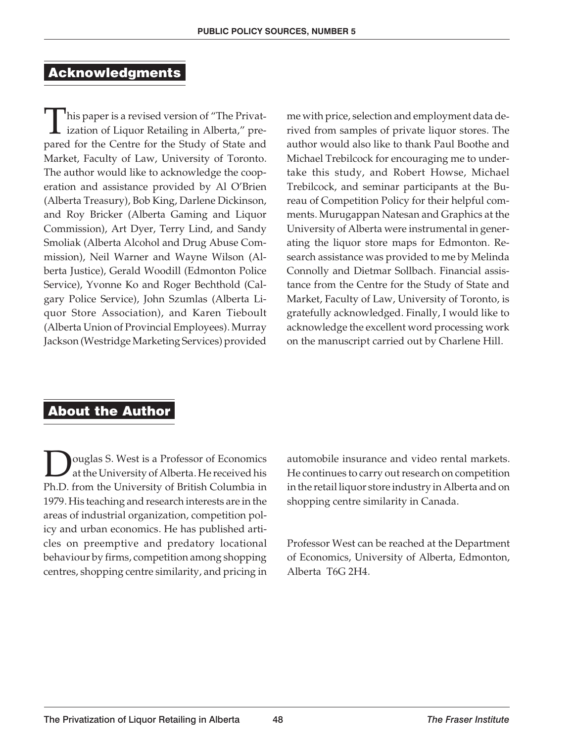## Acknowledgments

This paper is a revised version of "The Privatization of Liquor Retailing in Alberta," prepared for the Centre for the Study of State and Market, Faculty of Law, University of Toronto. The author would like to acknowledge the cooperation and assistance provided by Al O'Brien (Alberta Treasury), Bob King, Darlene Dickinson, and Roy Bricker (Alberta Gaming and Liquor Commission), Art Dyer, Terry Lind, and Sandy Smoliak (Alberta Alcohol and Drug Abuse Commission), Neil Warner and Wayne Wilson (Alberta Justice), Gerald Woodill (Edmonton Police Service), Yvonne Ko and Roger Bechthold (Calgary Police Service), John Szumlas (Alberta Liquor Store Association), and Karen Tieboult (Alberta Union of Provincial Employees). Murray Jackson (Westridge Marketing Services) provided me with price, selection and employment data derived from samples of private liquor stores. The author would also like to thank Paul Boothe and Michael Trebilcock for encouraging me to undertake this study, and Robert Howse, Michael Trebilcock, and seminar participants at the Bureau of Competition Policy for their helpful comments. Murugappan Natesan and Graphics at the University of Alberta were instrumental in generating the liquor store maps for Edmonton. Research assistance was provided to me by Melinda Connolly and Dietmar Sollbach. Financial assistance from the Centre for the Study of State and Market, Faculty of Law, University of Toronto, is gratefully acknowledged. Finally, I would like to acknowledge the excellent word processing work on the manuscript carried out by Charlene Hill.

## About the Author

Douglas S. West is a Professor of Economics at the University of Alberta. He received his Ph.D. from the University of British Columbia in 1979. His teaching and research interests are in the areas of industrial organization, competition policy and urban economics. He has published articles on preemptive and predatory locational behaviour by firms, competition among shopping centres, shopping centre similarity, and pricing in automobile insurance and video rental markets. He continues to carry out research on competition in the retail liquor store industry in Alberta and on shopping centre similarity in Canada.

Professor West can be reached at the Department of Economics, University of Alberta, Edmonton, Alberta T6G 2H4.